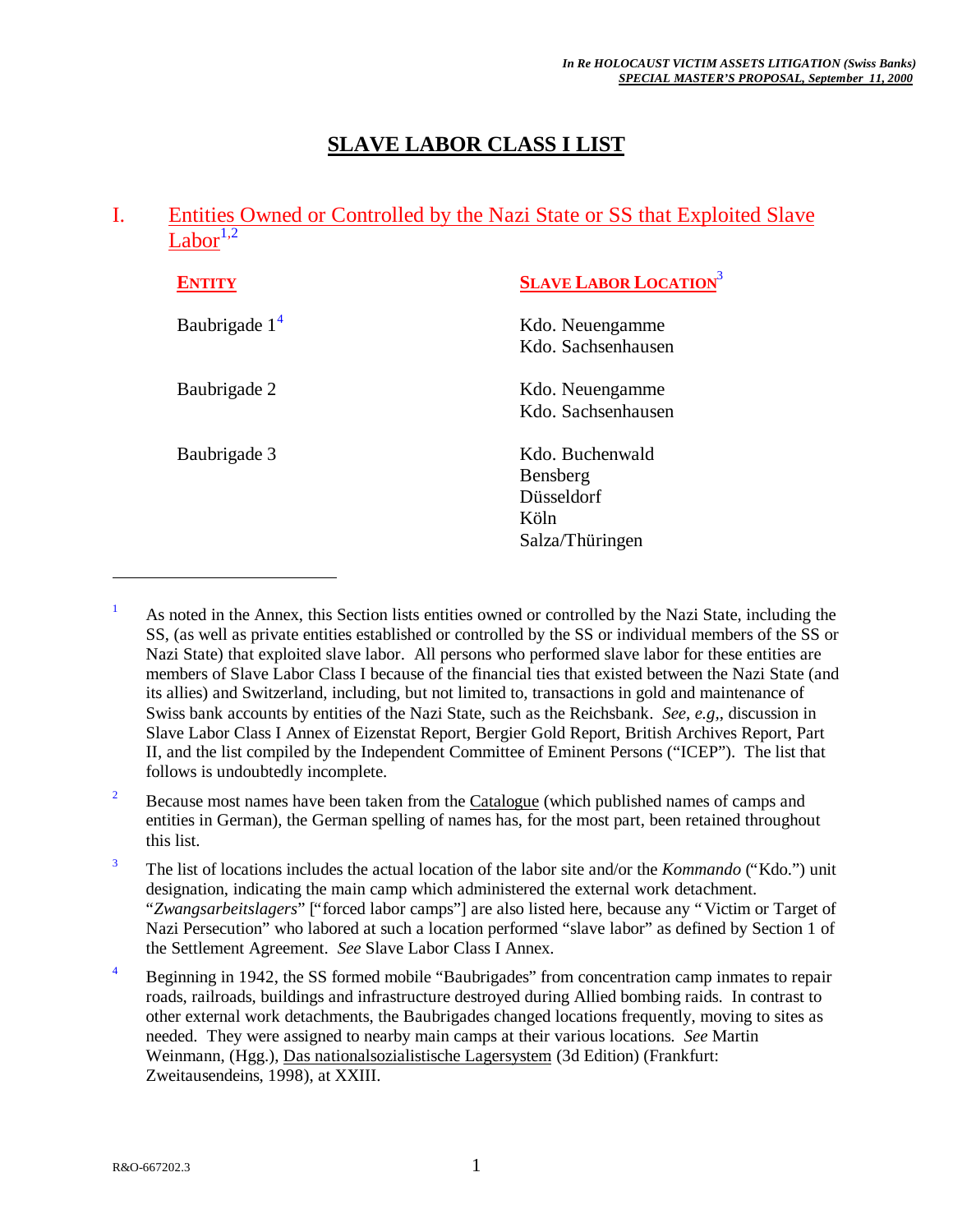# SLAVE LABOR CLASS I LIST

## I. Entities Owned or Controlled by the Nazi State or SS that Exploited Slave Labor[1,2]

| ENTITY | SLAVE LABOR LOCATION[3] |
|---|---|
| Baubrigade 1[4] | Kdo. Neuengamme<br>Kdo. Sachsenhausen |
| Baubrigade 2 | Kdo. Neuengamme<br>Kdo. Sachsenhausen |
| Baubrigade 3 | Kdo. Buchenwald<br>Bensberg<br>Düsseldorf<br>Köln<br>Salza/Thüringen |

---

[1] As noted in the Annex, this Section lists entities owned or controlled by the Nazi State, including the SS, (as well as private entities established or controlled by the SS or individual members of the SS or Nazi State) that exploited slave labor. All persons who performed slave labor for these entities are members of Slave Labor Class I because of the financial ties that existed between the Nazi State (and its allies) and Switzerland, including, but not limited to, transactions in gold and maintenance of Swiss bank accounts by entities of the Nazi State, such as the Reichsbank. *See*, *e.g.*,, discussion in Slave Labor Class I Annex of Eizenstat Report, Bergier Gold Report, British Archives Report, Part II, and the list compiled by the Independent Committee of Eminent Persons ("ICEP"). The list that follows is undoubtedly incomplete.

[2] Because most names have been taken from the Catalogue (which published names of camps and entities in German), the German spelling of names has, for the most part, been retained throughout this list.

[3] The list of locations includes the actual location of the labor site and/or the *Kommando* ("Kdo.") unit designation, indicating the main camp which administered the external work detachment. "*Zwangsarbeitslagers*" ["forced labor camps"] are also listed here, because any "Victim or Target of Nazi Persecution" who labored at such a location performed "slave labor" as defined by Section 1 of the Settlement Agreement. *See* Slave Labor Class I Annex.

[4] Beginning in 1942, the SS formed mobile "Baubrigades" from concentration camp inmates to repair roads, railroads, buildings and infrastructure destroyed during Allied bombing raids. In contrast to other external work detachments, the Baubrigades changed locations frequently, moving to sites as needed. They were assigned to nearby main camps at their various locations. *See* Martin Weinmann, (Hgg.), Das nationalsozialistische Lagersystem (3d Edition) (Frankfurt: Zweitausendeins, 1998), at XXIII.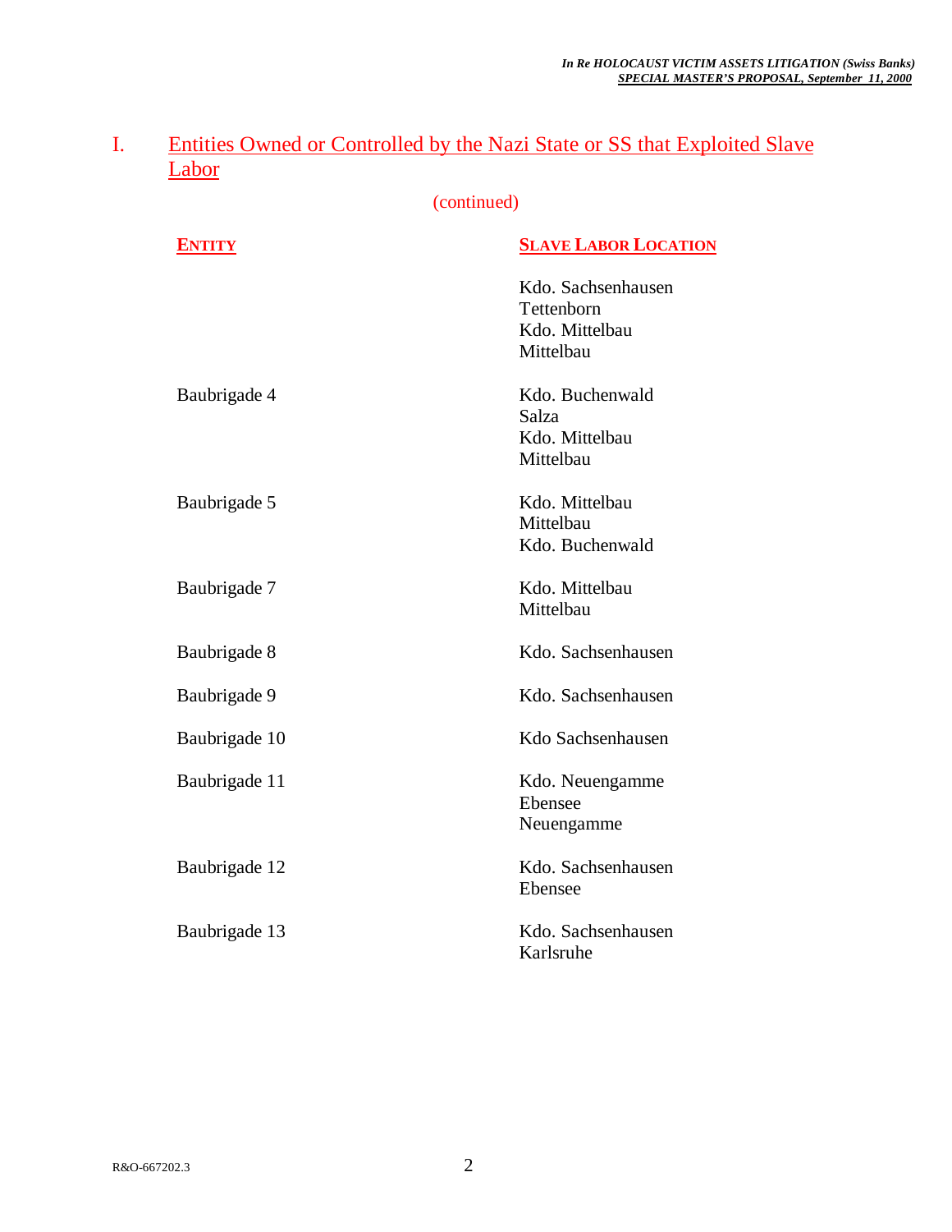## I. Entities Owned or Controlled by the Nazi State or SS that Exploited Slave Labor

(continued)

| ENTITY | SLAVE LABOR LOCATION |
|---|---|
| | Kdo. Sachsenhausen<br>Tettenborn<br>Kdo. Mittelbau<br>Mittelbau |
| Baubrigade 4 | Kdo. Buchenwald<br>Salza<br>Kdo. Mittelbau<br>Mittelbau |
| Baubrigade 5 | Kdo. Mittelbau<br>Mittelbau<br>Kdo. Buchenwald |
| Baubrigade 7 | Kdo. Mittelbau<br>Mittelbau |
| Baubrigade 8 | Kdo. Sachsenhausen |
| Baubrigade 9 | Kdo. Sachsenhausen |
| Baubrigade 10 | Kdo Sachsenhausen |
| Baubrigade 11 | Kdo. Neuengamme<br>Ebensee<br>Neuengamme |
| Baubrigade 12 | Kdo. Sachsenhausen<br>Ebensee |
| Baubrigade 13 | Kdo. Sachsenhausen<br>Karlsruhe |

R&O-667202.3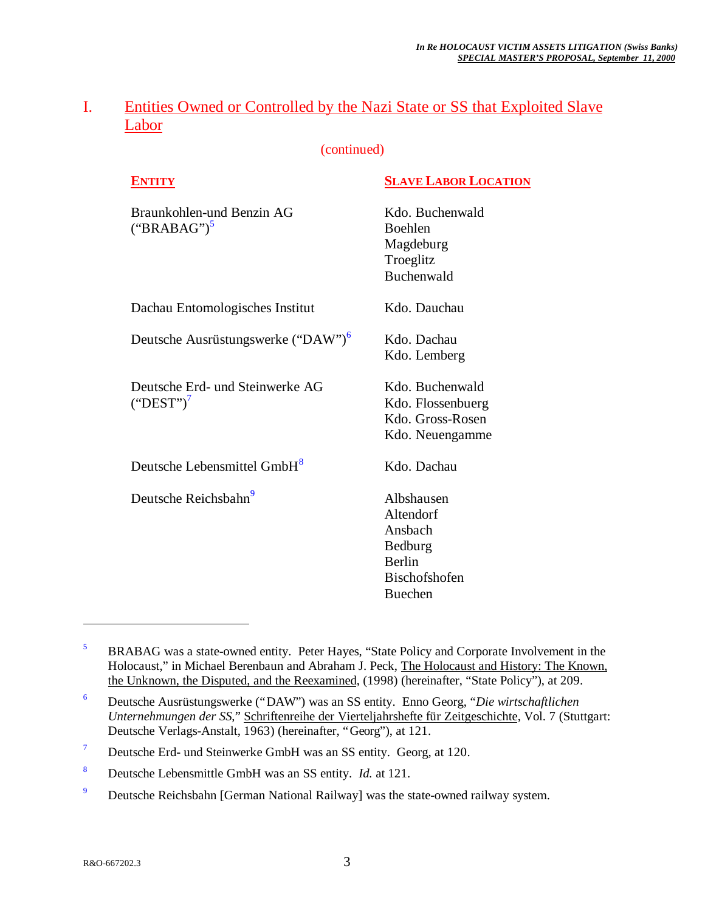## I. Entities Owned or Controlled by the Nazi State or SS that Exploited Slave Labor

(continued)

| ENTITY | SLAVE LABOR LOCATION |
|---|---|
| Braunkohlen-und Benzin AG ("BRABAG")[5] | Kdo. Buchenwald<br>Boehlen<br>Magdeburg<br>Troeglitz<br>Buchenwald |
| Dachau Entomologisches Institut | Kdo. Dauchau |
| Deutsche Ausrüstungswerke ("DAW")[6] | Kdo. Dachau<br>Kdo. Lemberg |
| Deutsche Erd- und Steinwerke AG ("DEST")[7] | Kdo. Buchenwald<br>Kdo. Flossenbuerg<br>Kdo. Gross-Rosen<br>Kdo. Neuengamme |
| Deutsche Lebensmittel GmbH[8] | Kdo. Dachau |
| Deutsche Reichsbahn[9] | Albshausen<br>Altendorf<br>Ansbach<br>Bedburg<br>Berlin<br>Bischofshofen<br>Buechen |

---

[5] BRABAG was a state-owned entity. Peter Hayes, "State Policy and Corporate Involvement in the Holocaust," in Michael Berenbaun and Abraham J. Peck, The Holocaust and History: The Known, the Unknown, the Disputed, and the Reexamined, (1998) (hereinafter, "State Policy"), at 209.

[6] Deutsche Ausrüstungswerke ("DAW") was an SS entity. Enno Georg, "*Die wirtschaftlichen Unternehmungen der SS*," Schriftenreihe der Vierteljahrshefte für Zeitgeschichte, Vol. 7 (Stuttgart: Deutsche Verlags-Anstalt, 1963) (hereinafter, "Georg"), at 121.

[7] Deutsche Erd- und Steinwerke GmbH was an SS entity. Georg, at 120.

[8] Deutsche Lebensmittle GmbH was an SS entity. *Id.* at 121.

[9] Deutsche Reichsbahn [German National Railway] was the state-owned railway system.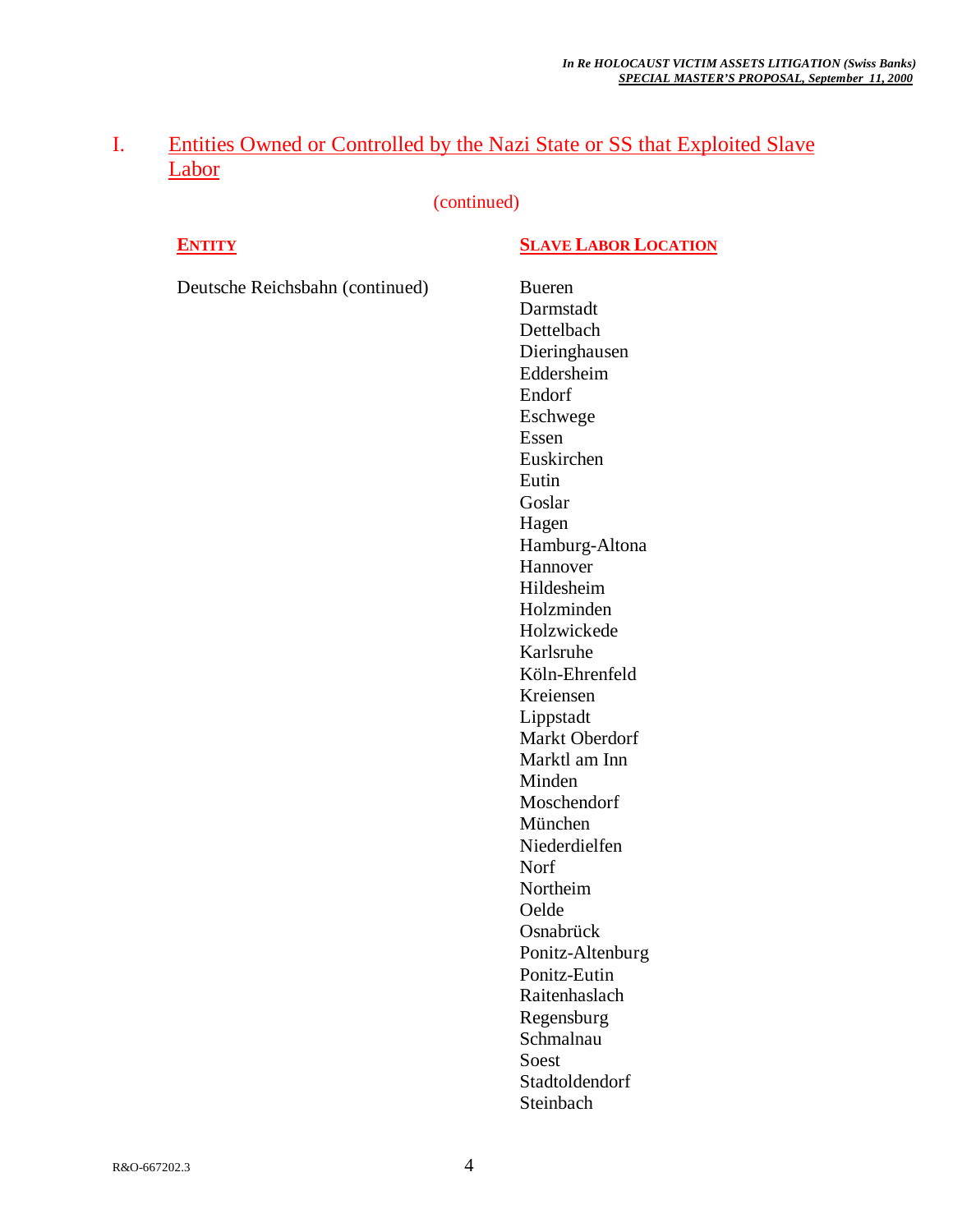## I. Entities Owned or Controlled by the Nazi State or SS that Exploited Slave Labor

(continued)

| **ENTITY** | **SLAVE LABOR LOCATION** |
|---|---|
| Deutsche Reichsbahn (continued) | Bueren |
| | Darmstadt |
| | Dettelbach |
| | Dieringhausen |
| | Eddersheim |
| | Endorf |
| | Eschwege |
| | Essen |
| | Euskirchen |
| | Eutin |
| | Goslar |
| | Hagen |
| | Hamburg-Altona |
| | Hannover |
| | Hildesheim |
| | Holzminden |
| | Holzwickede |
| | Karlsruhe |
| | Köln-Ehrenfeld |
| | Kreiensen |
| | Lippstadt |
| | Markt Oberdorf |
| | Marktl am Inn |
| | Minden |
| | Moschendorf |
| | München |
| | Niederdielfen |
| | Norf |
| | Northeim |
| | Oelde |
| | Osnabrück |
| | Ponitz-Altenburg |
| | Ponitz-Eutin |
| | Raitenhaslach |
| | Regensburg |
| | Schmalnau |
| | Soest |
| | Stadtoldendorf |
| | Steinbach |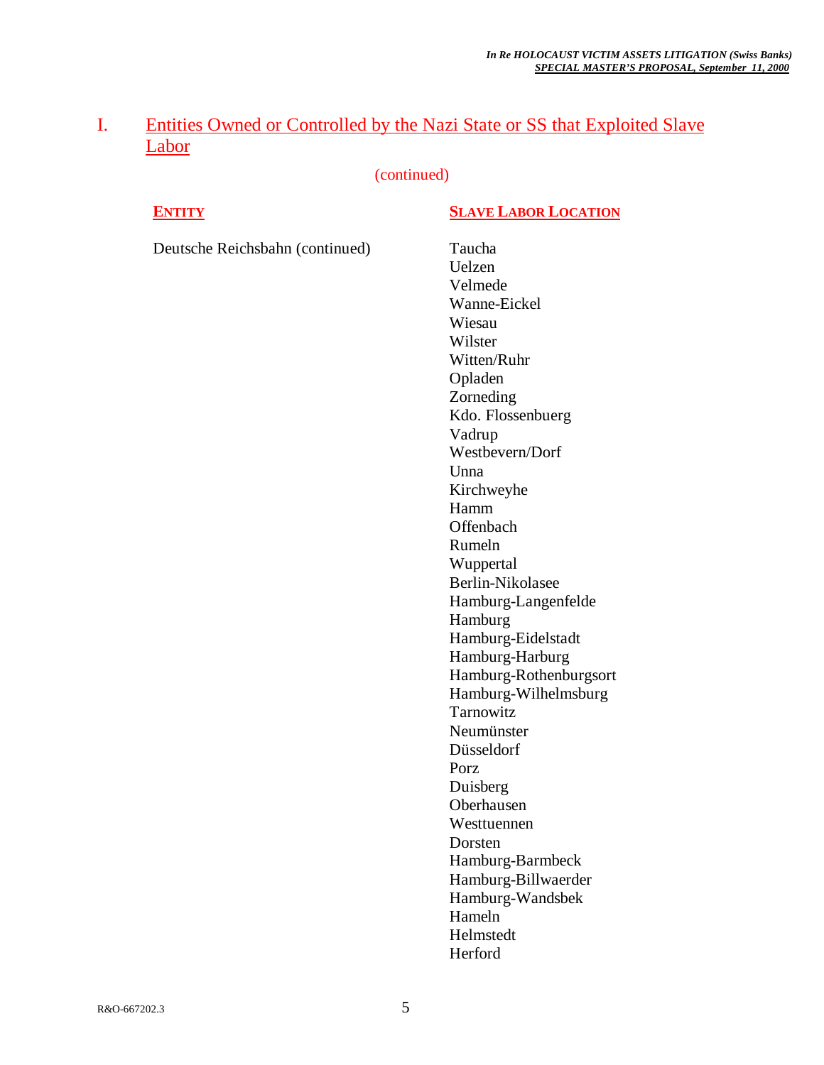# I. Entities Owned or Controlled by the Nazi State or SS that Exploited Slave Labor

(continued)

| ENTITY | SLAVE LABOR LOCATION |
| --- | --- |
| Deutsche Reichsbahn (continued) | Taucha |
| | Uelzen |
| | Velmede |
| | Wanne-Eickel |
| | Wiesau |
| | Wilster |
| | Witten/Ruhr |
| | Opladen |
| | Zorneding |
| | Kdo. Flossenbuerg |
| | Vadrup |
| | Westbevern/Dorf |
| | Unna |
| | Kirchweyhe |
| | Hamm |
| | Offenbach |
| | Rumeln |
| | Wuppertal |
| | Berlin-Nikolasee |
| | Hamburg-Langenfelde |
| | Hamburg |
| | Hamburg-Eidelstadt |
| | Hamburg-Harburg |
| | Hamburg-Rothenburgsort |
| | Hamburg-Wilhelmsburg |
| | Tarnowitz |
| | Neumünster |
| | Düsseldorf |
| | Porz |
| | Duisberg |
| | Oberhausen |
| | Westtuennen |
| | Dorsten |
| | Hamburg-Barmbeck |
| | Hamburg-Billwaerder |
| | Hamburg-Wandsbek |
| | Hameln |
| | Helmstedt |
| | Herford |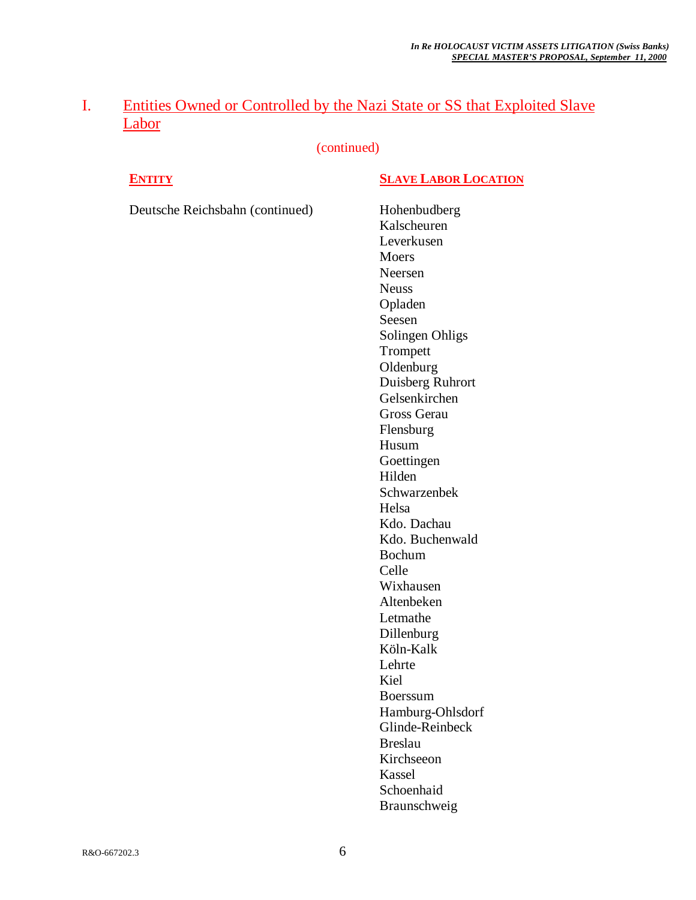## I. Entities Owned or Controlled by the Nazi State or SS that Exploited Slave Labor

(continued)

| ENTITY | SLAVE LABOR LOCATION |
|---|---|
| Deutsche Reichsbahn (continued) | Hohenbudberg |
| | Kalscheuren |
| | Leverkusen |
| | Moers |
| | Neersen |
| | Neuss |
| | Opladen |
| | Seesen |
| | Solingen Ohligs |
| | Trompett |
| | Oldenburg |
| | Duisberg Ruhrort |
| | Gelsenkirchen |
| | Gross Gerau |
| | Flensburg |
| | Husum |
| | Goettingen |
| | Hilden |
| | Schwarzenbek |
| | Helsa |
| | Kdo. Dachau |
| | Kdo. Buchenwald |
| | Bochum |
| | Celle |
| | Wixhausen |
| | Altenbeken |
| | Letmathe |
| | Dillenburg |
| | Köln-Kalk |
| | Lehrte |
| | Kiel |
| | Boerssum |
| | Hamburg-Ohlsdorf |
| | Glinde-Reinbeck |
| | Breslau |
| | Kirchseeon |
| | Kassel |
| | Schoenhaid |
| | Braunschweig |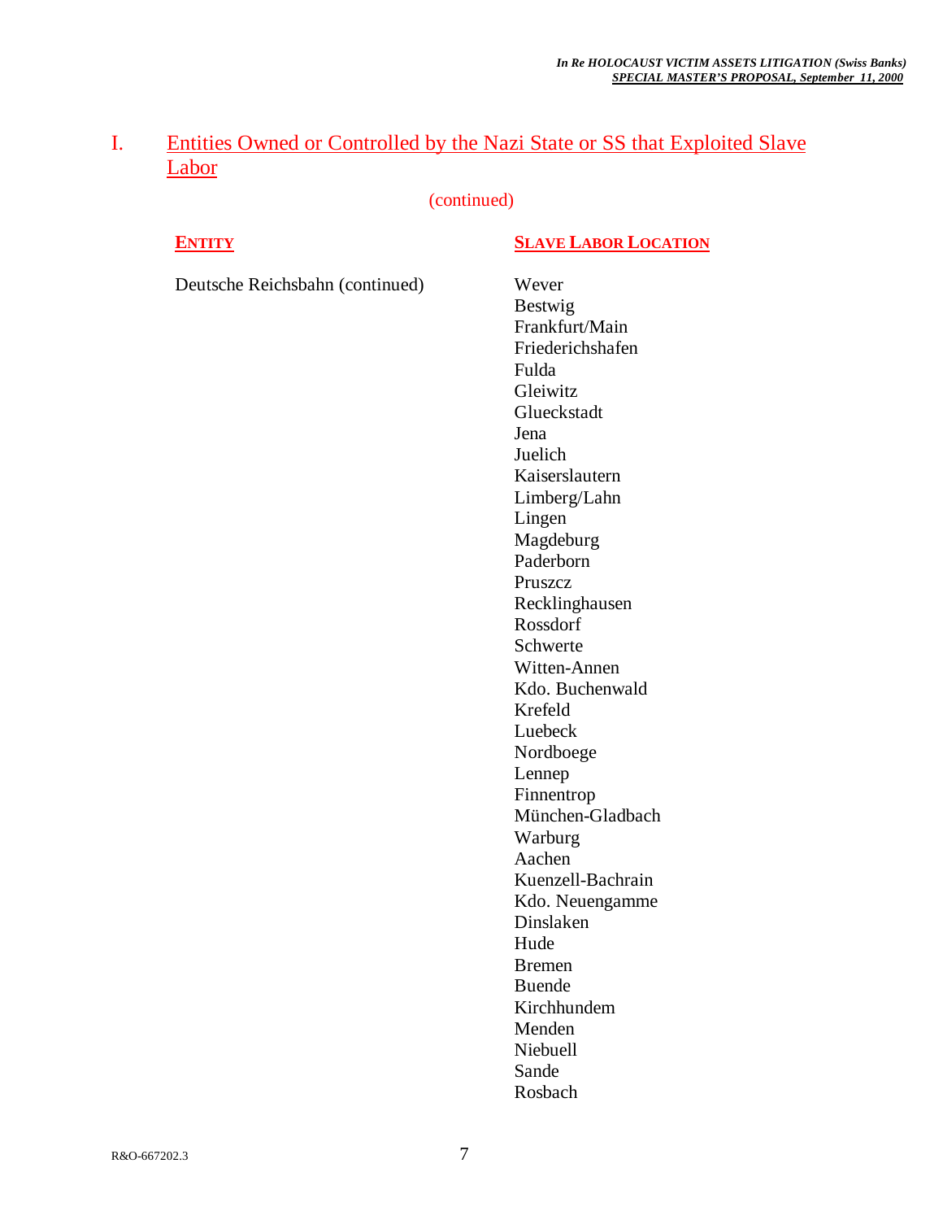# I. Entities Owned or Controlled by the Nazi State or SS that Exploited Slave Labor

(continued)

| ENTITY | SLAVE LABOR LOCATION |
|---|---|
| Deutsche Reichsbahn (continued) | Wever |
| | Bestwig |
| | Frankfurt/Main |
| | Friederichshafen |
| | Fulda |
| | Gleiwitz |
| | Glueckstadt |
| | Jena |
| | Juelich |
| | Kaiserslautern |
| | Limberg/Lahn |
| | Lingen |
| | Magdeburg |
| | Paderborn |
| | Pruszcz |
| | Recklinghausen |
| | Rossdorf |
| | Schwerte |
| | Witten-Annen |
| | Kdo. Buchenwald |
| | Krefeld |
| | Luebeck |
| | Nordboege |
| | Lennep |
| | Finnentrop |
| | München-Gladbach |
| | Warburg |
| | Aachen |
| | Kuenzell-Bachrain |
| | Kdo. Neuengamme |
| | Dinslaken |
| | Hude |
| | Bremen |
| | Buende |
| | Kirchhundem |
| | Menden |
| | Niebuell |
| | Sande |
| | Rosbach |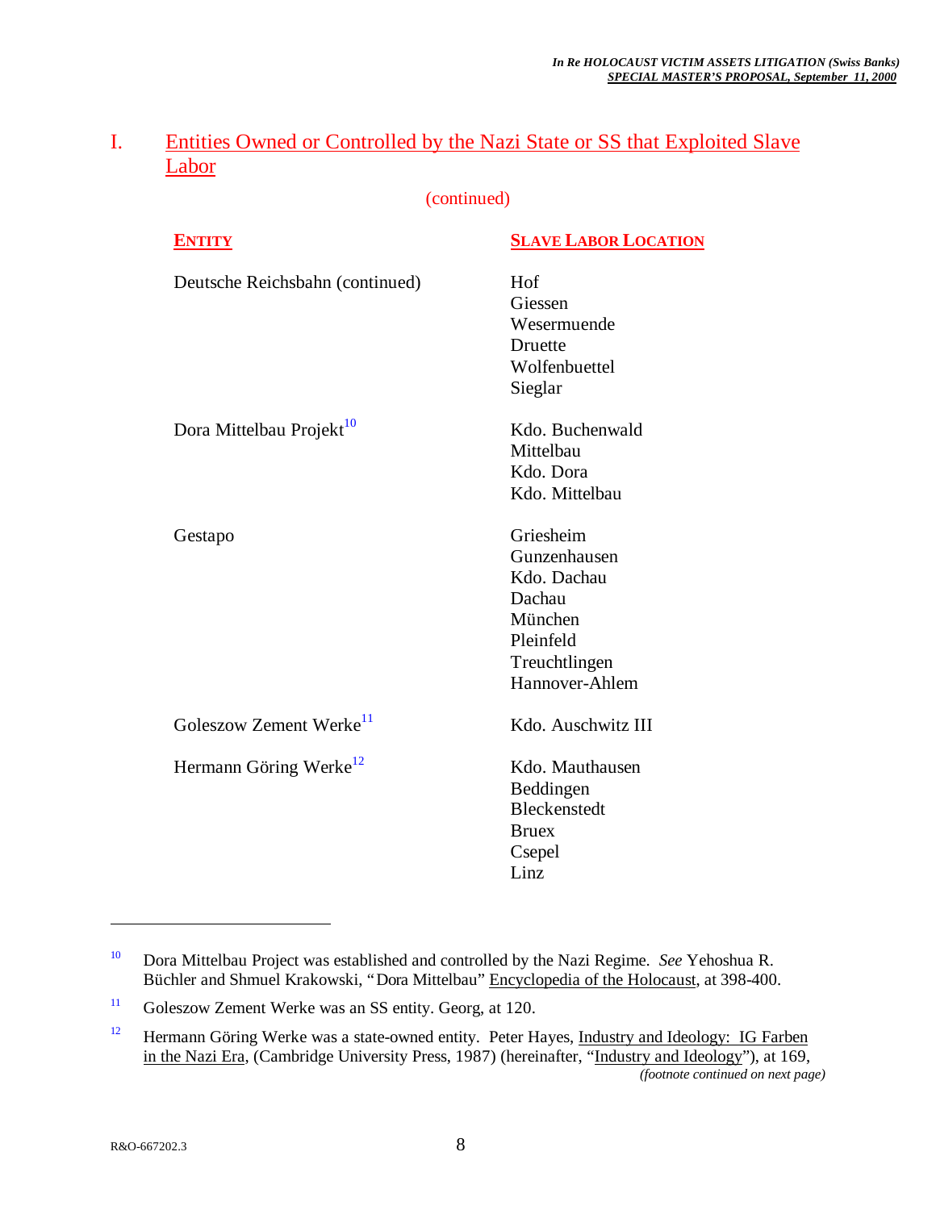# I. Entities Owned or Controlled by the Nazi State or SS that Exploited Slave Labor

(continued)

| Entity | Slave Labor Location |
|---|---|
| Deutsche Reichsbahn (continued) | Hof<br>Giessen<br>Wesermuende<br>Druette<br>Wolfenbuettel<br>Sieglar |
| Dora Mittelbau Projekt[10] | Kdo. Buchenwald<br>Mittelbau<br>Kdo. Dora<br>Kdo. Mittelbau |
| Gestapo | Griesheim<br>Gunzenhausen<br>Kdo. Dachau<br>Dachau<br>München<br>Pleinfeld<br>Treuchtlingen<br>Hannover-Ahlem |
| Goleszow Zement Werke[11] | Kdo. Auschwitz III |
| Hermann Göring Werke[12] | Kdo. Mauthausen<br>Beddingen<br>Bleckenstedt<br>Bruex<br>Csepel<br>Linz |

---

[10] Dora Mittelbau Project was established and controlled by the Nazi Regime. *See* Yehoshua R. Büchler and Shmuel Krakowski, "Dora Mittelbau" Encyclopedia of the Holocaust, at 398-400.

[11] Goleszow Zement Werke was an SS entity. Georg, at 120.

[12] Hermann Göring Werke was a state-owned entity. Peter Hayes, Industry and Ideology: IG Farben in the Nazi Era, (Cambridge University Press, 1987) (hereinafter, "Industry and Ideology"), at 169,

*(footnote continued on next page)*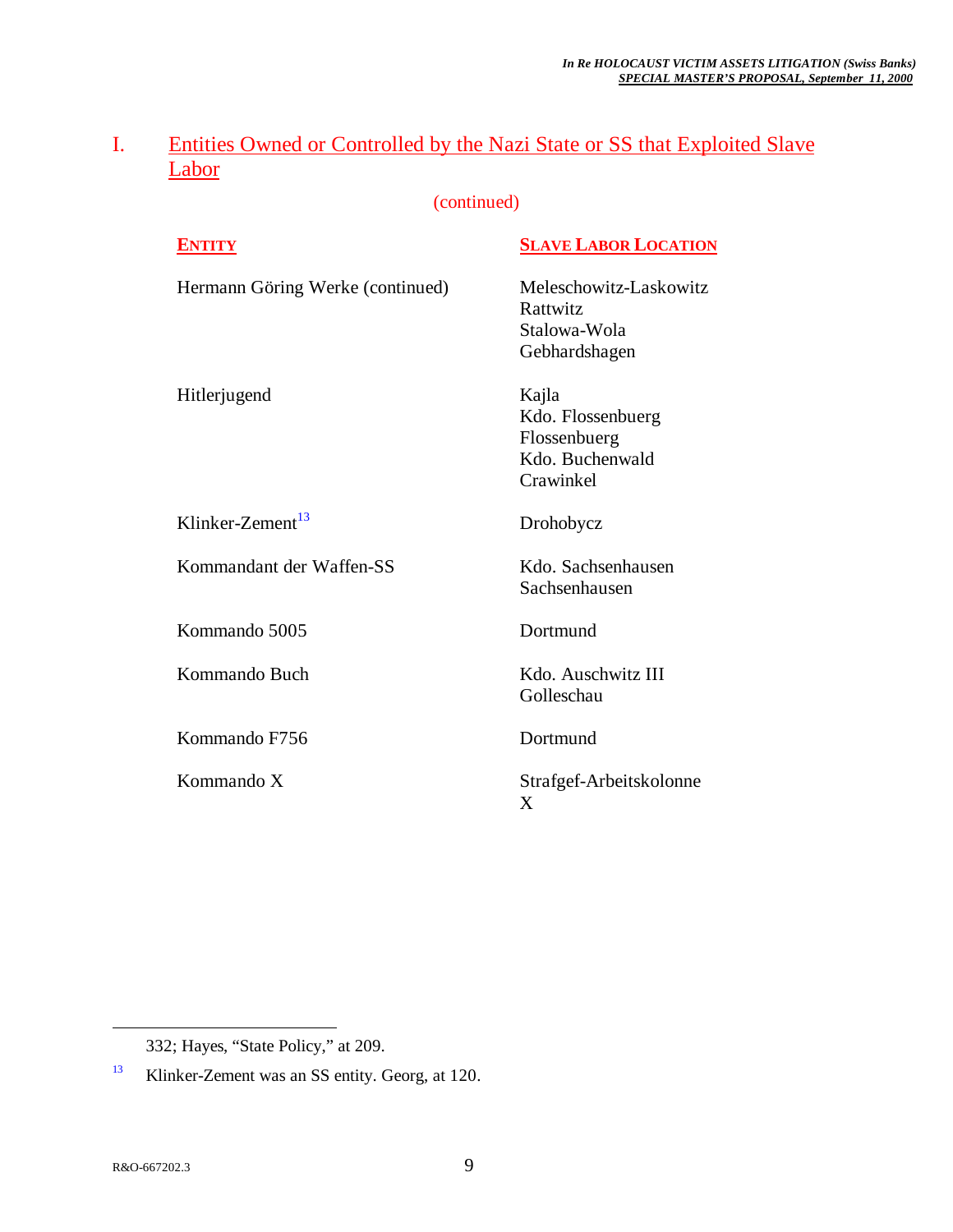## I. Entities Owned or Controlled by the Nazi State or SS that Exploited Slave Labor

(continued)

| ENTITY | SLAVE LABOR LOCATION |
|---|---|
| Hermann Göring Werke (continued) | Meleschowitz-Laskowitz<br>Rattwitz<br>Stalowa-Wola<br>Gebhardshagen |
| Hitlerjugend | Kajla<br>Kdo. Flossenbuerg<br>Flossenbuerg<br>Kdo. Buchenwald<br>Crawinkel |
| Klinker-Zement[13] | Drohobycz |
| Kommandant der Waffen-SS | Kdo. Sachsenhausen<br>Sachsenhausen |
| Kommando 5005 | Dortmund |
| Kommando Buch | Kdo. Auschwitz III<br>Golleschau |
| Kommando F756 | Dortmund |
| Kommando X | Strafgef-Arbeitskolonne X |

332; Hayes, "State Policy," at 209.

[13] Klinker-Zement was an SS entity. Georg, at 120.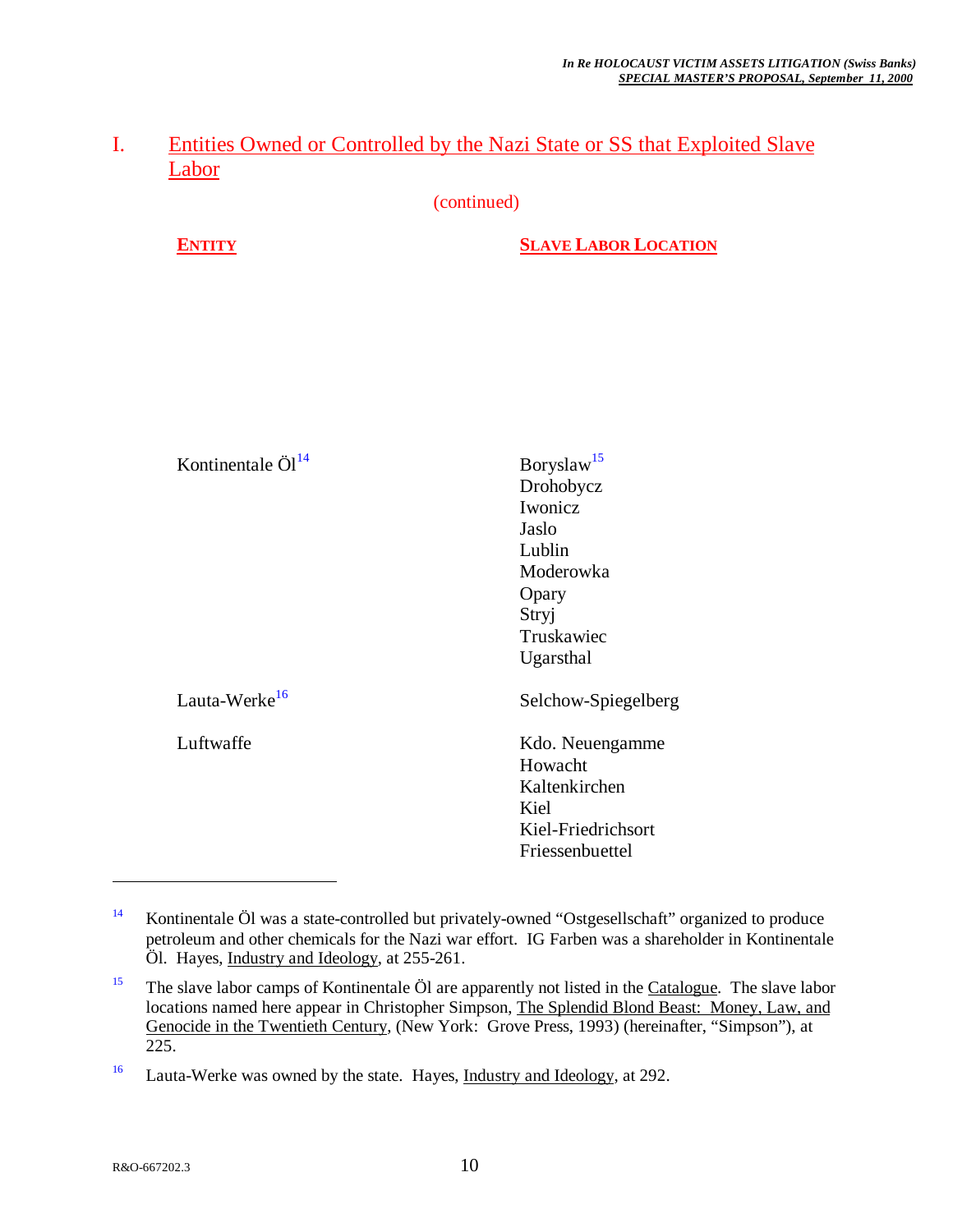## I. Entities Owned or Controlled by the Nazi State or SS that Exploited Slave Labor

(continued)

| ENTITY | SLAVE LABOR LOCATION |
| --- | --- |
| Kontinentale Öl[14] | Boryslaw[15]<br>Drohobycz<br>Iwonicz<br>Jaslo<br>Lublin<br>Moderowka<br>Opary<br>Stryj<br>Truskawiec<br>Ugarsthal |
| Lauta-Werke[16] | Selchow-Spiegelberg |
| Luftwaffe | Kdo. Neuengamme<br>Howacht<br>Kaltenkirchen<br>Kiel<br>Kiel-Friedrichsort<br>Friessenbuettel |

---

[14] Kontinentale Öl was a state-controlled but privately-owned "Ostgesellschaft" organized to produce petroleum and other chemicals for the Nazi war effort. IG Farben was a shareholder in Kontinentale Öl. Hayes, Industry and Ideology, at 255-261.

[15] The slave labor camps of Kontinentale Öl are apparently not listed in the Catalogue. The slave labor locations named here appear in Christopher Simpson, The Splendid Blond Beast: Money, Law, and Genocide in the Twentieth Century, (New York: Grove Press, 1993) (hereinafter, "Simpson"), at 225.

[16] Lauta-Werke was owned by the state. Hayes, Industry and Ideology, at 292.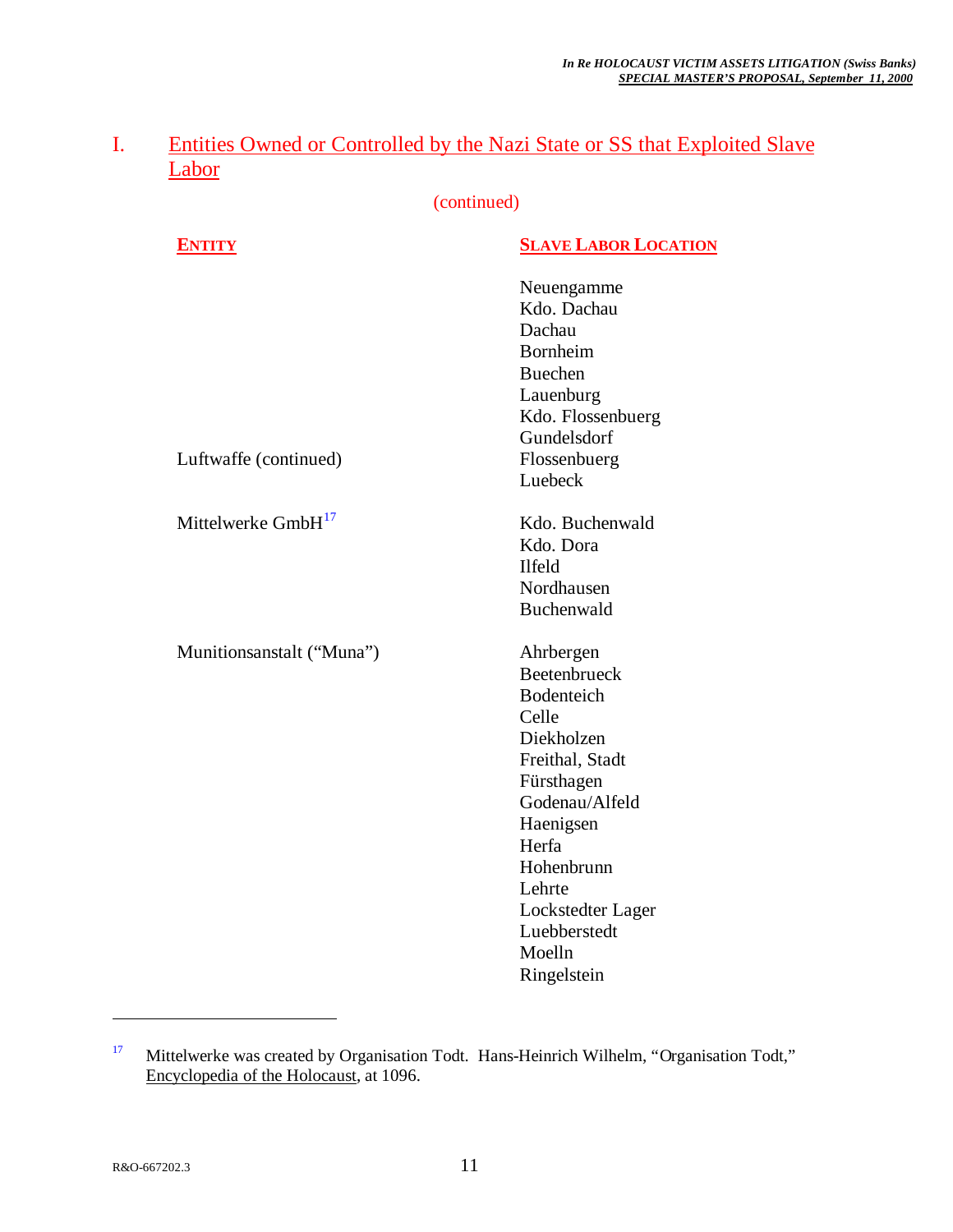## I. Entities Owned or Controlled by the Nazi State or SS that Exploited Slave Labor

(continued)

| ENTITY | SLAVE LABOR LOCATION |
|---|---|
| | Neuengamme |
| | Kdo. Dachau |
| | Dachau |
| | Bornheim |
| | Buechen |
| | Lauenburg |
| | Kdo. Flossenbuerg |
| | Gundelsdorf |
| Luftwaffe (continued) | Flossenbuerg |
| | Luebeck |
| Mittelwerke GmbH[17] | Kdo. Buchenwald |
| | Kdo. Dora |
| | Ilfeld |
| | Nordhausen |
| | Buchenwald |
| Munitionsanstalt (“Muna”) | Ahrbergen |
| | Beetenbrueck |
| | Bodenteich |
| | Celle |
| | Diekholzen |
| | Freithal, Stadt |
| | Fürsthagen |
| | Godenau/Alfeld |
| | Haenigsen |
| | Herfa |
| | Hohenbrunn |
| | Lehrte |
| | Lockstedter Lager |
| | Luebberstedt |
| | Moelln |
| | Ringelstein |

[17] Mittelwerke was created by Organisation Todt. Hans-Heinrich Wilhelm, “Organisation Todt,” Encyclopedia of the Holocaust, at 1096.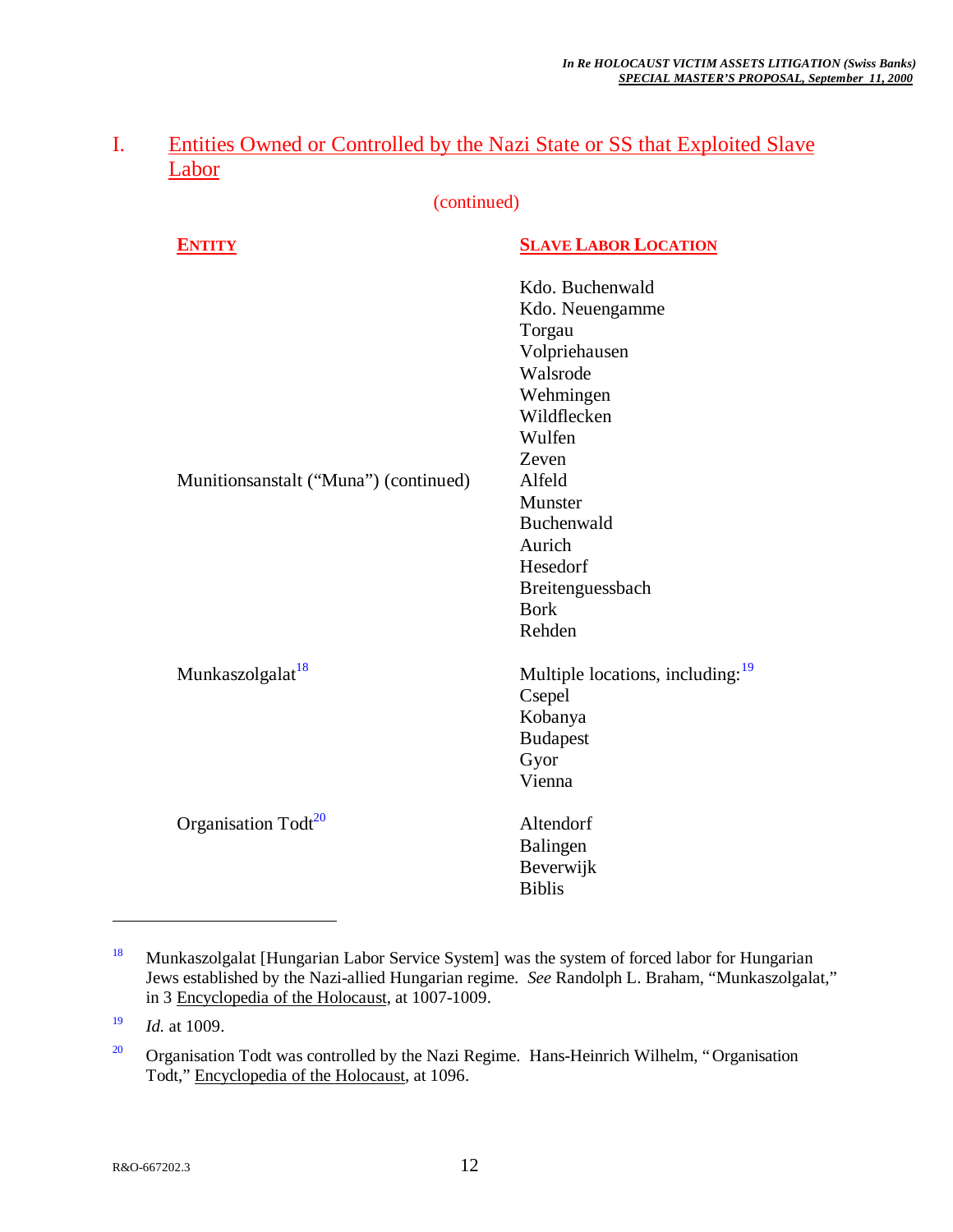## I. Entities Owned or Controlled by the Nazi State or SS that Exploited Slave Labor

(continued)

| ENTITY | SLAVE LABOR LOCATION |
|---|---|
| Munitionsanstalt ("Muna") (continued) | Kdo. Buchenwald<br>Kdo. Neuengamme<br>Torgau<br>Volpriehausen<br>Walsrode<br>Wehmingen<br>Wildflecken<br>Wulfen<br>Zeven<br>Alfeld<br>Munster<br>Buchenwald<br>Aurich<br>Hesedorf<br>Breitenguessbach<br>Bork<br>Rehden |
| Munkaszolgalat[18] | Multiple locations, including:[19]<br>Csepel<br>Kobanya<br>Budapest<br>Gyor<br>Vienna |
| Organisation Todt[20] | Altendorf<br>Balingen<br>Beverwijk<br>Biblis |

---

[18] Munkaszolgalat [Hungarian Labor Service System] was the system of forced labor for Hungarian Jews established by the Nazi-allied Hungarian regime. *See* Randolph L. Braham, "Munkaszolgalat," in 3 Encyclopedia of the Holocaust, at 1007-1009.

[19] *Id.* at 1009.

[20] Organisation Todt was controlled by the Nazi Regime. Hans-Heinrich Wilhelm, "Organisation Todt," Encyclopedia of the Holocaust, at 1096.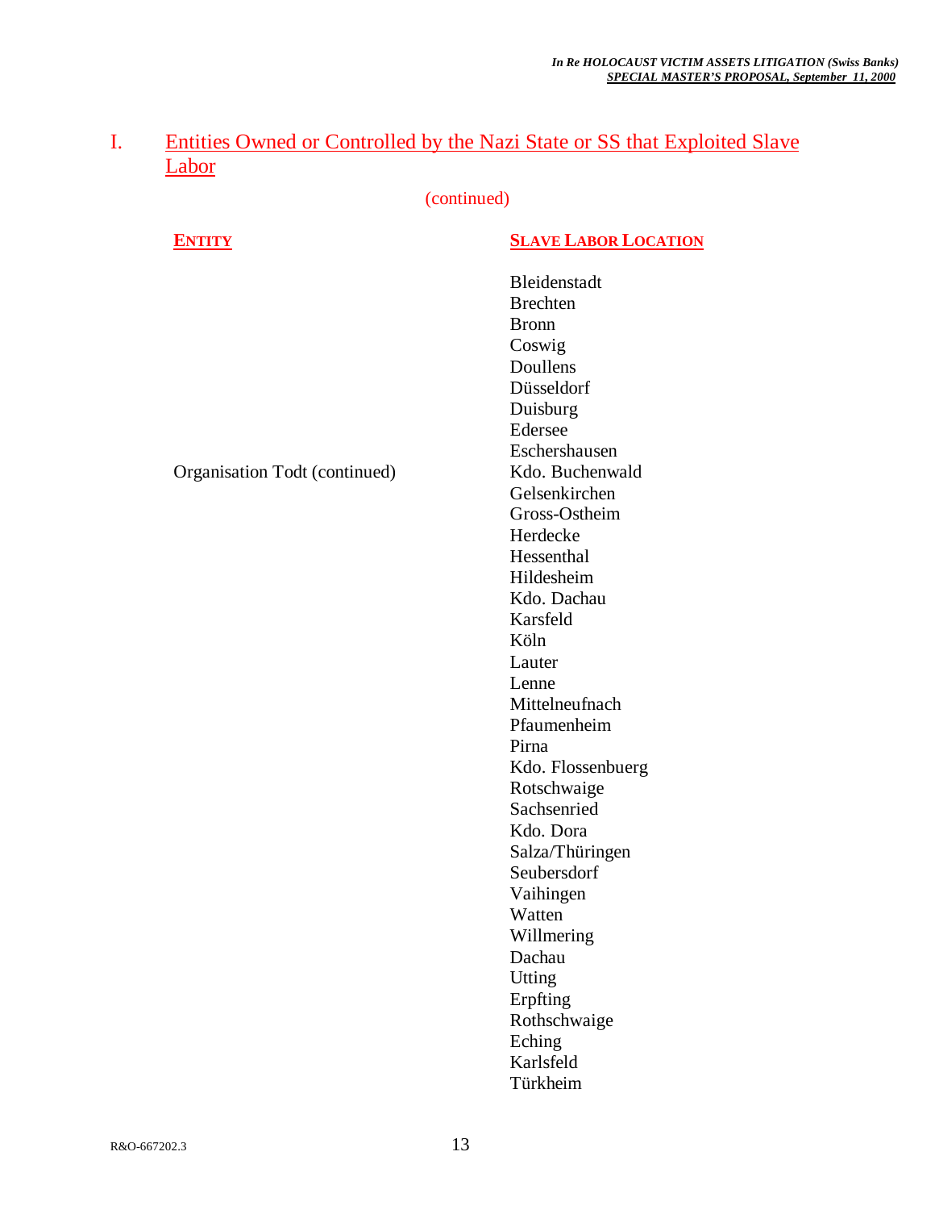## I. Entities Owned or Controlled by the Nazi State or SS that Exploited Slave Labor

(continued)

| ENTITY | SLAVE LABOR LOCATION |
|---|---|
| | Bleidenstadt |
| | Brechten |
| | Bronn |
| | Coswig |
| | Doullens |
| | Düsseldorf |
| | Duisburg |
| | Edersee |
| | Eschershausen |
| Organisation Todt (continued) | Kdo. Buchenwald |
| | Gelsenkirchen |
| | Gross-Ostheim |
| | Herdecke |
| | Hessenthal |
| | Hildesheim |
| | Kdo. Dachau |
| | Karsfeld |
| | Köln |
| | Lauter |
| | Lenne |
| | Mittelneufnach |
| | Pfaumenheim |
| | Pirna |
| | Kdo. Flossenbuerg |
| | Rotschwaige |
| | Sachsenried |
| | Kdo. Dora |
| | Salza/Thüringen |
| | Seubersdorf |
| | Vaihingen |
| | Watten |
| | Willmering |
| | Dachau |
| | Utting |
| | Erpfting |
| | Rothschwaige |
| | Eching |
| | Karlsfeld |
| | Türkheim |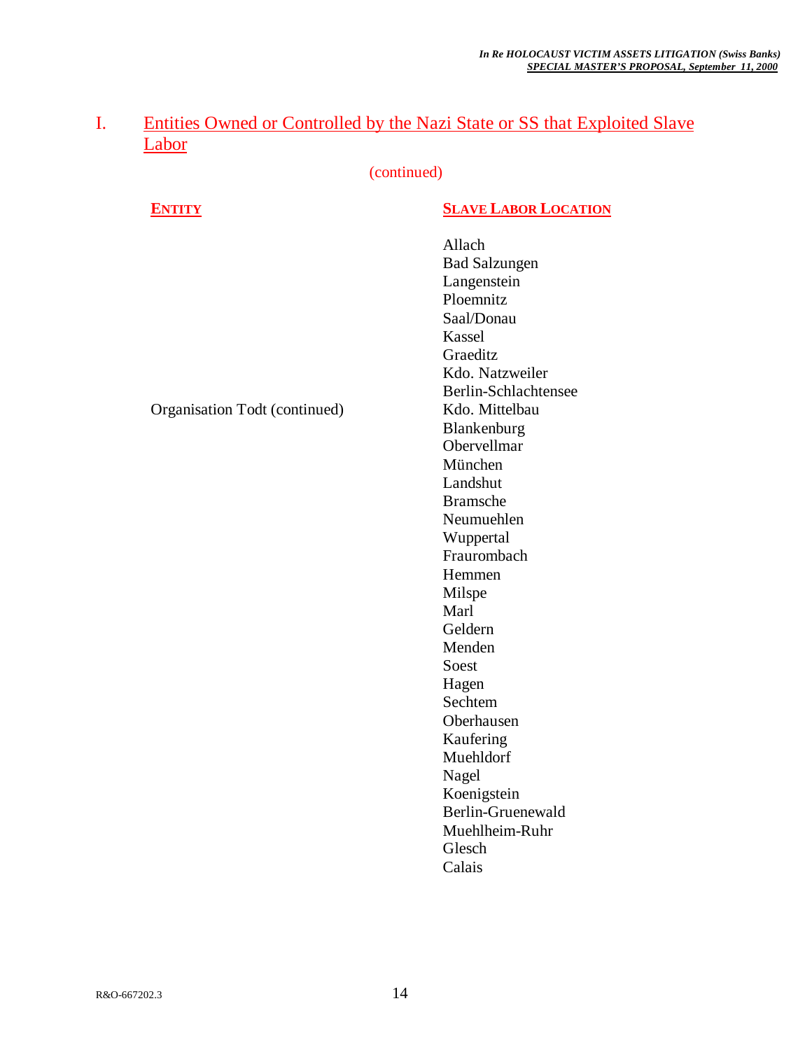## I. Entities Owned or Controlled by the Nazi State or SS that Exploited Slave Labor

(continued)

| ENTITY | SLAVE LABOR LOCATION |
|---|---|
| | Allach |
| | Bad Salzungen |
| | Langenstein |
| | Ploemnitz |
| | Saal/Donau |
| | Kassel |
| | Graeditz |
| | Kdo. Natzweiler |
| | Berlin-Schlachtensee |
| Organisation Todt (continued) | Kdo. Mittelbau |
| | Blankenburg |
| | Obervellmar |
| | München |
| | Landshut |
| | Bramsche |
| | Neumuehlen |
| | Wuppertal |
| | Fraurombach |
| | Hemmen |
| | Milspe |
| | Marl |
| | Geldern |
| | Menden |
| | Soest |
| | Hagen |
| | Sechtem |
| | Oberhausen |
| | Kaufering |
| | Muehldorf |
| | Nagel |
| | Koenigstein |
| | Berlin-Gruenewald |
| | Muehlheim-Ruhr |
| | Glesch |
| | Calais |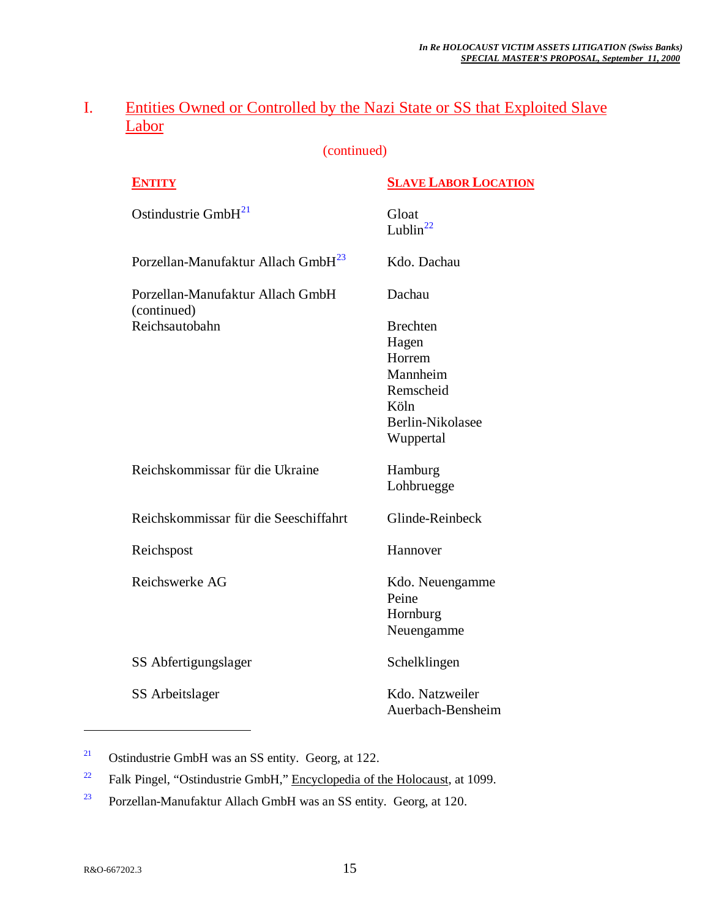## I. Entities Owned or Controlled by the Nazi State or SS that Exploited Slave Labor

(continued)

| ENTITY | SLAVE LABOR LOCATION |
|---|---|
| Ostindustrie GmbH[21] | Gloat<br>Lublin[22] |
| Porzellan-Manufaktur Allach GmbH[23] | Kdo. Dachau |
| Porzellan-Manufaktur Allach GmbH (continued) | Dachau |
| Reichsautobahn | Brechten<br>Hagen<br>Horrem<br>Mannheim<br>Remscheid<br>Köln<br>Berlin-Nikolasee<br>Wuppertal |
| Reichskommissar für die Ukraine | Hamburg<br>Lohbruegge |
| Reichskommissar für die Seeschiffahrt | Glinde-Reinbeck |
| Reichspost | Hannover |
| Reichswerke AG | Kdo. Neuengamme<br>Peine<br>Hornburg<br>Neuengamme |
| SS Abfertigungslager | Schelklingen |
| SS Arbeitslager | Kdo. Natzweiler<br>Auerbach-Bensheim |

---

[21] Ostindustrie GmbH was an SS entity. Georg, at 122.

[22] Falk Pingel, "Ostindustrie GmbH," Encyclopedia of the Holocaust, at 1099.

[23] Porzellan-Manufaktur Allach GmbH was an SS entity. Georg, at 120.

R&O-667202.3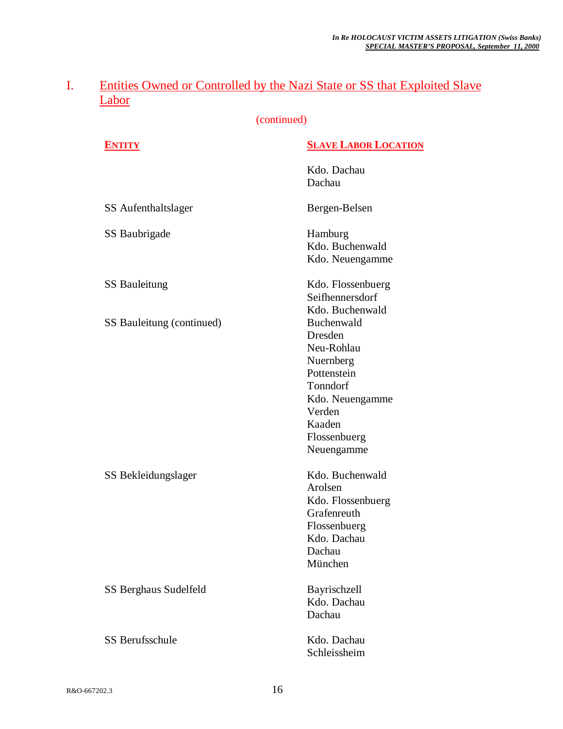## I. Entities Owned or Controlled by the Nazi State or SS that Exploited Slave Labor

(continued)

| ENTITY | SLAVE LABOR LOCATION |
|---|---|
| | Kdo. Dachau<br>Dachau |
| SS Aufenthaltslager | Bergen-Belsen |
| SS Baubrigade | Hamburg<br>Kdo. Buchenwald<br>Kdo. Neuengamme |
| SS Bauleitung | Kdo. Flossenbuerg<br>Seifhennersdorf<br>Kdo. Buchenwald |
| SS Bauleitung (continued) | Buchenwald<br>Dresden<br>Neu-Rohlau<br>Nuernberg<br>Pottenstein<br>Tonndorf<br>Kdo. Neuengamme<br>Verden<br>Kaaden<br>Flossenbuerg<br>Neuengamme |
| SS Bekleidungslager | Kdo. Buchenwald<br>Arolsen<br>Kdo. Flossenbuerg<br>Grafenreuth<br>Flossenbuerg<br>Kdo. Dachau<br>Dachau<br>München |
| SS Berghaus Sudelfeld | Bayrischzell<br>Kdo. Dachau<br>Dachau |
| SS Berufsschule | Kdo. Dachau<br>Schleissheim |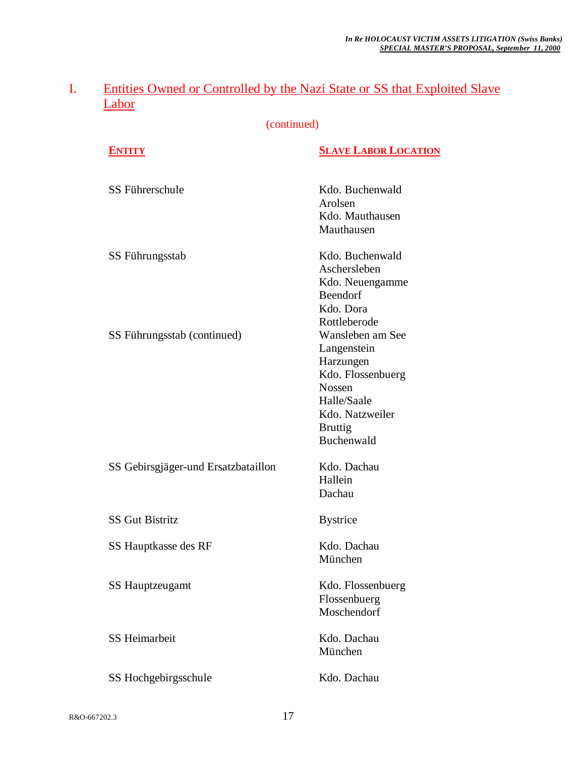## I. Entities Owned or Controlled by the Nazi State or SS that Exploited Slave Labor

(continued)

| **Entity** | **Slave Labor Location** |
| --- | --- |
| SS Führerschule | Kdo. Buchenwald<br>Arolsen<br>Kdo. Mauthausen<br>Mauthausen |
| SS Führungsstab | Kdo. Buchenwald<br>Aschersleben<br>Kdo. Neuengamme<br>Beendorf<br>Kdo. Dora<br>Rottleberode |
| SS Führungsstab (continued) | Wansleben am See<br>Langenstein<br>Harzungen<br>Kdo. Flossenbuerg<br>Nossen<br>Halle/Saale<br>Kdo. Natzweiler<br>Bruttig<br>Buchenwald |
| SS Gebirsgjäger-und Ersatzbataillon | Kdo. Dachau<br>Hallein<br>Dachau |
| SS Gut Bistritz | Bystrice |
| SS Hauptkasse des RF | Kdo. Dachau<br>München |
| SS Hauptzeugamt | Kdo. Flossenbuerg<br>Flossenbuerg<br>Moschendorf |
| SS Heimarbeit | Kdo. Dachau<br>München |
| SS Hochgebirgsschule | Kdo. Dachau |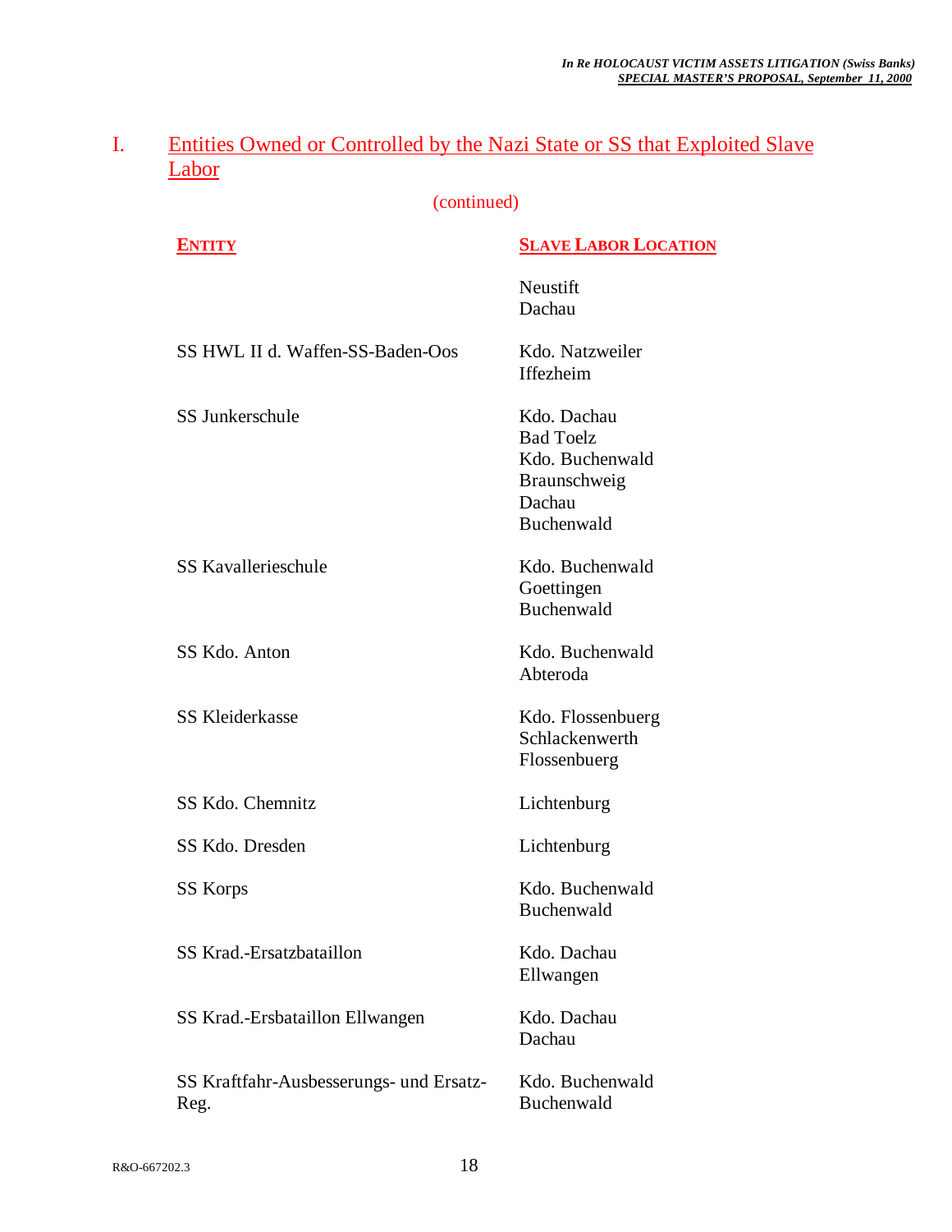## I. Entities Owned or Controlled by the Nazi State or SS that Exploited Slave Labor

(continued)

| ENTITY | SLAVE LABOR LOCATION |
|---|---|
| | Neustift<br>Dachau |
| SS HWL II d. Waffen-SS-Baden-Oos | Kdo. Natzweiler<br>Iffezheim |
| SS Junkerschule | Kdo. Dachau<br>Bad Toelz<br>Kdo. Buchenwald<br>Braunschweig<br>Dachau<br>Buchenwald |
| SS Kavallerieschule | Kdo. Buchenwald<br>Goettingen<br>Buchenwald |
| SS Kdo. Anton | Kdo. Buchenwald<br>Abteroda |
| SS Kleiderkasse | Kdo. Flossenbuerg<br>Schlackenwerth<br>Flossenbuerg |
| SS Kdo. Chemnitz | Lichtenburg |
| SS Kdo. Dresden | Lichtenburg |
| SS Korps | Kdo. Buchenwald<br>Buchenwald |
| SS Krad.-Ersatzbataillon | Kdo. Dachau<br>Ellwangen |
| SS Krad.-Ersbataillon Ellwangen | Kdo. Dachau<br>Dachau |
| SS Kraftfahr-Ausbesserungs- und Ersatz-Reg. | Kdo. Buchenwald<br>Buchenwald |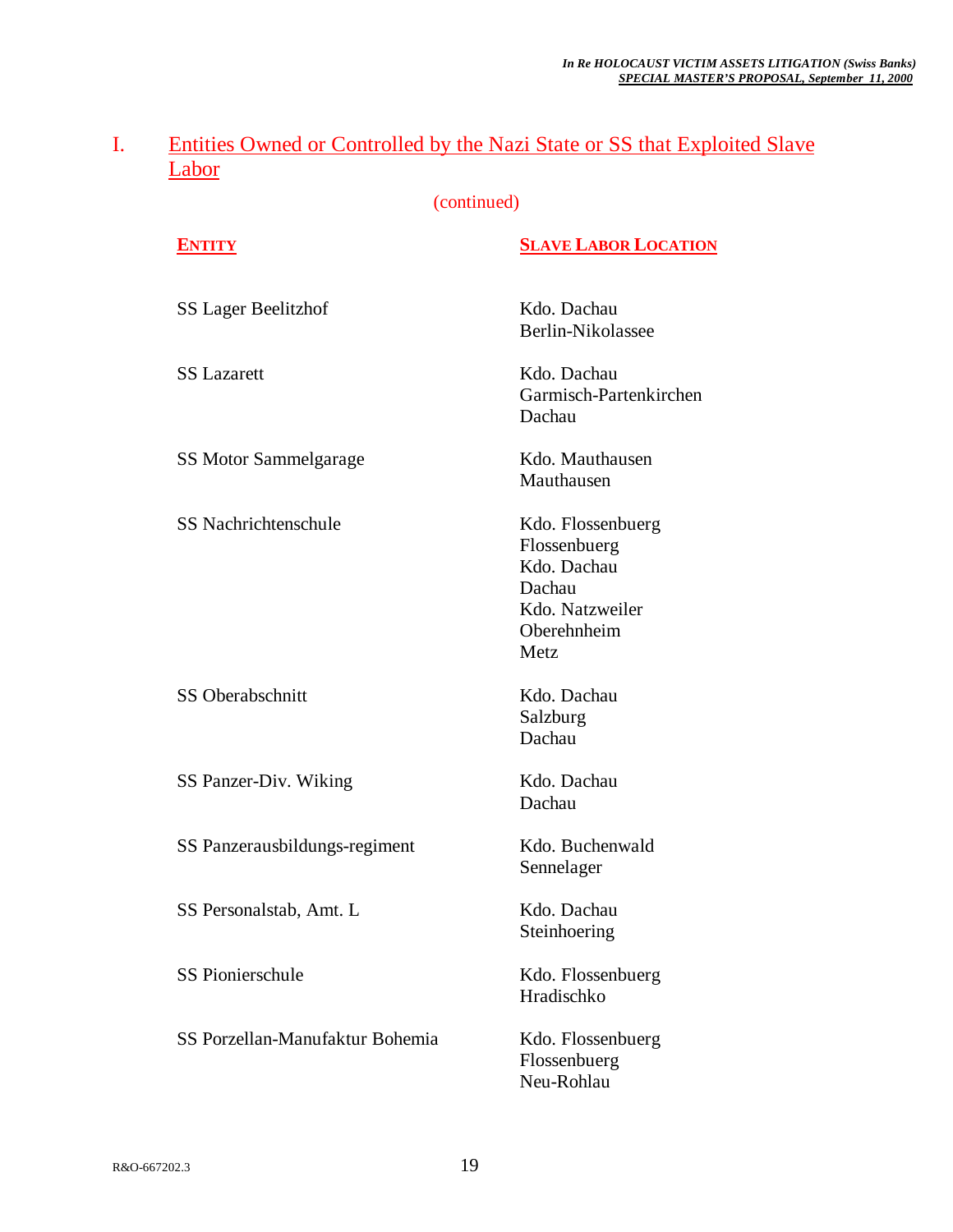# I. Entities Owned or Controlled by the Nazi State or SS that Exploited Slave Labor

(continued)

| **ENTITY** | **SLAVE LABOR LOCATION** |
|---|---|
| SS Lager Beelitzhof | Kdo. Dachau<br>Berlin-Nikolassee |
| SS Lazarett | Kdo. Dachau<br>Garmisch-Partenkirchen<br>Dachau |
| SS Motor Sammelgarage | Kdo. Mauthausen<br>Mauthausen |
| SS Nachrichtenschule | Kdo. Flossenbuerg<br>Flossenbuerg<br>Kdo. Dachau<br>Dachau<br>Kdo. Natzweiler<br>Oberehnheim<br>Metz |
| SS Oberabschnitt | Kdo. Dachau<br>Salzburg<br>Dachau |
| SS Panzer-Div. Wiking | Kdo. Dachau<br>Dachau |
| SS Panzerausbildungs-regiment | Kdo. Buchenwald<br>Sennelager |
| SS Personalstab, Amt. L | Kdo. Dachau<br>Steinhoering |
| SS Pionierschule | Kdo. Flossenbuerg<br>Hradischko |
| SS Porzellan-Manufaktur Bohemia | Kdo. Flossenbuerg<br>Flossenbuerg<br>Neu-Rohlau |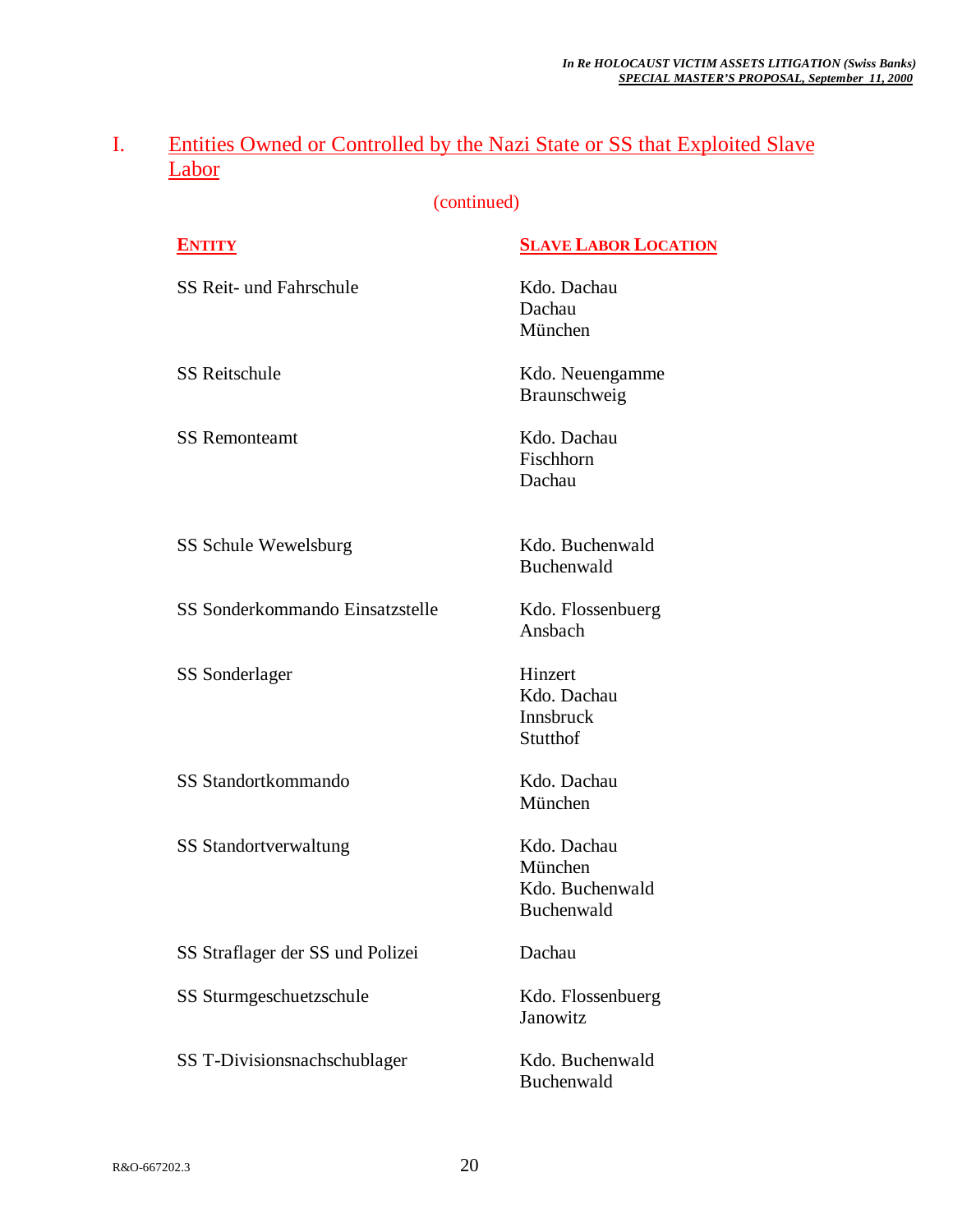## I. Entities Owned or Controlled by the Nazi State or SS that Exploited Slave Labor

(continued)

| ENTITY | SLAVE LABOR LOCATION |
|---|---|
| SS Reit- und Fahrschule | Kdo. Dachau<br>Dachau<br>München |
| SS Reitschule | Kdo. Neuengamme<br>Braunschweig |
| SS Remonteamt | Kdo. Dachau<br>Fischhorn<br>Dachau |
| SS Schule Wewelsburg | Kdo. Buchenwald<br>Buchenwald |
| SS Sonderkommando Einsatzstelle | Kdo. Flossenbuerg<br>Ansbach |
| SS Sonderlager | Hinzert<br>Kdo. Dachau<br>Innsbruck<br>Stutthof |
| SS Standortkommando | Kdo. Dachau<br>München |
| SS Standortverwaltung | Kdo. Dachau<br>München<br>Kdo. Buchenwald<br>Buchenwald |
| SS Straflager der SS und Polizei | Dachau |
| SS Sturmgeschuetzschule | Kdo. Flossenbuerg<br>Janowitz |
| SS T-Divisionsnachschublager | Kdo. Buchenwald<br>Buchenwald |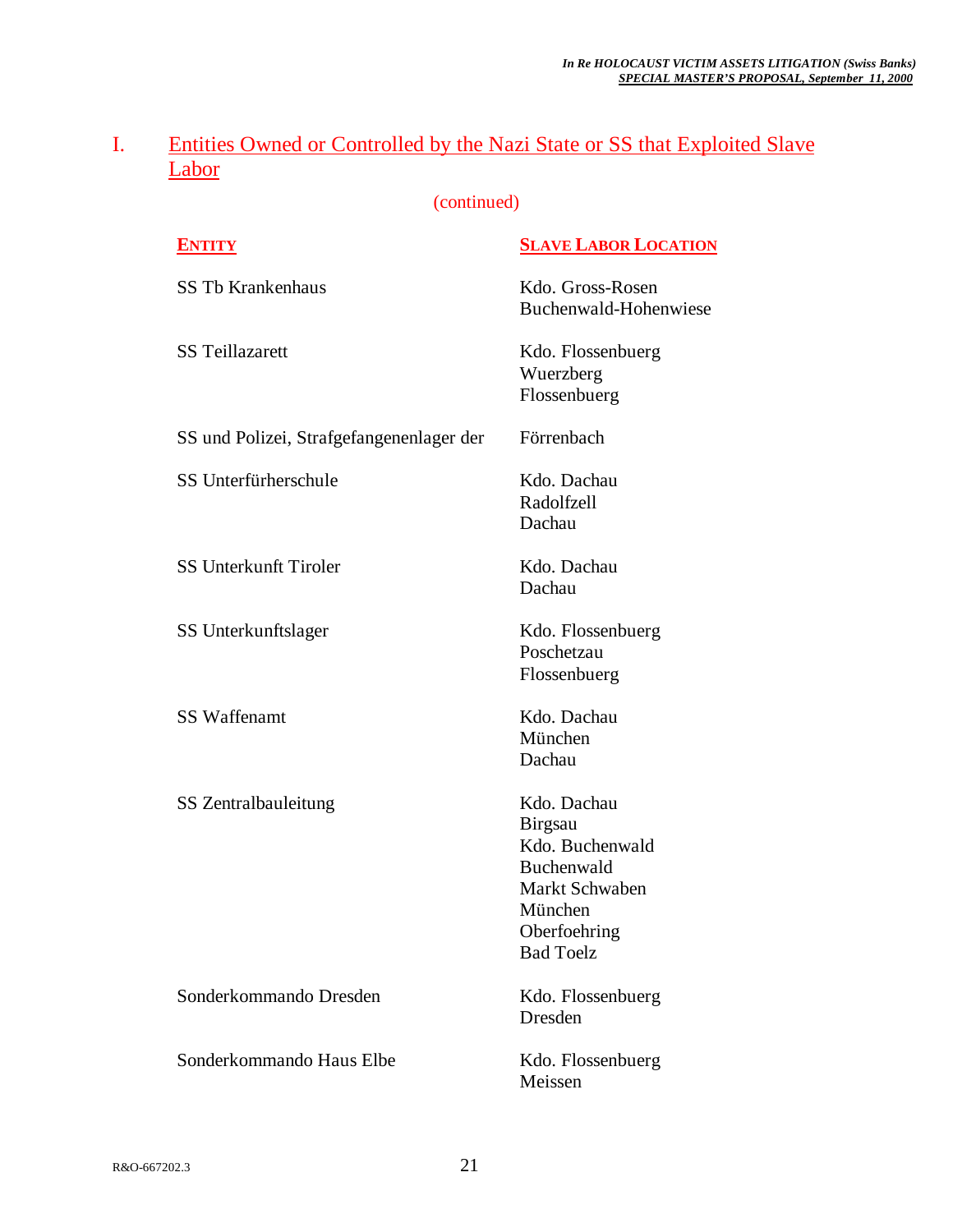# I. Entities Owned or Controlled by the Nazi State or SS that Exploited Slave Labor

(continued)

| ENTITY | SLAVE LABOR LOCATION |
| --- | --- |
| SS Tb Krankenhaus | Kdo. Gross-Rosen<br>Buchenwald-Hohenwiese |
| SS Teillazarett | Kdo. Flossenbuerg<br>Wuerzberg<br>Flossenbuerg |
| SS und Polizei, Strafgefangenenlager der | Förrenbach |
| SS Unterfürherschule | Kdo. Dachau<br>Radolfzell<br>Dachau |
| SS Unterkunft Tiroler | Kdo. Dachau<br>Dachau |
| SS Unterkunftslager | Kdo. Flossenbuerg<br>Poschetzau<br>Flossenbuerg |
| SS Waffenamt | Kdo. Dachau<br>München<br>Dachau |
| SS Zentralbauleitung | Kdo. Dachau<br>Birgsau<br>Kdo. Buchenwald<br>Buchenwald<br>Markt Schwaben<br>München<br>Oberfoehring<br>Bad Toelz |
| Sonderkommando Dresden | Kdo. Flossenbuerg<br>Dresden |
| Sonderkommando Haus Elbe | Kdo. Flossenbuerg<br>Meissen |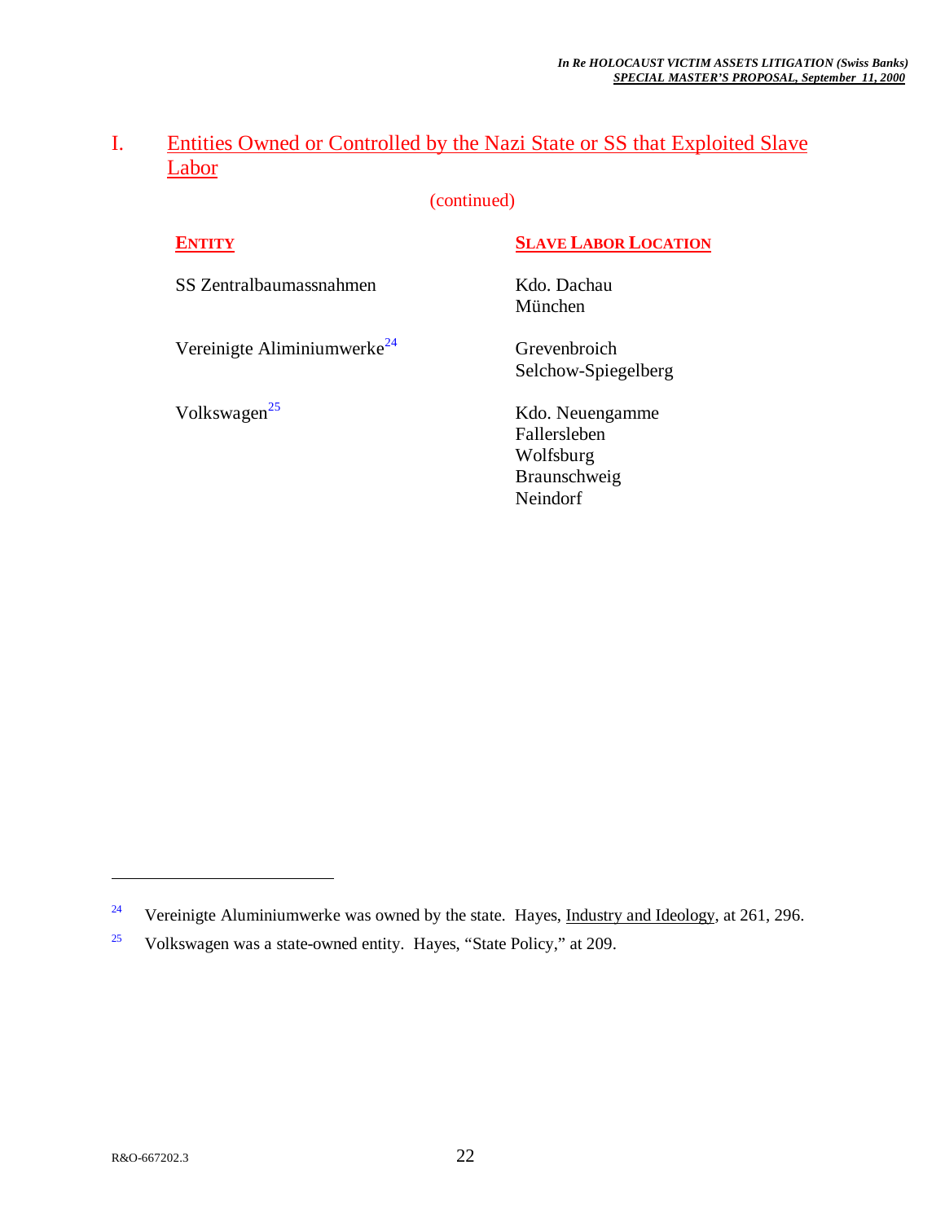# I. Entities Owned or Controlled by the Nazi State or SS that Exploited Slave Labor

(continued)

| ENTITY | SLAVE LABOR LOCATION |
|---|---|
| SS Zentralbaumassnahmen | Kdo. Dachau<br>München |
| Vereinigte Aliminiumwerke[24] | Grevenbroich<br>Selchow-Spiegelberg |
| Volkswagen[25] | Kdo. Neuengamme<br>Fallersleben<br>Wolfsburg<br>Braunschweig<br>Neindorf |

---

[24] Vereinigte Aluminiumwerke was owned by the state. Hayes, Industry and Ideology, at 261, 296.

[25] Volkswagen was a state-owned entity. Hayes, "State Policy," at 209.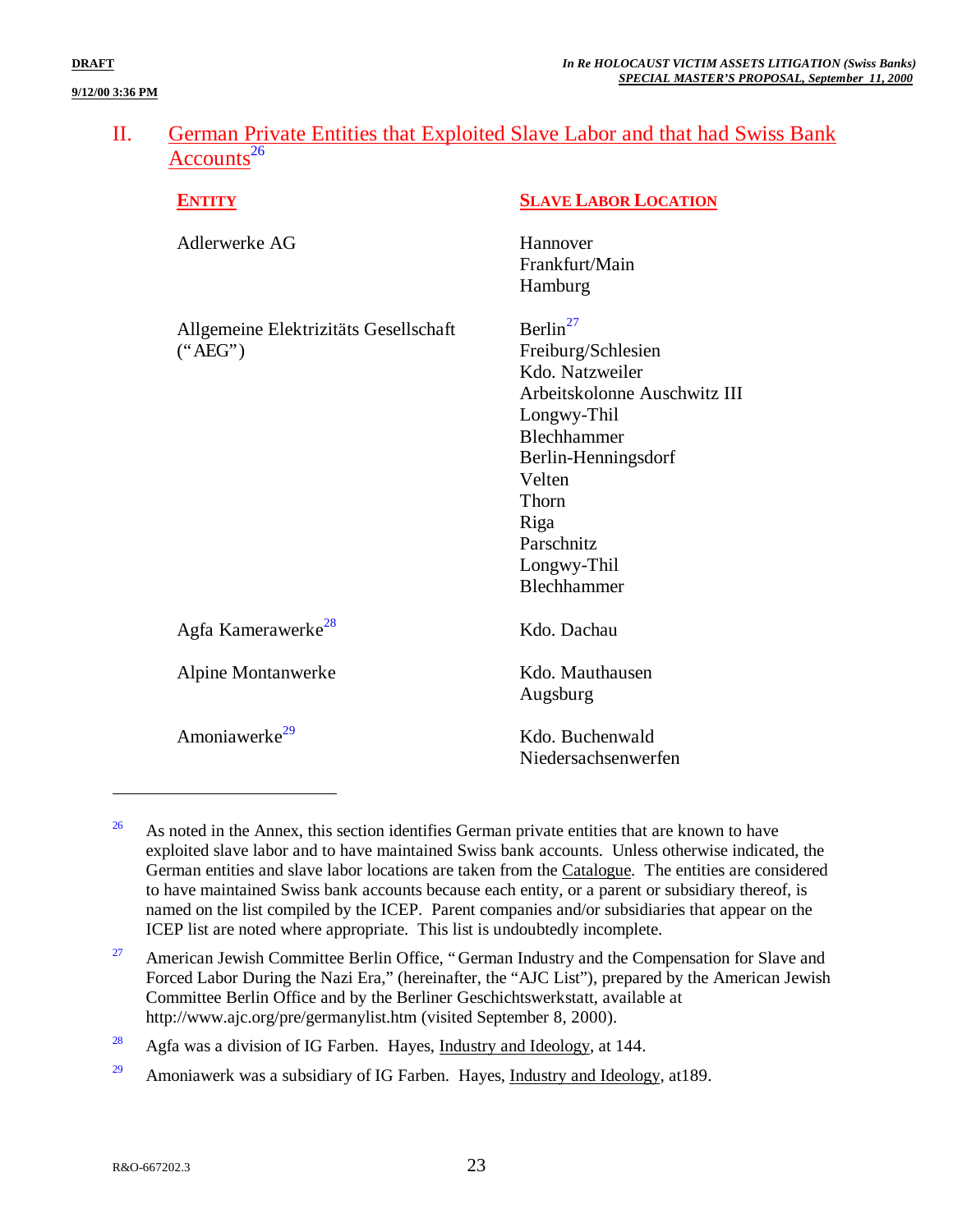## II. German Private Entities that Exploited Slave Labor and that had Swiss Bank Accounts[26]

| ENTITY | SLAVE LABOR LOCATION |
|---|---|
| Adlerwerke AG | Hannover<br>Frankfurt/Main<br>Hamburg |
| Allgemeine Elektrizitäts Gesellschaft ("AEG") | Berlin[27]<br>Freiburg/Schlesien<br>Kdo. Natzweiler<br>Arbeitskolonne Auschwitz III<br>Longwy-Thil<br>Blechhammer<br>Berlin-Henningsdorf<br>Velten<br>Thorn<br>Riga<br>Parschnitz<br>Longwy-Thil<br>Blechhammer |
| Agfa Kamerawerke[28] | Kdo. Dachau |
| Alpine Montanwerke | Kdo. Mauthausen<br>Augsburg |
| Amoniawerke[29] | Kdo. Buchenwald<br>Niedersachsenwerfen |

---

[26] As noted in the Annex, this section identifies German private entities that are known to have exploited slave labor and to have maintained Swiss bank accounts. Unless otherwise indicated, the German entities and slave labor locations are taken from the Catalogue. The entities are considered to have maintained Swiss bank accounts because each entity, or a parent or subsidiary thereof, is named on the list compiled by the ICEP. Parent companies and/or subsidiaries that appear on the ICEP list are noted where appropriate. This list is undoubtedly incomplete.

[27] American Jewish Committee Berlin Office, "German Industry and the Compensation for Slave and Forced Labor During the Nazi Era," (hereinafter, the "AJC List"), prepared by the American Jewish Committee Berlin Office and by the Berliner Geschichtswerkstatt, available at http://www.ajc.org/pre/germanylist.htm (visited September 8, 2000).

[28] Agfa was a division of IG Farben. Hayes, Industry and Ideology, at 144.

[29] Amoniawerk was a subsidiary of IG Farben. Hayes, Industry and Ideology, at189.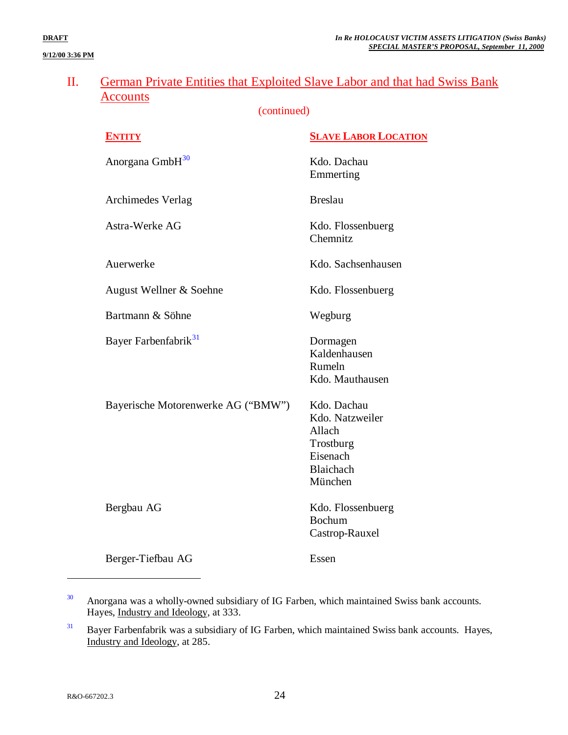## II. German Private Entities that Exploited Slave Labor and that had Swiss Bank Accounts

(continued)

| ENTITY | SLAVE LABOR LOCATION |
|---|---|
| Anorgana GmbH[30] | Kdo. Dachau<br>Emmerting |
| Archimedes Verlag | Breslau |
| Astra-Werke AG | Kdo. Flossenbuerg<br>Chemnitz |
| Auerwerke | Kdo. Sachsenhausen |
| August Wellner & Soehne | Kdo. Flossenbuerg |
| Bartmann & Söhne | Wegburg |
| Bayer Farbenfabrik[31] | Dormagen<br>Kaldenhausen<br>Rumeln<br>Kdo. Mauthausen |
| Bayerische Motorenwerke AG ("BMW") | Kdo. Dachau<br>Kdo. Natzweiler<br>Allach<br>Trostburg<br>Eisenach<br>Blaichach<br>München |
| Bergbau AG | Kdo. Flossenbuerg<br>Bochum<br>Castrop-Rauxel |
| Berger-Tiefbau AG | Essen |

---

[30] Anorgana was a wholly-owned subsidiary of IG Farben, which maintained Swiss bank accounts. Hayes, Industry and Ideology, at 333.

[31] Bayer Farbenfabrik was a subsidiary of IG Farben, which maintained Swiss bank accounts. Hayes, Industry and Ideology, at 285.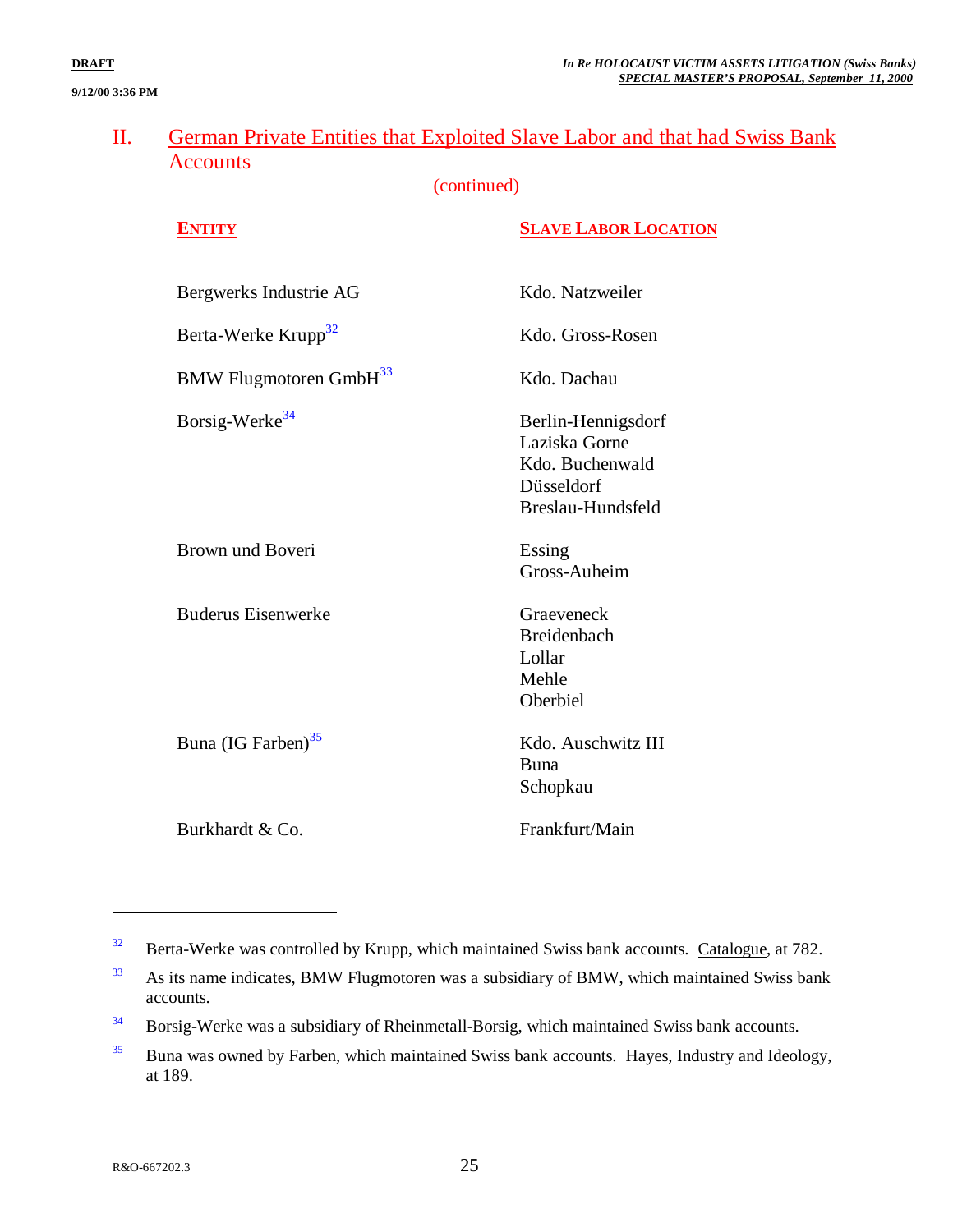## II. German Private Entities that Exploited Slave Labor and that had Swiss Bank Accounts

(continued)

| ENTITY | SLAVE LABOR LOCATION |
|---|---|
| Bergwerks Industrie AG | Kdo. Natzweiler |
| Berta-Werke Krupp[32] | Kdo. Gross-Rosen |
| BMW Flugmotoren GmbH[33] | Kdo. Dachau |
| Borsig-Werke[34] | Berlin-Hennigsdorf<br>Laziska Gorne<br>Kdo. Buchenwald<br>Düsseldorf<br>Breslau-Hundsfeld |
| Brown und Boveri | Essing<br>Gross-Auheim |
| Buderus Eisenwerke | Graeveneck<br>Breidenbach<br>Lollar<br>Mehle<br>Oberbiel |
| Buna (IG Farben)[35] | Kdo. Auschwitz III<br>Buna<br>Schopkau |
| Burkhardt & Co. | Frankfurt/Main |

---

[32] Berta-Werke was controlled by Krupp, which maintained Swiss bank accounts. Catalogue, at 782.

[33] As its name indicates, BMW Flugmotoren was a subsidiary of BMW, which maintained Swiss bank accounts.

[34] Borsig-Werke was a subsidiary of Rheinmetall-Borsig, which maintained Swiss bank accounts.

[35] Buna was owned by Farben, which maintained Swiss bank accounts. Hayes, Industry and Ideology, at 189.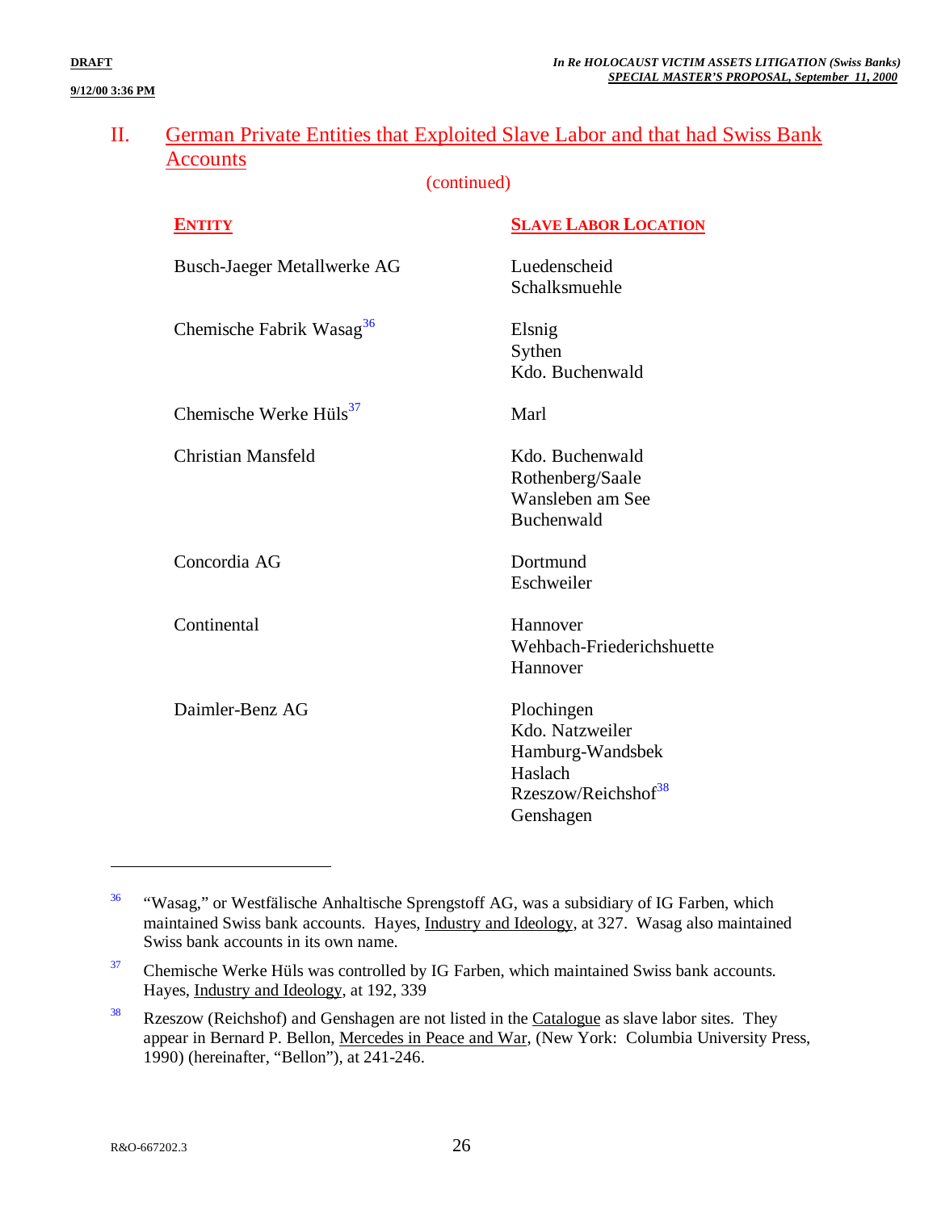## II. German Private Entities that Exploited Slave Labor and that had Swiss Bank Accounts

(continued)

| ENTITY | SLAVE LABOR LOCATION |
| --- | --- |
| Busch-Jaeger Metallwerke AG | Luedenscheid<br>Schalksmuehle |
| Chemische Fabrik Wasag[36] | Elsnig<br>Sythen<br>Kdo. Buchenwald |
| Chemische Werke Hüls[37] | Marl |
| Christian Mansfeld | Kdo. Buchenwald<br>Rothenberg/Saale<br>Wansleben am See<br>Buchenwald |
| Concordia AG | Dortmund<br>Eschweiler |
| Continental | Hannover<br>Wehbach-Friederichshuette<br>Hannover |
| Daimler-Benz AG | Plochingen<br>Kdo. Natzweiler<br>Hamburg-Wandsbek<br>Haslach<br>Rzeszow/Reichshof[38]<br>Genshagen |

---

[36] "Wasag," or Westfälische Anhaltische Sprengstoff AG, was a subsidiary of IG Farben, which maintained Swiss bank accounts. Hayes, Industry and Ideology, at 327. Wasag also maintained Swiss bank accounts in its own name.

[37] Chemische Werke Hüls was controlled by IG Farben, which maintained Swiss bank accounts. Hayes, Industry and Ideology, at 192, 339

[38] Rzeszow (Reichshof) and Genshagen are not listed in the Catalogue as slave labor sites. They appear in Bernard P. Bellon, Mercedes in Peace and War, (New York: Columbia University Press, 1990) (hereinafter, "Bellon"), at 241-246.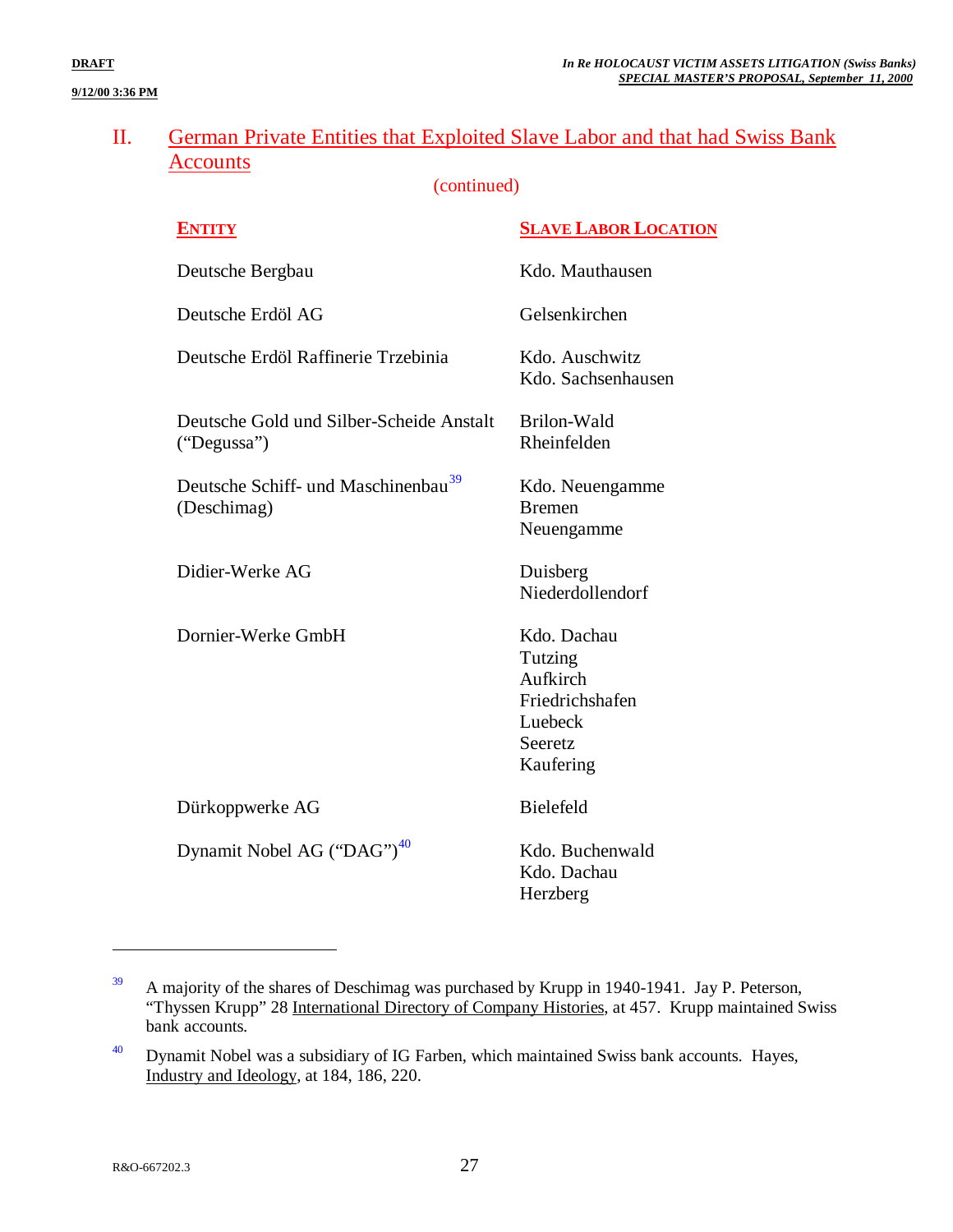## II. German Private Entities that Exploited Slave Labor and that had Swiss Bank Accounts

(continued)

| ENTITY | SLAVE LABOR LOCATION |
|---|---|
| Deutsche Bergbau | Kdo. Mauthausen |
| Deutsche Erdöl AG | Gelsenkirchen |
| Deutsche Erdöl Raffinerie Trzebinia | Kdo. Auschwitz<br>Kdo. Sachsenhausen |
| Deutsche Gold und Silber-Scheide Anstalt ("Degussa") | Brilon-Wald<br>Rheinfelden |
| Deutsche Schiff- und Maschinenbau[39] (Deschimag) | Kdo. Neuengamme<br>Bremen<br>Neuengamme |
| Didier-Werke AG | Duisberg<br>Niederdollendorf |
| Dornier-Werke GmbH | Kdo. Dachau<br>Tutzing<br>Aufkirch<br>Friedrichshafen<br>Luebeck<br>Seeretz<br>Kaufering |
| Dürkoppwerke AG | Bielefeld |
| Dynamit Nobel AG ("DAG")[40] | Kdo. Buchenwald<br>Kdo. Dachau<br>Herzberg |

---

[39] A majority of the shares of Deschimag was purchased by Krupp in 1940-1941. Jay P. Peterson, "Thyssen Krupp" 28 International Directory of Company Histories, at 457. Krupp maintained Swiss bank accounts.

[40] Dynamit Nobel was a subsidiary of IG Farben, which maintained Swiss bank accounts. Hayes, Industry and Ideology, at 184, 186, 220.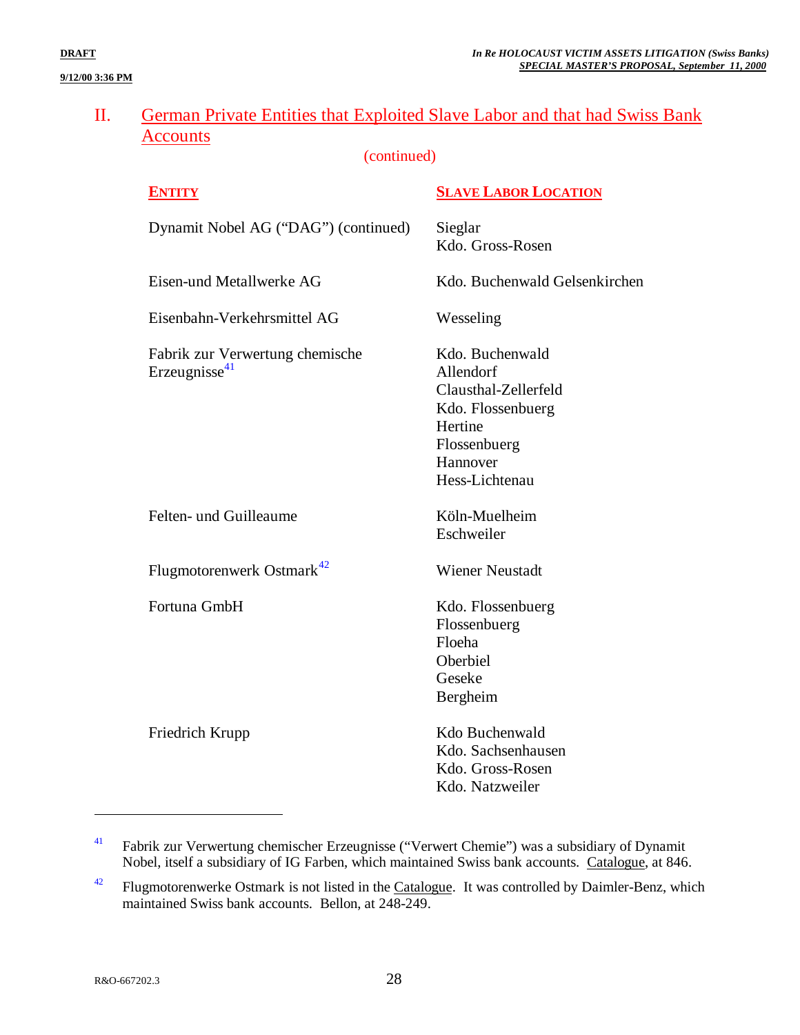## II. German Private Entities that Exploited Slave Labor and that had Swiss Bank Accounts

(continued)

| ENTITY | SLAVE LABOR LOCATION |
|---|---|
| Dynamit Nobel AG ("DAG") (continued) | Sieglar<br>Kdo. Gross-Rosen |
| Eisen-und Metallwerke AG | Kdo. Buchenwald Gelsenkirchen |
| Eisenbahn-Verkehrsmittel AG | Wesseling |
| Fabrik zur Verwertung chemische Erzeugnisse[41] | Kdo. Buchenwald<br>Allendorf<br>Clausthal-Zellerfeld<br>Kdo. Flossenbuerg<br>Hertine<br>Flossenbuerg<br>Hannover<br>Hess-Lichtenau |
| Felten- und Guilleaume | Köln-Muelheim<br>Eschweiler |
| Flugmotorenwerk Ostmark[42] | Wiener Neustadt |
| Fortuna GmbH | Kdo. Flossenbuerg<br>Flossenbuerg<br>Floeha<br>Oberbiel<br>Geseke<br>Bergheim |
| Friedrich Krupp | Kdo Buchenwald<br>Kdo. Sachsenhausen<br>Kdo. Gross-Rosen<br>Kdo. Natzweiler |

---

[41] Fabrik zur Verwertung chemischer Erzeugnisse ("Verwert Chemie") was a subsidiary of Dynamit Nobel, itself a subsidiary of IG Farben, which maintained Swiss bank accounts. Catalogue, at 846.

[42] Flugmotorenwerke Ostmark is not listed in the Catalogue. It was controlled by Daimler-Benz, which maintained Swiss bank accounts. Bellon, at 248-249.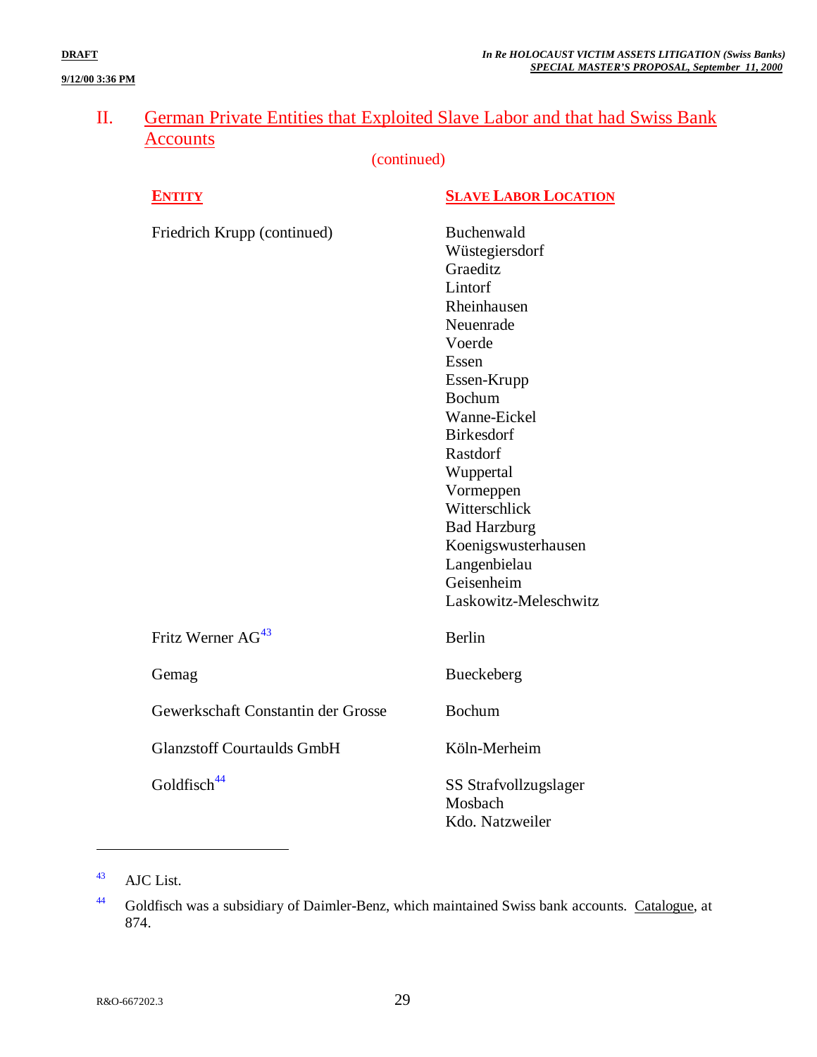## II. German Private Entities that Exploited Slave Labor and that had Swiss Bank Accounts

(continued)

| ENTITY | SLAVE LABOR LOCATION |
|---|---|
| Friedrich Krupp (continued) | Buchenwald<br>Wüstegiersdorf<br>Graeditz<br>Lintorf<br>Rheinhausen<br>Neuenrade<br>Voerde<br>Essen<br>Essen-Krupp<br>Bochum<br>Wanne-Eickel<br>Birkesdorf<br>Rastdorf<br>Wuppertal<br>Vormeppen<br>Witterschlick<br>Bad Harzburg<br>Koenigswusterhausen<br>Langenbielau<br>Geisenheim<br>Laskowitz-Meleschwitz |
| Fritz Werner AG[43] | Berlin |
| Gemag | Bueckeberg |
| Gewerkschaft Constantin der Grosse | Bochum |
| Glanzstoff Courtaulds GmbH | Köln-Merheim |
| Goldfisch[44] | SS Strafvollzugslager<br>Mosbach<br>Kdo. Natzweiler |

[43] AJC List.

[44] Goldfisch was a subsidiary of Daimler-Benz, which maintained Swiss bank accounts. Catalogue, at 874.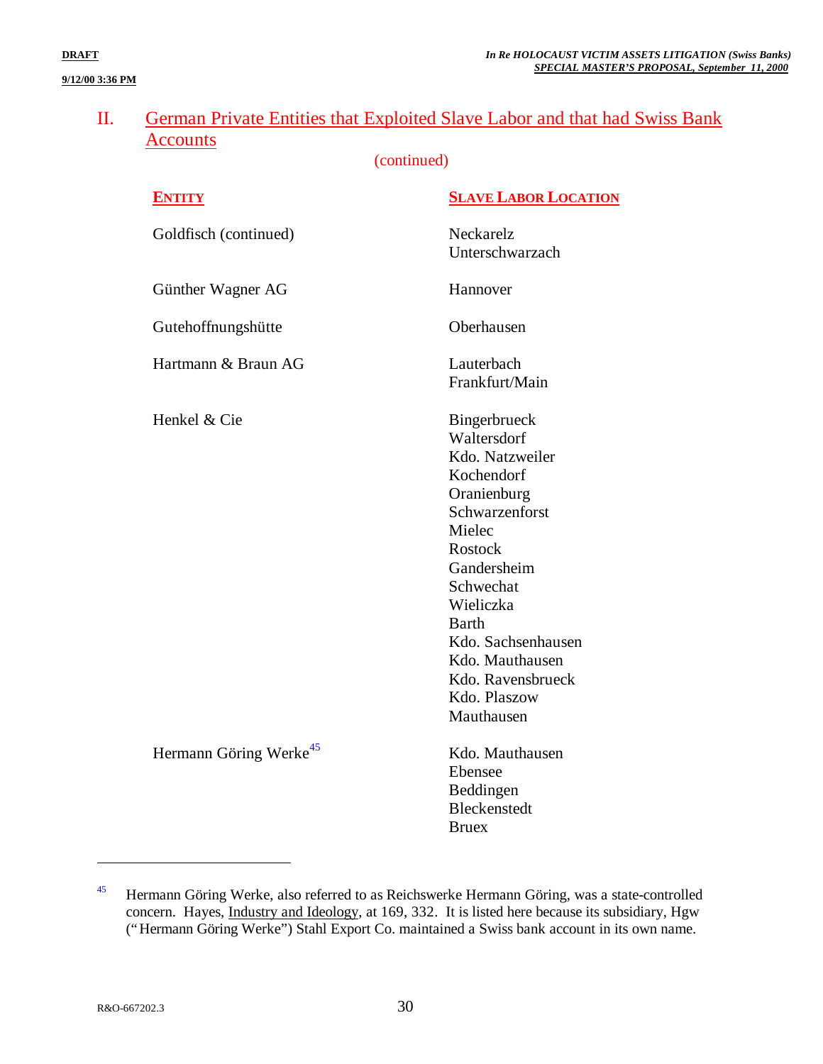## II. German Private Entities that Exploited Slave Labor and that had Swiss Bank Accounts

(continued)

| ENTITY | SLAVE LABOR LOCATION |
|---|---|
| Goldfisch (continued) | Neckarelz<br>Unterschwarzach |
| Günther Wagner AG | Hannover |
| Gutehoffnungshütte | Oberhausen |
| Hartmann & Braun AG | Lauterbach<br>Frankfurt/Main |
| Henkel & Cie | Bingerbrueck<br>Waltersdorf<br>Kdo. Natzweiler<br>Kochendorf<br>Oranienburg<br>Schwarzenforst<br>Mielec<br>Rostock<br>Gandersheim<br>Schwechat<br>Wieliczka<br>Barth<br>Kdo. Sachsenhausen<br>Kdo. Mauthausen<br>Kdo. Ravensbrueck<br>Kdo. Plaszow<br>Mauthausen |
| Hermann Göring Werke[45] | Kdo. Mauthausen<br>Ebensee<br>Beddingen<br>Bleckenstedt<br>Bruex |

---

[45] Hermann Göring Werke, also referred to as Reichswerke Hermann Göring, was a state-controlled concern. Hayes, Industry and Ideology, at 169, 332. It is listed here because its subsidiary, Hgw ("Hermann Göring Werke") Stahl Export Co. maintained a Swiss bank account in its own name.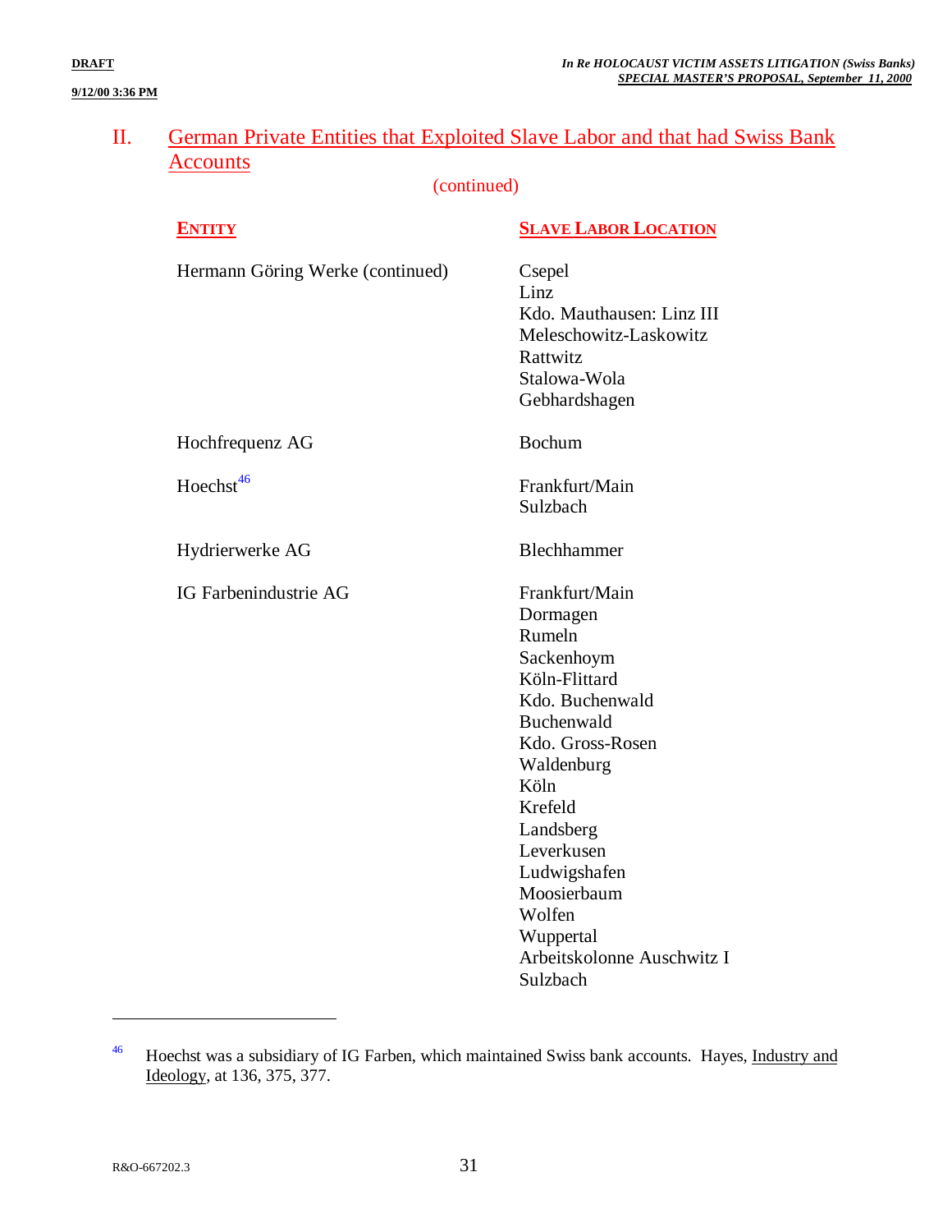## II. German Private Entities that Exploited Slave Labor and that had Swiss Bank Accounts

(continued)

| ENTITY | SLAVE LABOR LOCATION |
| --- | --- |
| Hermann Göring Werke (continued) | Csepel<br>Linz<br>Kdo. Mauthausen: Linz III<br>Meleschowitz-Laskowitz<br>Rattwitz<br>Stalowa-Wola<br>Gebhardshagen |
| Hochfrequenz AG | Bochum |
| Hoechst[46] | Frankfurt/Main<br>Sulzbach |
| Hydrierwerke AG | Blechhammer |
| IG Farbenindustrie AG | Frankfurt/Main<br>Dormagen<br>Rumeln<br>Sackenhoym<br>Köln-Flittard<br>Kdo. Buchenwald<br>Buchenwald<br>Kdo. Gross-Rosen<br>Waldenburg<br>Köln<br>Krefeld<br>Landsberg<br>Leverkusen<br>Ludwigshafen<br>Moosierbaum<br>Wolfen<br>Wuppertal<br>Arbeitskolonne Auschwitz I<br>Sulzbach |

---

[46] Hoechst was a subsidiary of IG Farben, which maintained Swiss bank accounts. Hayes, Industry and Ideology, at 136, 375, 377.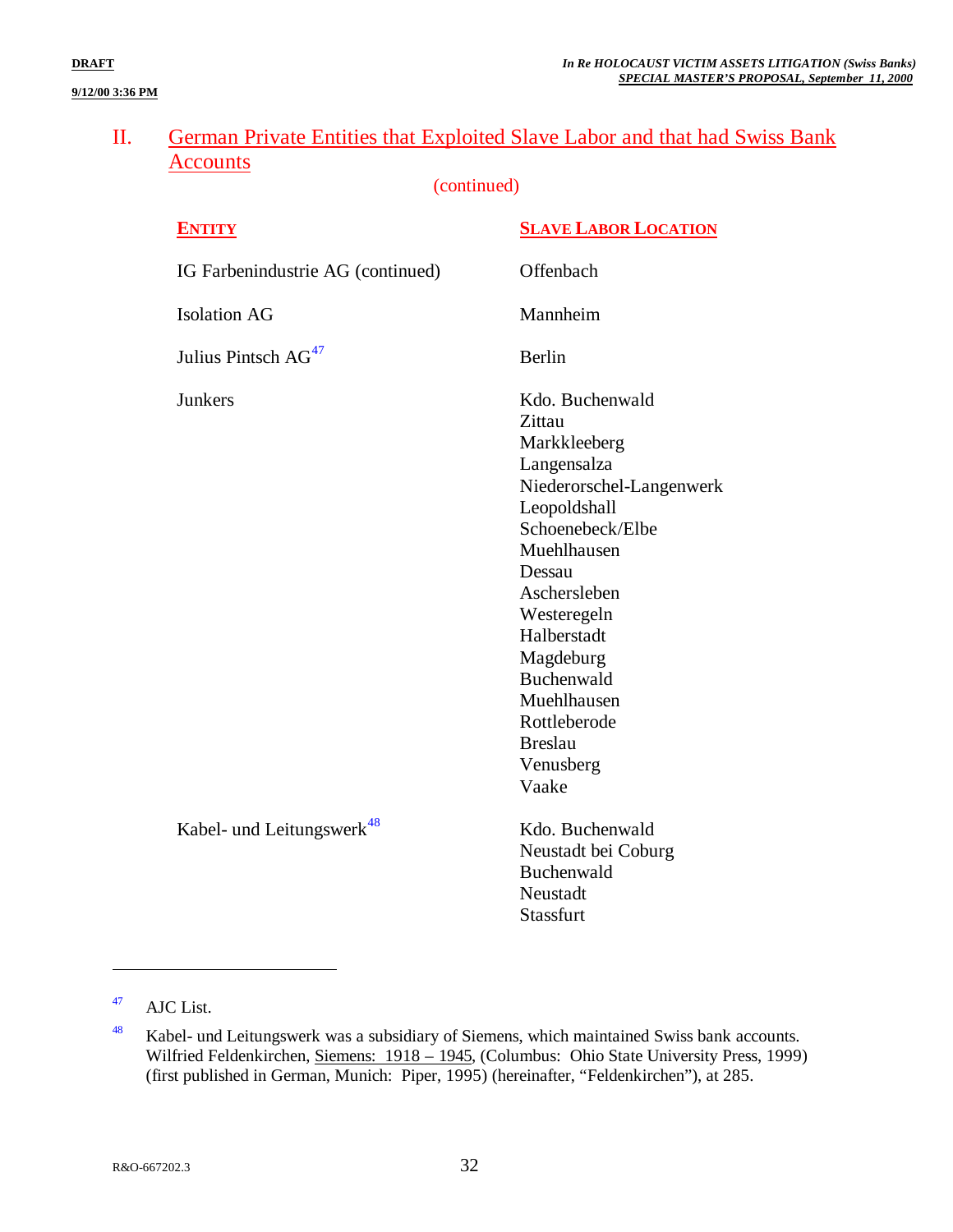## II. German Private Entities that Exploited Slave Labor and that had Swiss Bank Accounts

(continued)

| ENTITY | SLAVE LABOR LOCATION |
|---|---|
| IG Farbenindustrie AG (continued) | Offenbach |
| Isolation AG | Mannheim |
| Julius Pintsch AG[47] | Berlin |
| Junkers | Kdo. Buchenwald<br>Zittau<br>Markkleeberg<br>Langensalza<br>Niederorschel-Langenwerk<br>Leopoldshall<br>Schoenebeck/Elbe<br>Muehlhausen<br>Dessau<br>Aschersleben<br>Westeregeln<br>Halberstadt<br>Magdeburg<br>Buchenwald<br>Muehlhausen<br>Rottleberode<br>Breslau<br>Venusberg<br>Vaake |
| Kabel- und Leitungswerk[48] | Kdo. Buchenwald<br>Neustadt bei Coburg<br>Buchenwald<br>Neustadt<br>Stassfurt |

---

[47] AJC List.

[48] Kabel- und Leitungswerk was a subsidiary of Siemens, which maintained Swiss bank accounts. Wilfried Feldenkirchen, Siemens: 1918 – 1945, (Columbus: Ohio State University Press, 1999) (first published in German, Munich: Piper, 1995) (hereinafter, "Feldenkirchen"), at 285.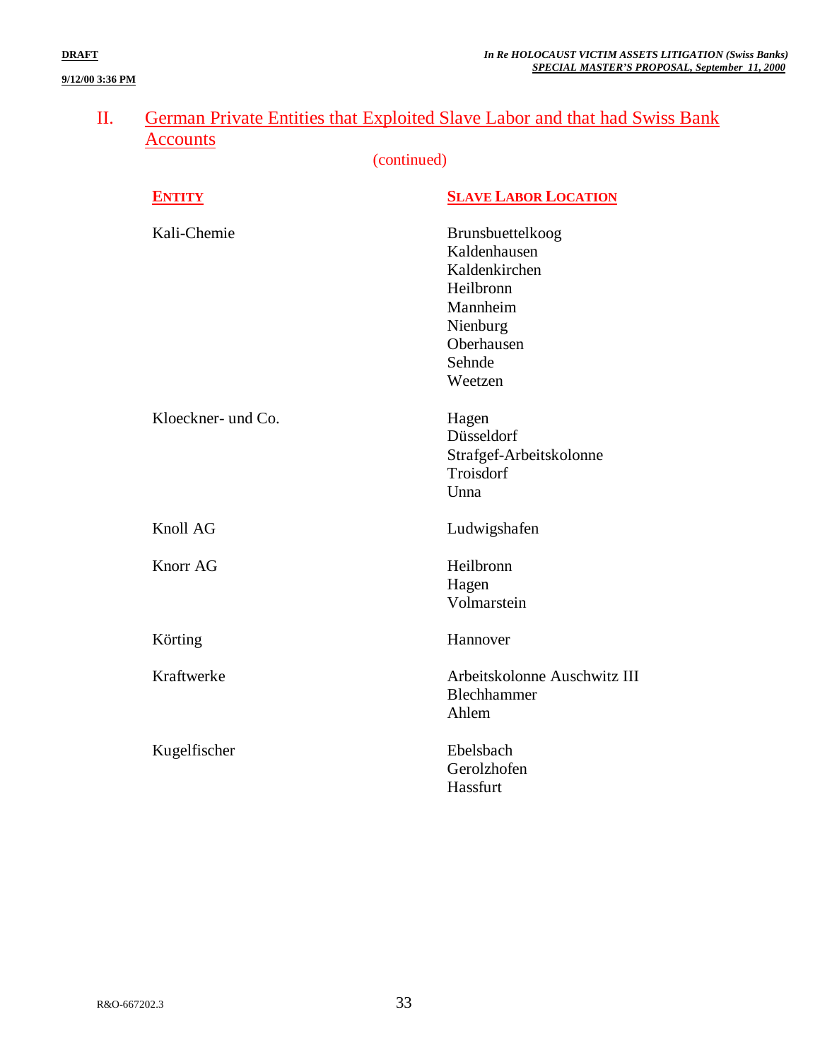## II. German Private Entities that Exploited Slave Labor and that had Swiss Bank Accounts

(continued)

| ENTITY | SLAVE LABOR LOCATION |
|---|---|
| Kali-Chemie | Brunsbuettelkoog<br>Kaldenhausen<br>Kaldenkirchen<br>Heilbronn<br>Mannheim<br>Nienburg<br>Oberhausen<br>Sehnde<br>Weetzen |
| Kloeckner- und Co. | Hagen<br>Düsseldorf<br>Strafgef-Arbeitskolonne<br>Troisdorf<br>Unna |
| Knoll AG | Ludwigshafen |
| Knorr AG | Heilbronn<br>Hagen<br>Volmarstein |
| Körting | Hannover |
| Kraftwerke | Arbeitskolonne Auschwitz III<br>Blechhammer<br>Ahlem |
| Kugelfischer | Ebelsbach<br>Gerolzhofen<br>Hassfurt |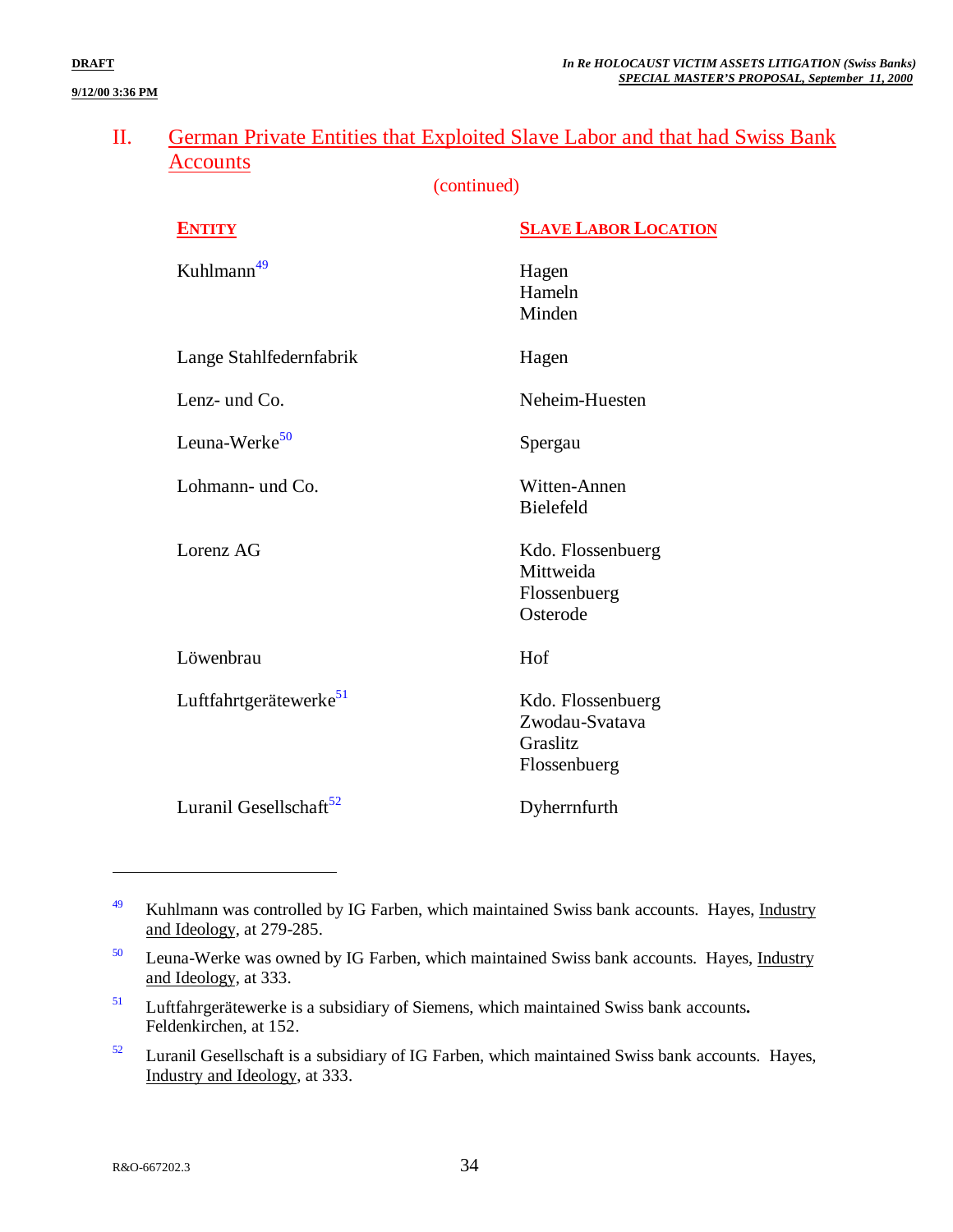## II. German Private Entities that Exploited Slave Labor and that had Swiss Bank Accounts

(continued)

| ENTITY | SLAVE LABOR LOCATION |
| --- | --- |
| Kuhlmann[49] | Hagen<br>Hameln<br>Minden |
| Lange Stahlfedernfabrik | Hagen |
| Lenz- und Co. | Neheim-Huesten |
| Leuna-Werke[50] | Spergau |
| Lohmann- und Co. | Witten-Annen<br>Bielefeld |
| Lorenz AG | Kdo. Flossenbuerg<br>Mittweida<br>Flossenbuerg<br>Osterode |
| Löwenbrau | Hof |
| Luftfahrtgerätewerke[51] | Kdo. Flossenbuerg<br>Zwodau-Svatava<br>Graslitz<br>Flossenbuerg |
| Luranil Gesellschaft[52] | Dyherrnfurth |

---

[49] Kuhlmann was controlled by IG Farben, which maintained Swiss bank accounts. Hayes, Industry and Ideology, at 279-285.

[50] Leuna-Werke was owned by IG Farben, which maintained Swiss bank accounts. Hayes, Industry and Ideology, at 333.

[51] Luftfahrgerätewerke is a subsidiary of Siemens, which maintained Swiss bank accounts**.** Feldenkirchen, at 152.

[52] Luranil Gesellschaft is a subsidiary of IG Farben, which maintained Swiss bank accounts. Hayes, Industry and Ideology, at 333.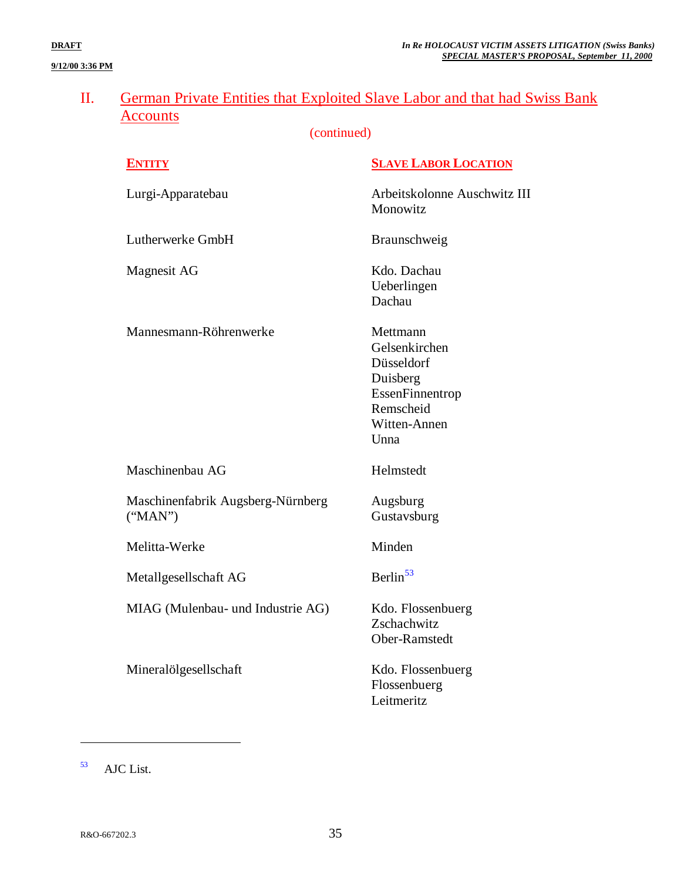## II. German Private Entities that Exploited Slave Labor and that had Swiss Bank Accounts

(continued)

| ENTITY | SLAVE LABOR LOCATION |
| --- | --- |
| Lurgi-Apparatebau | Arbeitskolonne Auschwitz III<br>Monowitz |
| Lutherwerke GmbH | Braunschweig |
| Magnesit AG | Kdo. Dachau<br>Ueberlingen<br>Dachau |
| Mannesmann-Röhrenwerke | Mettmann<br>Gelsenkirchen<br>Düsseldorf<br>Duisberg<br>EssenFinnentrop<br>Remscheid<br>Witten-Annen<br>Unna |
| Maschinenbau AG | Helmstedt |
| Maschinenfabrik Augsberg-Nürnberg ("MAN") | Augsburg<br>Gustavsburg |
| Melitta-Werke | Minden |
| Metallgesellschaft AG | Berlin[53] |
| MIAG (Mulenbau- und Industrie AG) | Kdo. Flossenbuerg<br>Zschachwitz<br>Ober-Ramstedt |
| Mineralölgesellschaft | Kdo. Flossenbuerg<br>Flossenbuerg<br>Leitmeritz |

[53] AJC List.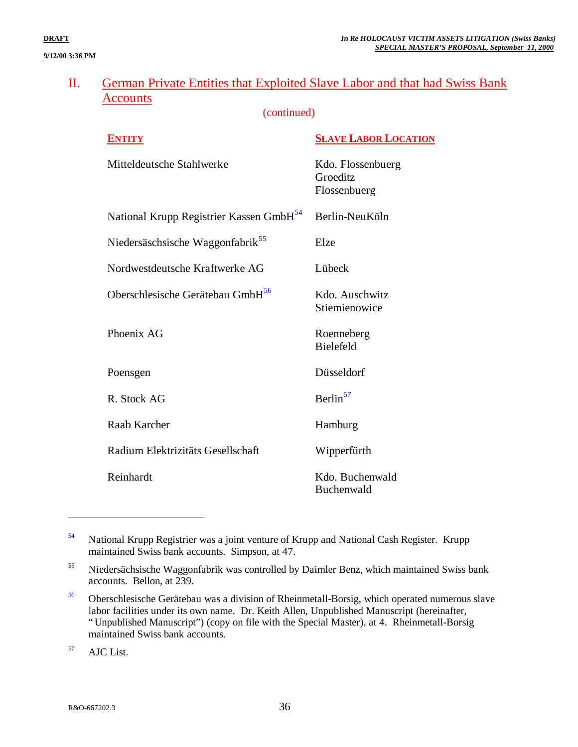## II. German Private Entities that Exploited Slave Labor and that had Swiss Bank Accounts

(continued)

| ENTITY | SLAVE LABOR LOCATION |
|---|---|
| Mitteldeutsche Stahlwerke | Kdo. Flossenbuerg<br>Groeditz<br>Flossenbuerg |
| National Krupp Registrier Kassen GmbH[54] | Berlin-NeuKöln |
| Niedersäschsische Waggonfabrik[55] | Elze |
| Nordwestdeutsche Kraftwerke AG | Lübeck |
| Oberschlesische Gerätebau GmbH[56] | Kdo. Auschwitz<br>Stiemienowice |
| Phoenix AG | Roenneberg<br>Bielefeld |
| Poensgen | Düsseldorf |
| R. Stock AG | Berlin[57] |
| Raab Karcher | Hamburg |
| Radium Elektrizitäts Gesellschaft | Wipperfürth |
| Reinhardt | Kdo. Buchenwald<br>Buchenwald |

---

[54] National Krupp Registrier was a joint venture of Krupp and National Cash Register. Krupp maintained Swiss bank accounts. Simpson, at 47.

[55] Niedersächsische Waggonfabrik was controlled by Daimler Benz, which maintained Swiss bank accounts. Bellon, at 239.

[56] Oberschlesische Gerätebau was a division of Rheinmetall-Borsig, which operated numerous slave labor facilities under its own name. Dr. Keith Allen, Unpublished Manuscript (hereinafter, "Unpublished Manuscript") (copy on file with the Special Master), at 4. Rheinmetall-Borsig maintained Swiss bank accounts.

[57] AJC List.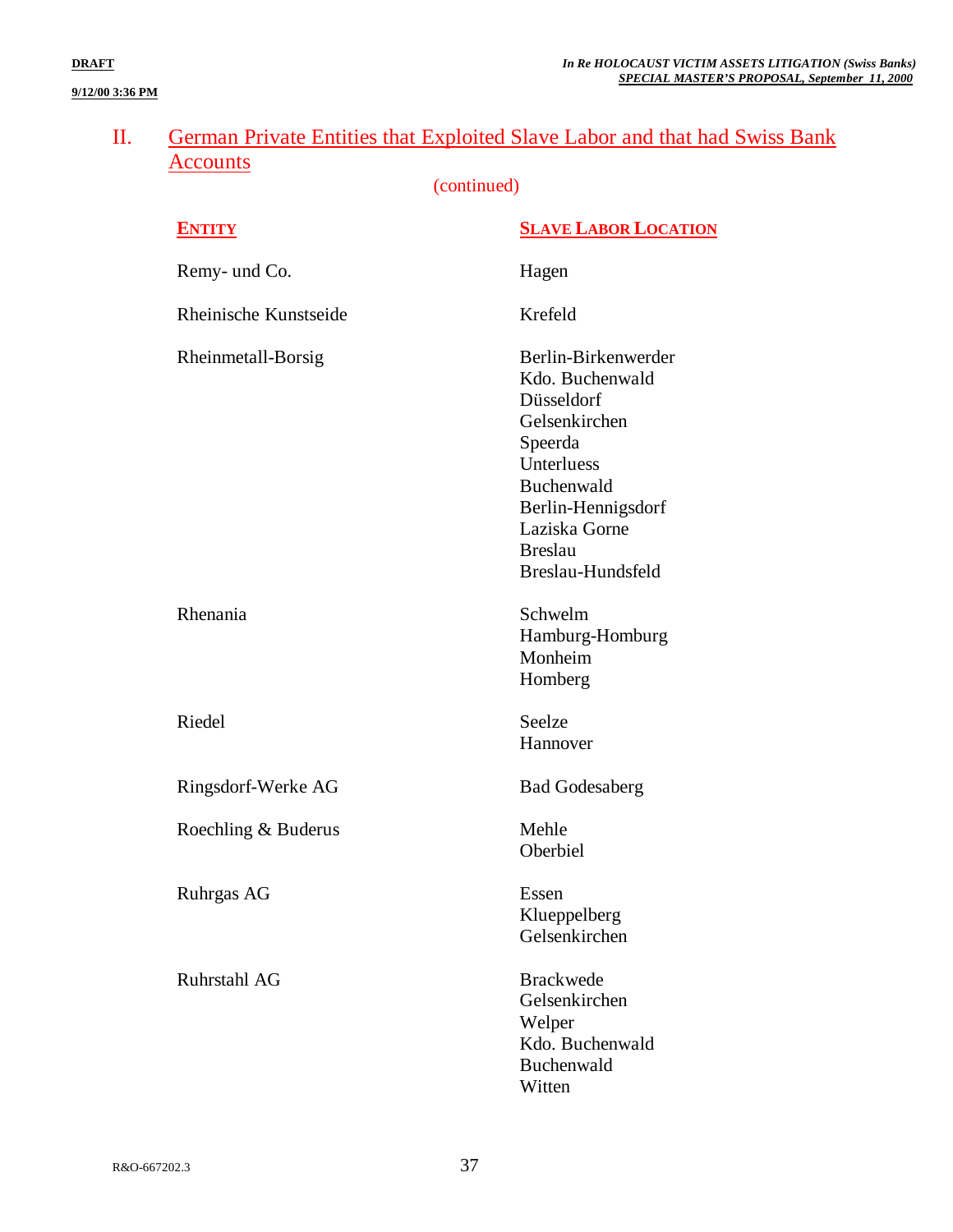## II. German Private Entities that Exploited Slave Labor and that had Swiss Bank Accounts

(continued)

| ENTITY | SLAVE LABOR LOCATION |
|---|---|
| Remy- und Co. | Hagen |
| Rheinische Kunstseide | Krefeld |
| Rheinmetall-Borsig | Berlin-Birkenwerder<br>Kdo. Buchenwald<br>Düsseldorf<br>Gelsenkirchen<br>Speerda<br>Unterluess<br>Buchenwald<br>Berlin-Hennigsdorf<br>Laziska Gorne<br>Breslau<br>Breslau-Hundsfeld |
| Rhenania | Schwelm<br>Hamburg-Homburg<br>Monheim<br>Homberg |
| Riedel | Seelze<br>Hannover |
| Ringsdorf-Werke AG | Bad Godesaberg |
| Roechling & Buderus | Mehle<br>Oberbiel |
| Ruhrgas AG | Essen<br>Klueppelberg<br>Gelsenkirchen |
| Ruhrstahl AG | Brackwede<br>Gelsenkirchen<br>Welper<br>Kdo. Buchenwald<br>Buchenwald<br>Witten |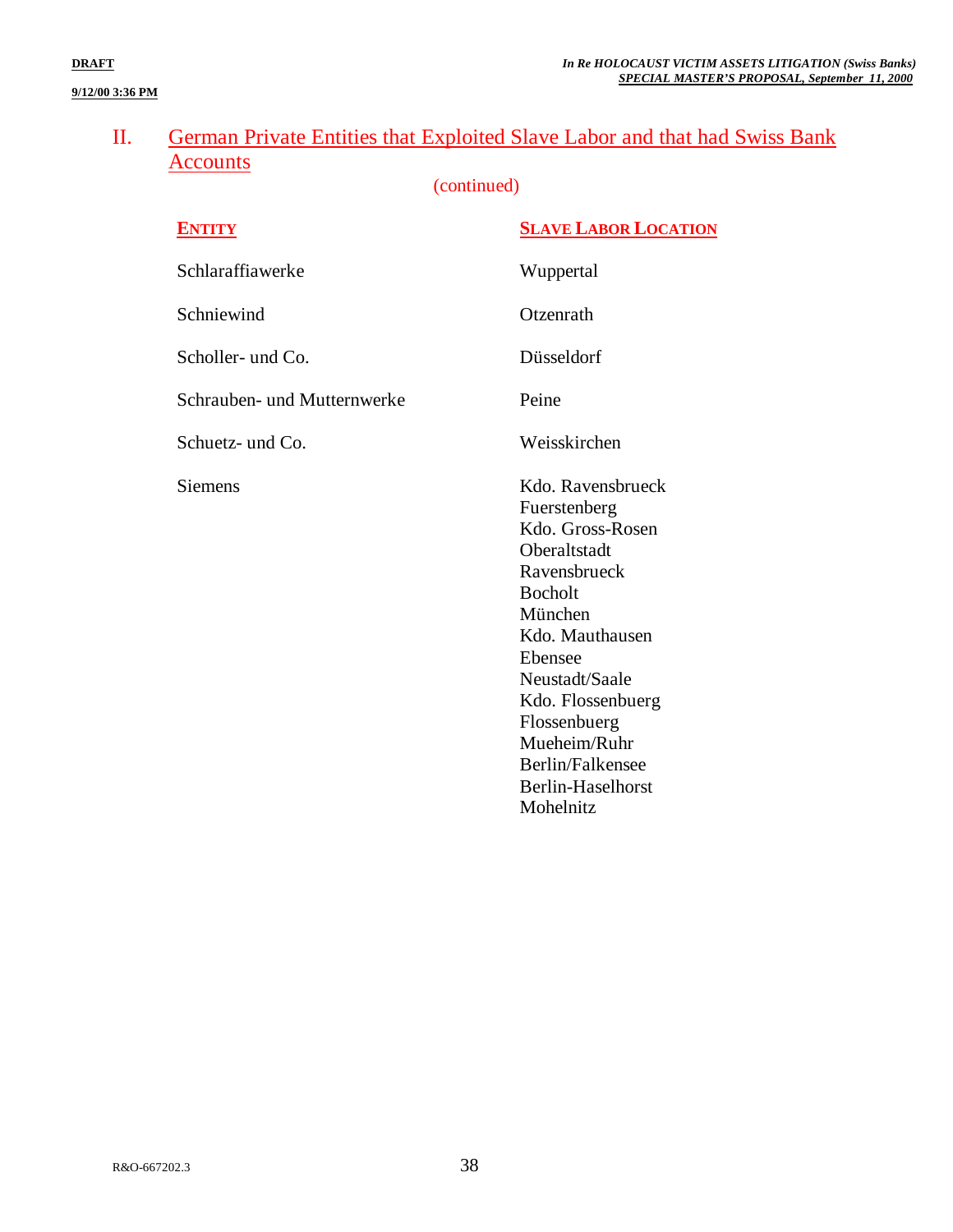## II. German Private Entities that Exploited Slave Labor and that had Swiss Bank Accounts

(continued)

| ENTITY | SLAVE LABOR LOCATION |
|---|---|
| Schlaraffiawerke | Wuppertal |
| Schniewind | Otzenrath |
| Scholler- und Co. | Düsseldorf |
| Schrauben- und Mutternwerke | Peine |
| Schuetz- und Co. | Weisskirchen |
| Siemens | Kdo. Ravensbrueck<br>Fuerstenberg<br>Kdo. Gross-Rosen<br>Oberaltstadt<br>Ravensbrueck<br>Bocholt<br>München<br>Kdo. Mauthausen<br>Ebensee<br>Neustadt/Saale<br>Kdo. Flossenbuerg<br>Flossenbuerg<br>Mueheim/Ruhr<br>Berlin/Falkensee<br>Berlin-Haselhorst<br>Mohelnitz |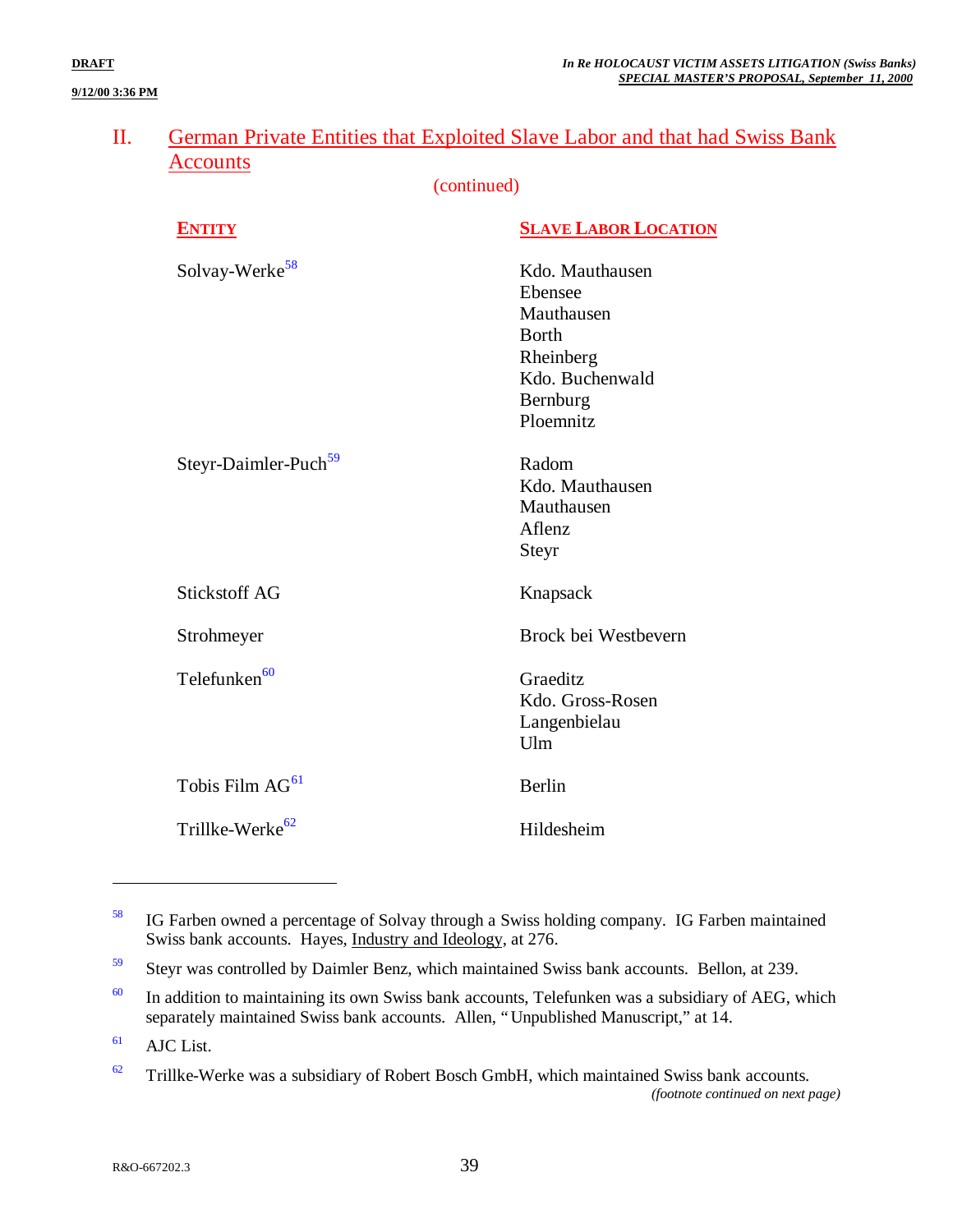## II. German Private Entities that Exploited Slave Labor and that had Swiss Bank Accounts

(continued)

| ENTITY | SLAVE LABOR LOCATION |
|---|---|
| Solvay-Werke[58] | Kdo. Mauthausen<br>Ebensee<br>Mauthausen<br>Borth<br>Rheinberg<br>Kdo. Buchenwald<br>Bernburg<br>Ploemnitz |
| Steyr-Daimler-Puch[59] | Radom<br>Kdo. Mauthausen<br>Mauthausen<br>Aflenz<br>Steyr |
| Stickstoff AG | Knapsack |
| Strohmeyer | Brock bei Westbevern |
| Telefunken[60] | Graeditz<br>Kdo. Gross-Rosen<br>Langenbielau<br>Ulm |
| Tobis Film AG[61] | Berlin |
| Trillke-Werke[62] | Hildesheim |

---

[58] IG Farben owned a percentage of Solvay through a Swiss holding company. IG Farben maintained Swiss bank accounts. Hayes, Industry and Ideology, at 276.

[59] Steyr was controlled by Daimler Benz, which maintained Swiss bank accounts. Bellon, at 239.

[60] In addition to maintaining its own Swiss bank accounts, Telefunken was a subsidiary of AEG, which separately maintained Swiss bank accounts. Allen, "Unpublished Manuscript," at 14.

[61] AJC List.

[62] Trillke-Werke was a subsidiary of Robert Bosch GmbH, which maintained Swiss bank accounts.

*(footnote continued on next page)*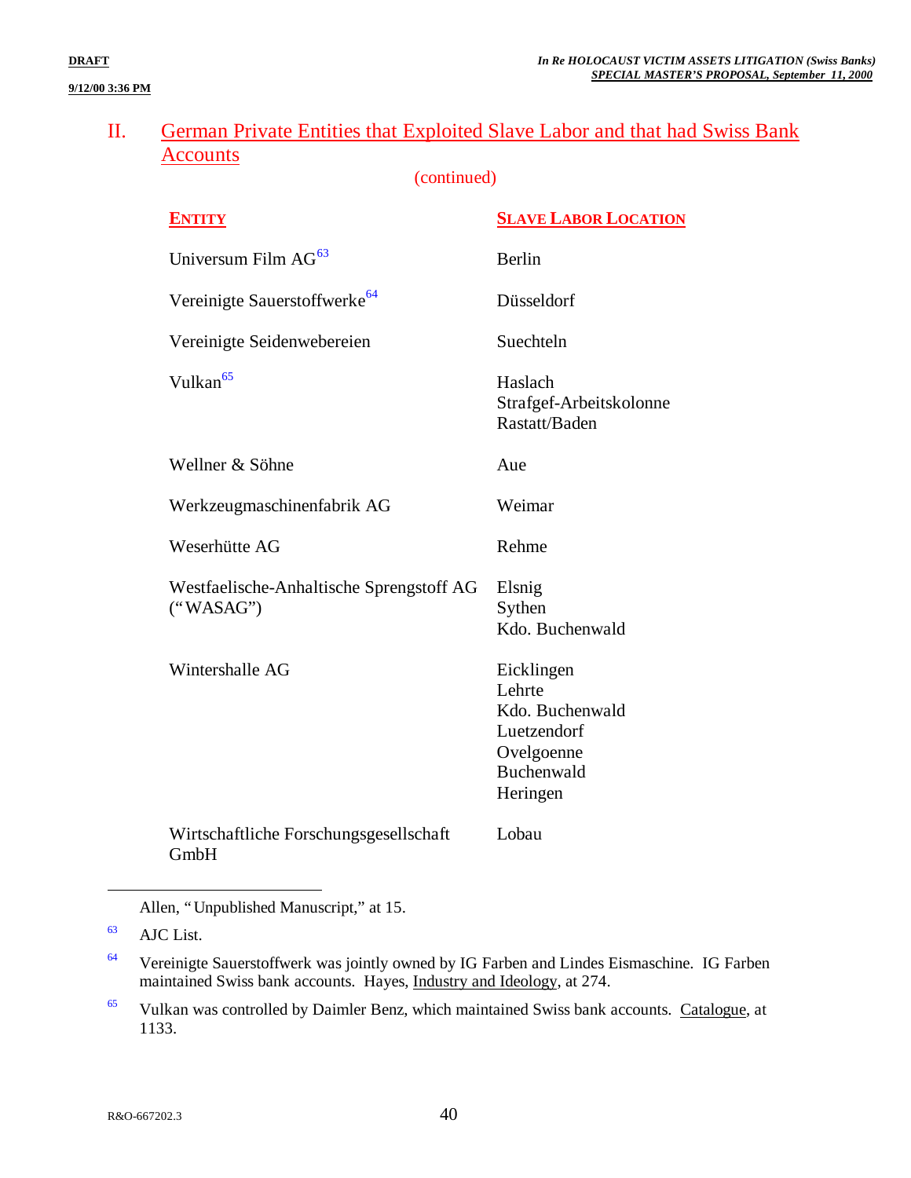## II. German Private Entities that Exploited Slave Labor and that had Swiss Bank Accounts

(continued)

| ENTITY | SLAVE LABOR LOCATION |
| --- | --- |
| Universum Film AG[63] | Berlin |
| Vereinigte Sauerstoffwerke[64] | Düsseldorf |
| Vereinigte Seidenwebereien | Suechteln |
| Vulkan[65] | Haslach<br>Strafgef-Arbeitskolonne<br>Rastatt/Baden |
| Wellner & Söhne | Aue |
| Werkzeugmaschinenfabrik AG | Weimar |
| Weserhütte AG | Rehme |
| Westfaelische-Anhaltische Sprengstoff AG ("WASAG") | Elsnig<br>Sythen<br>Kdo. Buchenwald |
| Wintershalle AG | Eicklingen<br>Lehrte<br>Kdo. Buchenwald<br>Luetzendorf<br>Ovelgoenne<br>Buchenwald<br>Heringen |
| Wirtschaftliche Forschungsgesellschaft GmbH | Lobau |

---

Allen, "Unpublished Manuscript," at 15.

[63] AJC List.

[64] Vereinigte Sauerstoffwerk was jointly owned by IG Farben and Lindes Eismaschine. IG Farben maintained Swiss bank accounts. Hayes, Industry and Ideology, at 274.

[65] Vulkan was controlled by Daimler Benz, which maintained Swiss bank accounts. Catalogue, at 1133.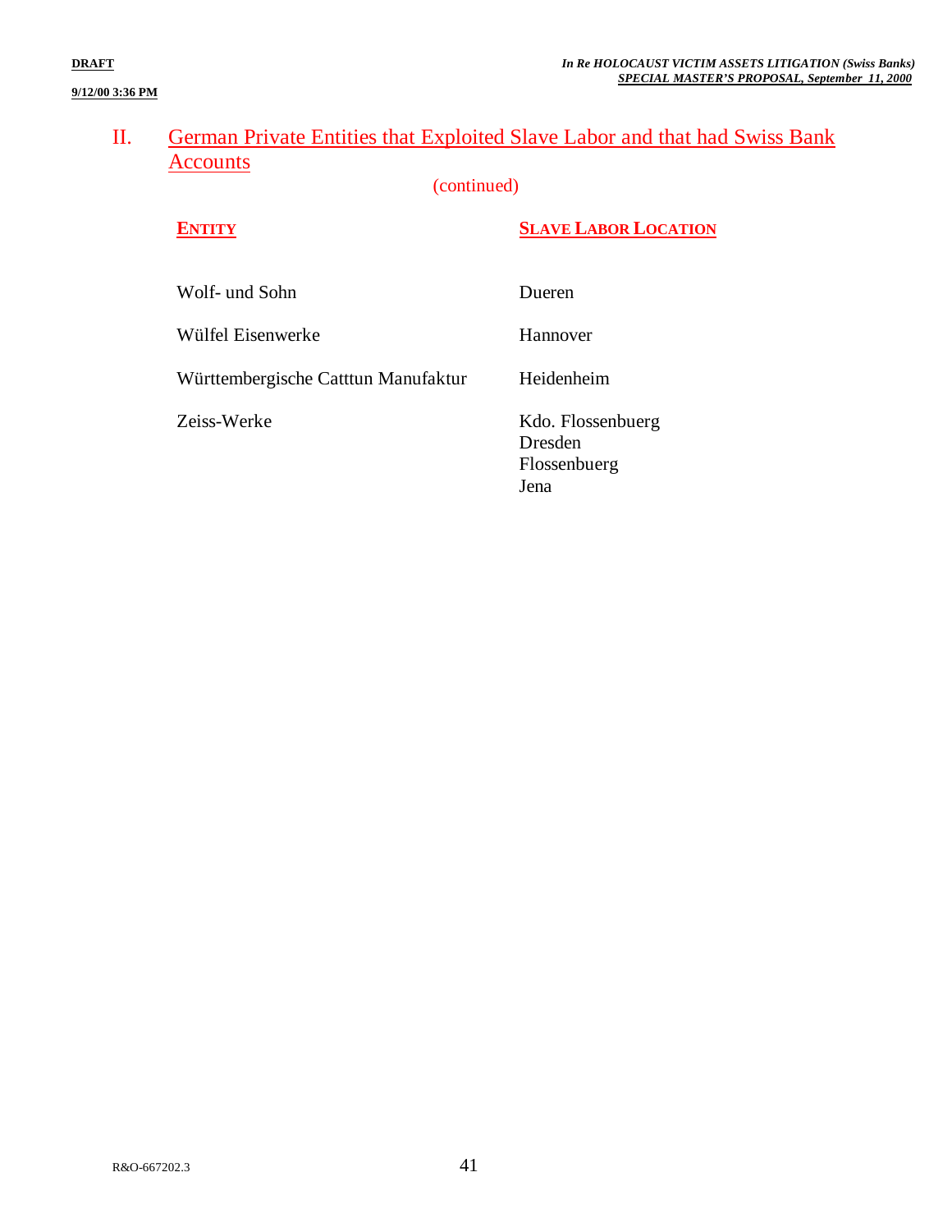## II. German Private Entities that Exploited Slave Labor and that had Swiss Bank Accounts

(continued)

| ENTITY | SLAVE LABOR LOCATION |
| --- | --- |
| Wolf- und Sohn | Dueren |
| Wülfel Eisenwerke | Hannover |
| Württembergische Catttun Manufaktur | Heidenheim |
| Zeiss-Werke | Kdo. Flossenbuerg<br>Dresden<br>Flossenbuerg<br>Jena |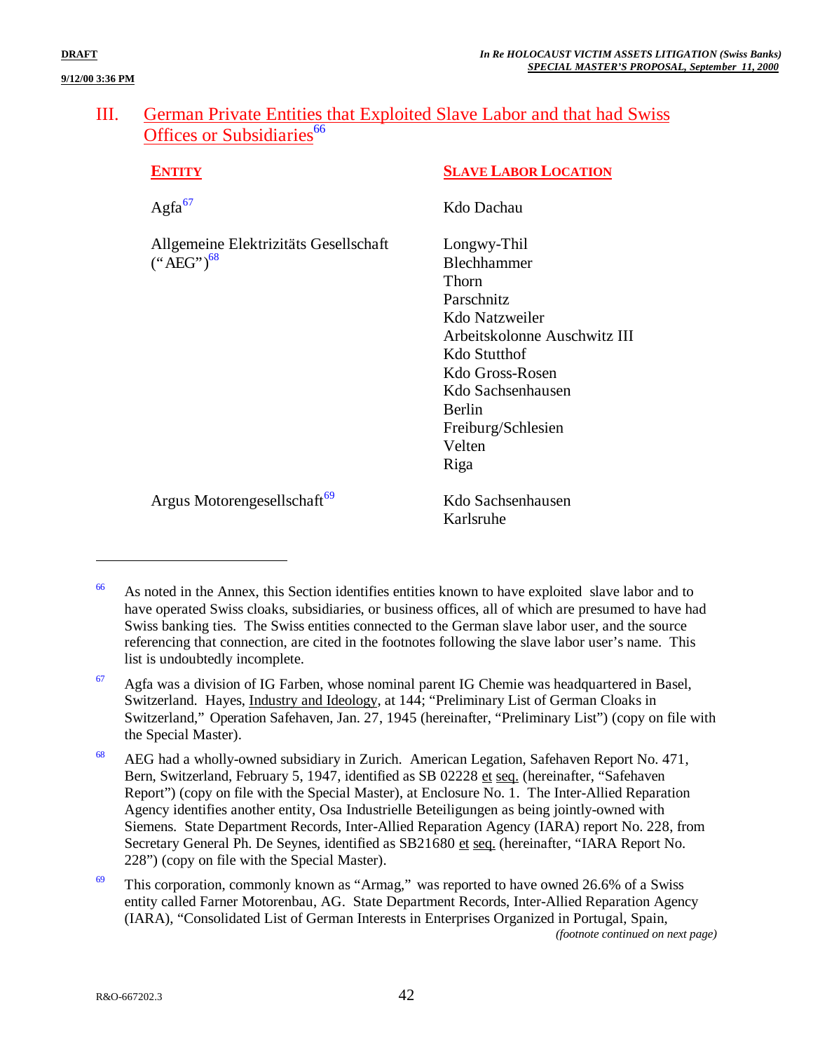## III. German Private Entities that Exploited Slave Labor and that had Swiss Offices or Subsidiaries[66]

| ENTITY | SLAVE LABOR LOCATION |
|---|---|
| Agfa[67] | Kdo Dachau |
| Allgemeine Elektrizitäts Gesellschaft ("AEG")[68] | Longwy-Thil<br>Blechhammer<br>Thorn<br>Parschnitz<br>Kdo Natzweiler<br>Arbeitskolonne Auschwitz III<br>Kdo Stutthof<br>Kdo Gross-Rosen<br>Kdo Sachsenhausen<br>Berlin<br>Freiburg/Schlesien<br>Velten<br>Riga |
| Argus Motorengesellschaft[69] | Kdo Sachsenhausen<br>Karlsruhe |

---

[66] As noted in the Annex, this Section identifies entities known to have exploited slave labor and to have operated Swiss cloaks, subsidiaries, or business offices, all of which are presumed to have had Swiss banking ties. The Swiss entities connected to the German slave labor user, and the source referencing that connection, are cited in the footnotes following the slave labor user's name. This list is undoubtedly incomplete.

[67] Agfa was a division of IG Farben, whose nominal parent IG Chemie was headquartered in Basel, Switzerland. Hayes, Industry and Ideology, at 144; "Preliminary List of German Cloaks in Switzerland," Operation Safehaven, Jan. 27, 1945 (hereinafter, "Preliminary List") (copy on file with the Special Master).

[68] AEG had a wholly-owned subsidiary in Zurich. American Legation, Safehaven Report No. 471, Bern, Switzerland, February 5, 1947, identified as SB 02228 et seq. (hereinafter, "Safehaven Report") (copy on file with the Special Master), at Enclosure No. 1. The Inter-Allied Reparation Agency identifies another entity, Osa Industrielle Beteiligungen as being jointly-owned with Siemens. State Department Records, Inter-Allied Reparation Agency (IARA) report No. 228, from Secretary General Ph. De Seynes, identified as SB21680 et seq. (hereinafter, "IARA Report No. 228") (copy on file with the Special Master).

[69] This corporation, commonly known as "Armag," was reported to have owned 26.6% of a Swiss entity called Farner Motorenbau, AG. State Department Records, Inter-Allied Reparation Agency (IARA), "Consolidated List of German Interests in Enterprises Organized in Portugal, Spain,

*(footnote continued on next page)*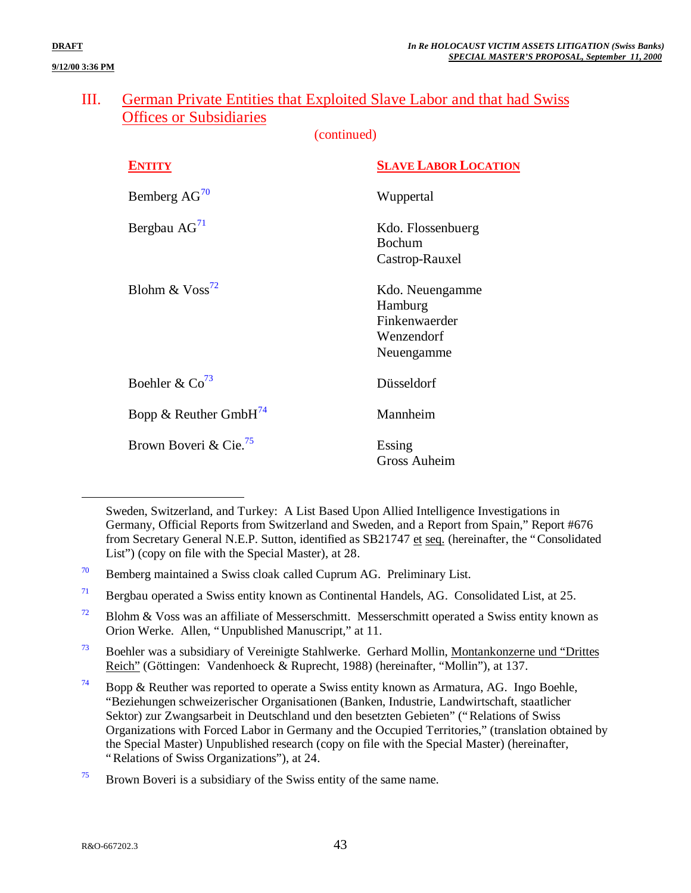## III. German Private Entities that Exploited Slave Labor and that had Swiss Offices or Subsidiaries

(continued)

| ENTITY | SLAVE LABOR LOCATION |
|---|---|
| Bemberg AG[70] | Wuppertal |
| Bergbau AG[71] | Kdo. Flossenbuerg<br>Bochum<br>Castrop-Rauxel |
| Blohm & Voss[72] | Kdo. Neuengamme<br>Hamburg<br>Finkenwaerder<br>Wenzendorf<br>Neuengamme |
| Boehler & Co[73] | Düsseldorf |
| Bopp & Reuther GmbH[74] | Mannheim |
| Brown Boveri & Cie.[75] | Essing<br>Gross Auheim |

---

Sweden, Switzerland, and Turkey: A List Based Upon Allied Intelligence Investigations in Germany, Official Reports from Switzerland and Sweden, and a Report from Spain," Report #676 from Secretary General N.E.P. Sutton, identified as SB21747 et seq. (hereinafter, the "Consolidated List") (copy on file with the Special Master), at 28.

[70] Bemberg maintained a Swiss cloak called Cuprum AG. Preliminary List.

[71] Bergbau operated a Swiss entity known as Continental Handels, AG. Consolidated List, at 25.

[72] Blohm & Voss was an affiliate of Messerschmitt. Messerschmitt operated a Swiss entity known as Orion Werke. Allen, "Unpublished Manuscript," at 11.

[73] Boehler was a subsidiary of Vereinigte Stahlwerke. Gerhard Mollin, Montankonzerne und "Drittes Reich" (Göttingen: Vandenhoeck & Ruprecht, 1988) (hereinafter, "Mollin"), at 137.

[74] Bopp & Reuther was reported to operate a Swiss entity known as Armatura, AG. Ingo Boehle, "Beziehungen schweizerischer Organisationen (Banken, Industrie, Landwirtschaft, staatlicher Sektor) zur Zwangsarbeit in Deutschland und den besetzten Gebieten" ("Relations of Swiss Organizations with Forced Labor in Germany and the Occupied Territories," (translation obtained by the Special Master) Unpublished research (copy on file with the Special Master) (hereinafter, "Relations of Swiss Organizations"), at 24.

[75] Brown Boveri is a subsidiary of the Swiss entity of the same name.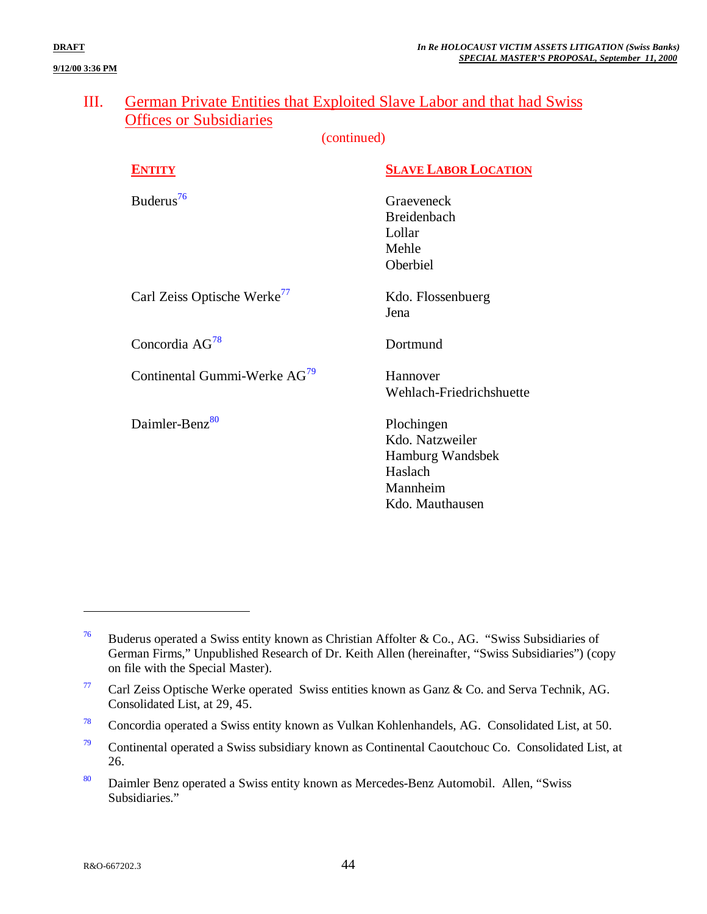## III. German Private Entities that Exploited Slave Labor and that had Swiss Offices or Subsidiaries

(continued)

| ENTITY | SLAVE LABOR LOCATION |
|---|---|
| Buderus[76] | Graeveneck<br>Breidenbach<br>Lollar<br>Mehle<br>Oberbiel |
| Carl Zeiss Optische Werke[77] | Kdo. Flossenbuerg<br>Jena |
| Concordia AG[78] | Dortmund |
| Continental Gummi-Werke AG[79] | Hannover<br>Wehlach-Friedrichshuette |
| Daimler-Benz[80] | Plochingen<br>Kdo. Natzweiler<br>Hamburg Wandsbek<br>Haslach<br>Mannheim<br>Kdo. Mauthausen |

---

[76] Buderus operated a Swiss entity known as Christian Affolter & Co., AG. "Swiss Subsidiaries of German Firms," Unpublished Research of Dr. Keith Allen (hereinafter, "Swiss Subsidiaries") (copy on file with the Special Master).

[77] Carl Zeiss Optische Werke operated Swiss entities known as Ganz & Co. and Serva Technik, AG. Consolidated List, at 29, 45.

[78] Concordia operated a Swiss entity known as Vulkan Kohlenhandels, AG. Consolidated List, at 50.

[79] Continental operated a Swiss subsidiary known as Continental Caoutchouc Co. Consolidated List, at 26.

[80] Daimler Benz operated a Swiss entity known as Mercedes-Benz Automobil. Allen, "Swiss Subsidiaries."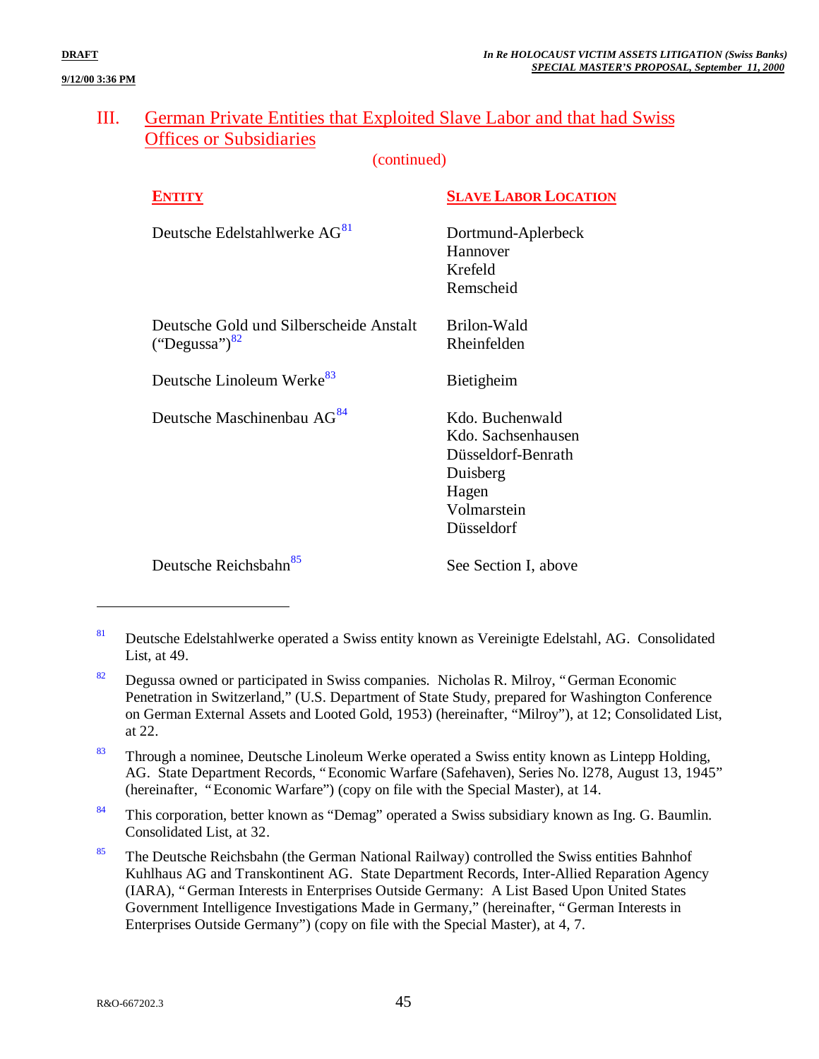## III. German Private Entities that Exploited Slave Labor and that had Swiss Offices or Subsidiaries

(continued)

| ENTITY | SLAVE LABOR LOCATION |
|---|---|
| Deutsche Edelstahlwerke AG[81] | Dortmund-Aplerbeck<br>Hannover<br>Krefeld<br>Remscheid |
| Deutsche Gold und Silberscheide Anstalt ("Degussa")[82] | Brilon-Wald<br>Rheinfelden |
| Deutsche Linoleum Werke[83] | Bietigheim |
| Deutsche Maschinenbau AG[84] | Kdo. Buchenwald<br>Kdo. Sachsenhausen<br>Düsseldorf-Benrath<br>Duisberg<br>Hagen<br>Volmarstein<br>Düsseldorf |
| Deutsche Reichsbahn[85] | See Section I, above |

---

[81] Deutsche Edelstahlwerke operated a Swiss entity known as Vereinigte Edelstahl, AG. Consolidated List, at 49.

[82] Degussa owned or participated in Swiss companies. Nicholas R. Milroy, "German Economic Penetration in Switzerland," (U.S. Department of State Study, prepared for Washington Conference on German External Assets and Looted Gold, 1953) (hereinafter, "Milroy"), at 12; Consolidated List, at 22.

[83] Through a nominee, Deutsche Linoleum Werke operated a Swiss entity known as Lintepp Holding, AG. State Department Records, "Economic Warfare (Safehaven), Series No. l278, August 13, 1945" (hereinafter, "Economic Warfare") (copy on file with the Special Master), at 14.

[84] This corporation, better known as "Demag" operated a Swiss subsidiary known as Ing. G. Baumlin. Consolidated List, at 32.

[85] The Deutsche Reichsbahn (the German National Railway) controlled the Swiss entities Bahnhof Kuhlhaus AG and Transkontinent AG. State Department Records, Inter-Allied Reparation Agency (IARA), "German Interests in Enterprises Outside Germany: A List Based Upon United States Government Intelligence Investigations Made in Germany," (hereinafter, "German Interests in Enterprises Outside Germany") (copy on file with the Special Master), at 4, 7.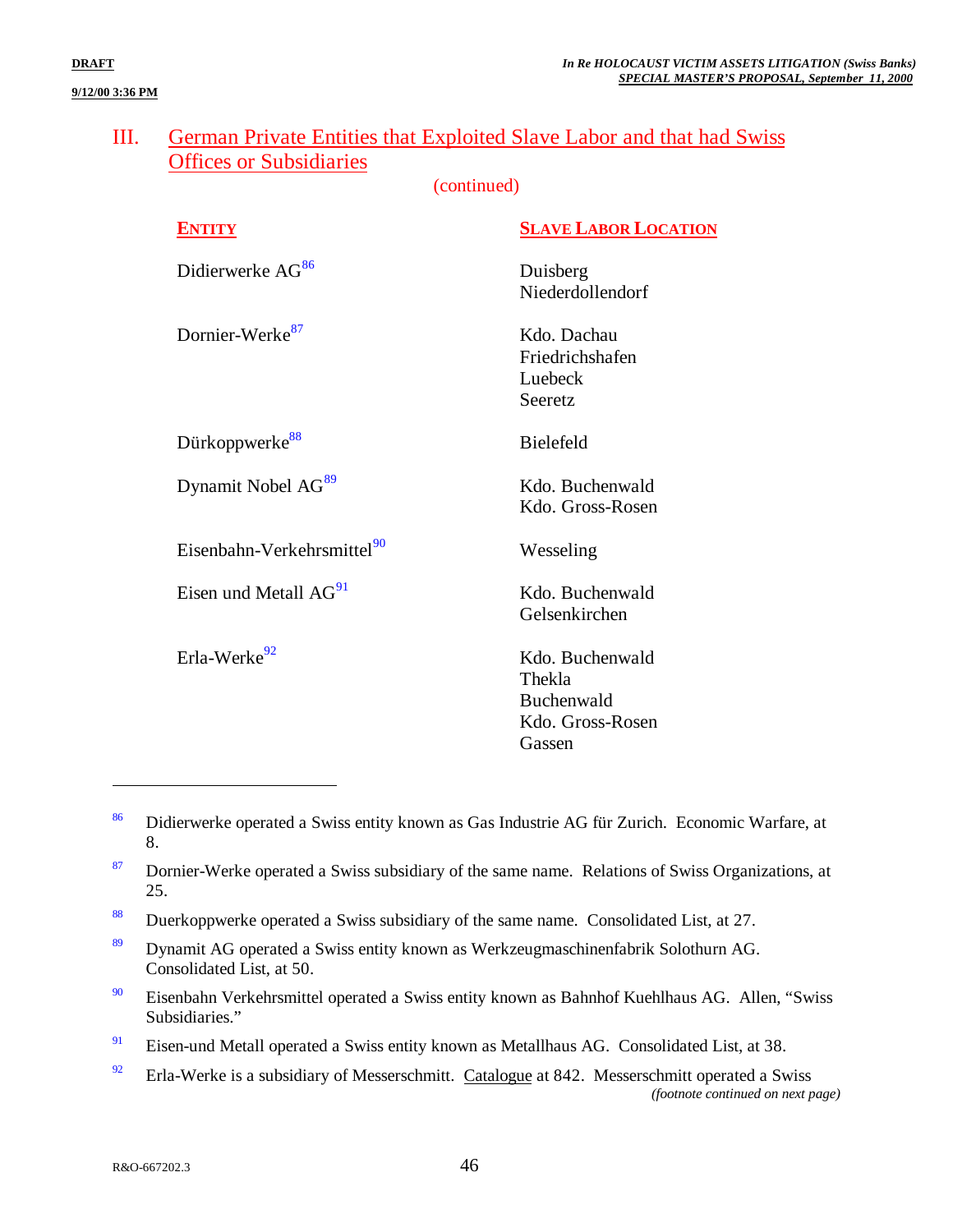## III. German Private Entities that Exploited Slave Labor and that had Swiss Offices or Subsidiaries

(continued)

| Entity | Slave Labor Location |
|---|---|
| Didierwerke AG[86] | Duisberg<br>Niederdollendorf |
| Dornier-Werke[87] | Kdo. Dachau<br>Friedrichshafen<br>Luebeck<br>Seeretz |
| Dürkoppwerke[88] | Bielefeld |
| Dynamit Nobel AG[89] | Kdo. Buchenwald<br>Kdo. Gross-Rosen |
| Eisenbahn-Verkehrsmittel[90] | Wesseling |
| Eisen und Metall AG[91] | Kdo. Buchenwald<br>Gelsenkirchen |
| Erla-Werke[92] | Kdo. Buchenwald<br>Thekla<br>Buchenwald<br>Kdo. Gross-Rosen<br>Gassen |

---

[86] Didierwerke operated a Swiss entity known as Gas Industrie AG für Zurich. Economic Warfare, at 8.

[87] Dornier-Werke operated a Swiss subsidiary of the same name. Relations of Swiss Organizations, at 25.

[88] Duerkoppwerke operated a Swiss subsidiary of the same name. Consolidated List, at 27.

[89] Dynamit AG operated a Swiss entity known as Werkzeugmaschinenfabrik Solothurn AG. Consolidated List, at 50.

[90] Eisenbahn Verkehrsmittel operated a Swiss entity known as Bahnhof Kuehlhaus AG. Allen, "Swiss Subsidiaries."

[91] Eisen-und Metall operated a Swiss entity known as Metallhaus AG. Consolidated List, at 38.

[92] Erla-Werke is a subsidiary of Messerschmitt. Catalogue at 842. Messerschmitt operated a Swiss

*(footnote continued on next page)*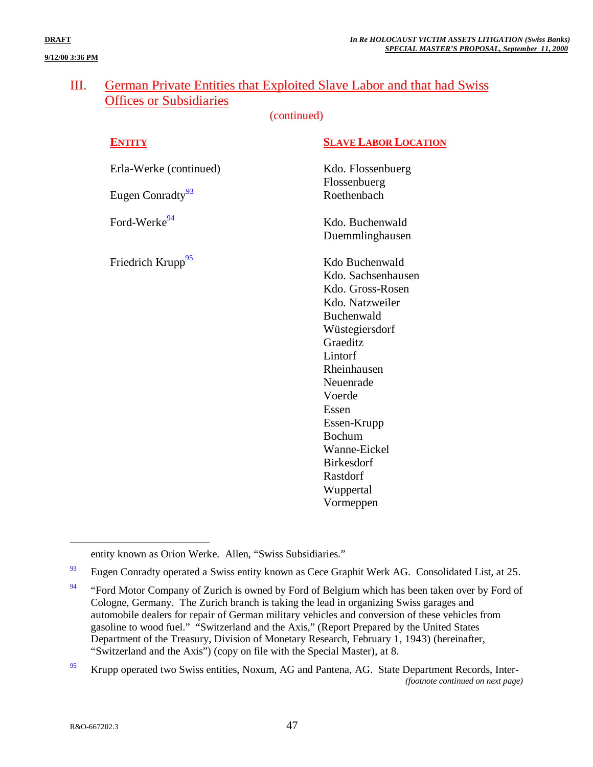## III. German Private Entities that Exploited Slave Labor and that had Swiss Offices or Subsidiaries

(continued)

| ENTITY | SLAVE LABOR LOCATION |
|---|---|
| Erla-Werke (continued) | Kdo. Flossenbuerg<br>Flossenbuerg |
| Eugen Conradty[93] | Roethenbach |
| Ford-Werke[94] | Kdo. Buchenwald<br>Duemmlinghausen |
| Friedrich Krupp[95] | Kdo Buchenwald<br>Kdo. Sachsenhausen<br>Kdo. Gross-Rosen<br>Kdo. Natzweiler<br>Buchenwald<br>Wüstegiersdorf<br>Graeditz<br>Lintorf<br>Rheinhausen<br>Neuenrade<br>Voerde<br>Essen<br>Essen-Krupp<br>Bochum<br>Wanne-Eickel<br>Birkesdorf<br>Rastdorf<br>Wuppertal<br>Vormeppen |

---

entity known as Orion Werke. Allen, "Swiss Subsidiaries."

[93] Eugen Conradty operated a Swiss entity known as Cece Graphit Werk AG. Consolidated List, at 25.

[94] "Ford Motor Company of Zurich is owned by Ford of Belgium which has been taken over by Ford of Cologne, Germany. The Zurich branch is taking the lead in organizing Swiss garages and automobile dealers for repair of German military vehicles and conversion of these vehicles from gasoline to wood fuel." "Switzerland and the Axis," (Report Prepared by the United States Department of the Treasury, Division of Monetary Research, February 1, 1943) (hereinafter, "Switzerland and the Axis") (copy on file with the Special Master), at 8.

[95] Krupp operated two Swiss entities, Noxum, AG and Pantena, AG. State Department Records, Inter-

*(footnote continued on next page)*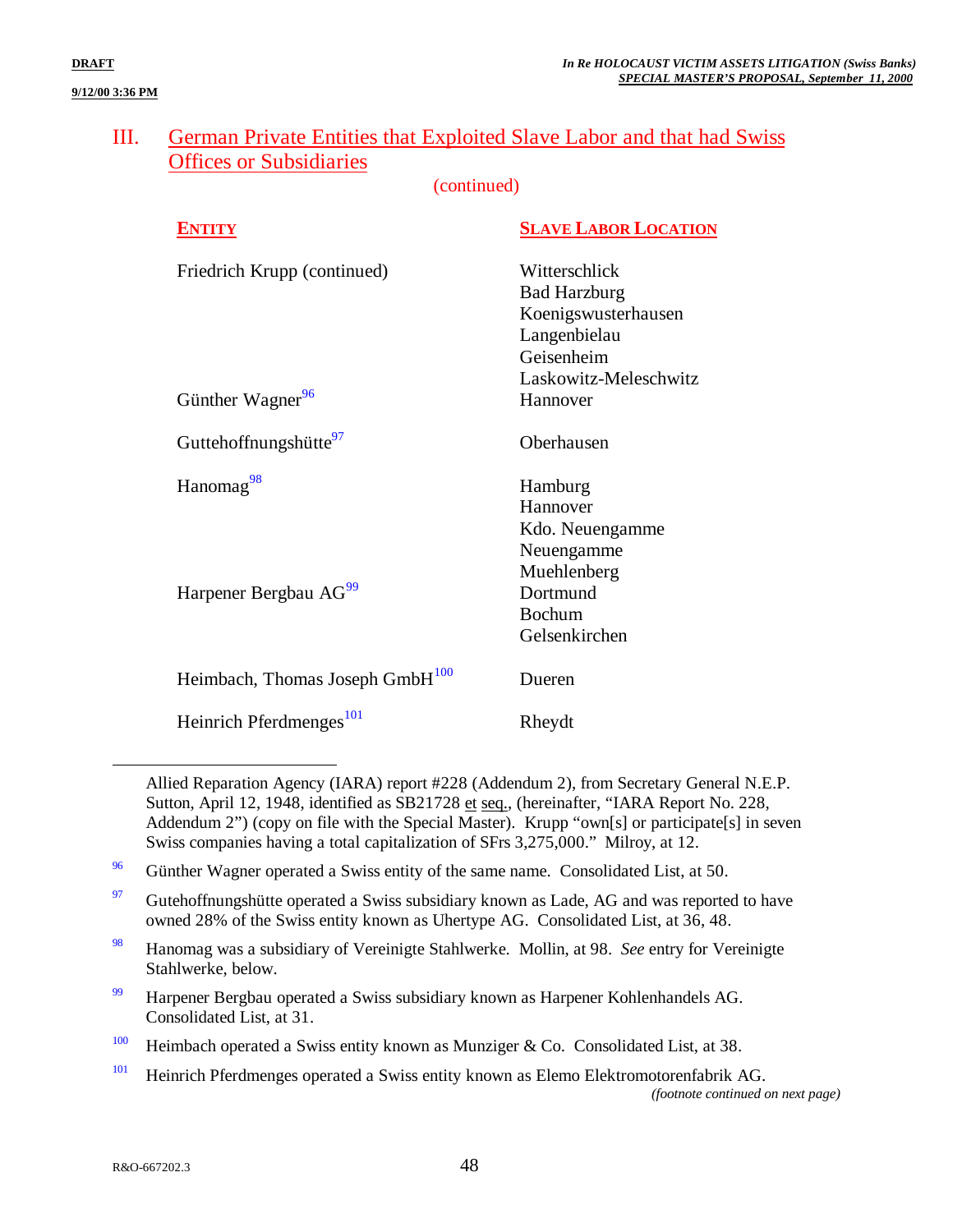## III. German Private Entities that Exploited Slave Labor and that had Swiss Offices or Subsidiaries

(continued)

| Entity | Slave Labor Location |
|---|---|
| Friedrich Krupp (continued) | Witterschlick<br>Bad Harzburg<br>Koenigswusterhausen<br>Langenbielau<br>Geisenheim<br>Laskowitz-Meleschwitz |
| Günther Wagner[96] | Hannover |
| Guttehoffnungshütte[97] | Oberhausen |
| Hanomag[98] | Hamburg<br>Hannover<br>Kdo. Neuengamme<br>Neuengamme<br>Muehlenberg |
| Harpener Bergbau AG[99] | Dortmund<br>Bochum<br>Gelsenkirchen |
| Heimbach, Thomas Joseph GmbH[100] | Dueren |
| Heinrich Pferdmenges[101] | Rheydt |

---

Allied Reparation Agency (IARA) report #228 (Addendum 2), from Secretary General N.E.P. Sutton, April 12, 1948, identified as SB21728 et seq., (hereinafter, "IARA Report No. 228, Addendum 2") (copy on file with the Special Master). Krupp "own[s] or participate[s] in seven Swiss companies having a total capitalization of SFrs 3,275,000." Milroy, at 12.

[96] Günther Wagner operated a Swiss entity of the same name. Consolidated List, at 50.

[97] Gutehoffnungshütte operated a Swiss subsidiary known as Lade, AG and was reported to have owned 28% of the Swiss entity known as Uhertype AG. Consolidated List, at 36, 48.

[98] Hanomag was a subsidiary of Vereinigte Stahlwerke. Mollin, at 98. *See* entry for Vereinigte Stahlwerke, below.

[99] Harpener Bergbau operated a Swiss subsidiary known as Harpener Kohlenhandels AG. Consolidated List, at 31.

[100] Heimbach operated a Swiss entity known as Munziger & Co. Consolidated List, at 38.

[101] Heinrich Pferdmenges operated a Swiss entity known as Elemo Elektromotorenfabrik AG.

*(footnote continued on next page)*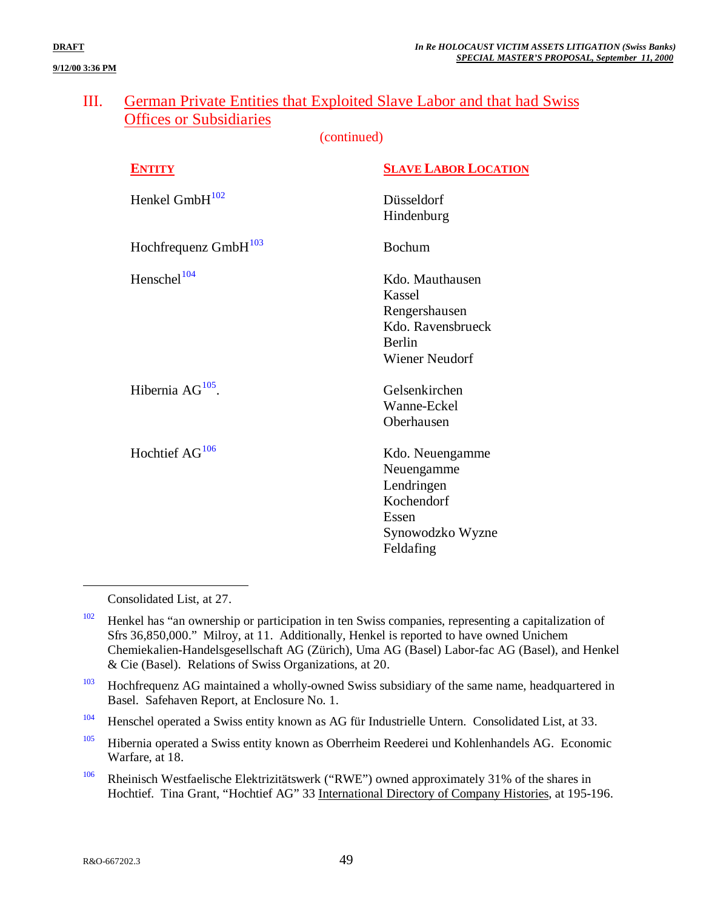## III. German Private Entities that Exploited Slave Labor and that had Swiss Offices or Subsidiaries

(continued)

| ENTITY | SLAVE LABOR LOCATION |
|---|---|
| Henkel GmbH[102] | Düsseldorf<br>Hindenburg |
| Hochfrequenz GmbH[103] | Bochum |
| Henschel[104] | Kdo. Mauthausen<br>Kassel<br>Rengershausen<br>Kdo. Ravensbrueck<br>Berlin<br>Wiener Neudorf |
| Hibernia AG[105]. | Gelsenkirchen<br>Wanne-Eckel<br>Oberhausen |
| Hochtief AG[106] | Kdo. Neuengamme<br>Neuengamme<br>Lendringen<br>Kochendorf<br>Essen<br>Synowodzko Wyzne<br>Feldafing |

---

Consolidated List, at 27.

[102] Henkel has "an ownership or participation in ten Swiss companies, representing a capitalization of Sfrs 36,850,000." Milroy, at 11. Additionally, Henkel is reported to have owned Unichem Chemiekalien-Handelsgesellschaft AG (Zürich), Uma AG (Basel) Labor-fac AG (Basel), and Henkel & Cie (Basel). Relations of Swiss Organizations, at 20.

[103] Hochfrequenz AG maintained a wholly-owned Swiss subsidiary of the same name, headquartered in Basel. Safehaven Report, at Enclosure No. 1.

[104] Henschel operated a Swiss entity known as AG für Industrielle Untern. Consolidated List, at 33.

[105] Hibernia operated a Swiss entity known as Oberrheim Reederei und Kohlenhandels AG. Economic Warfare, at 18.

[106] Rheinisch Westfaelische Elektrizitätswerk ("RWE") owned approximately 31% of the shares in Hochtief. Tina Grant, "Hochtief AG" 33 International Directory of Company Histories, at 195-196.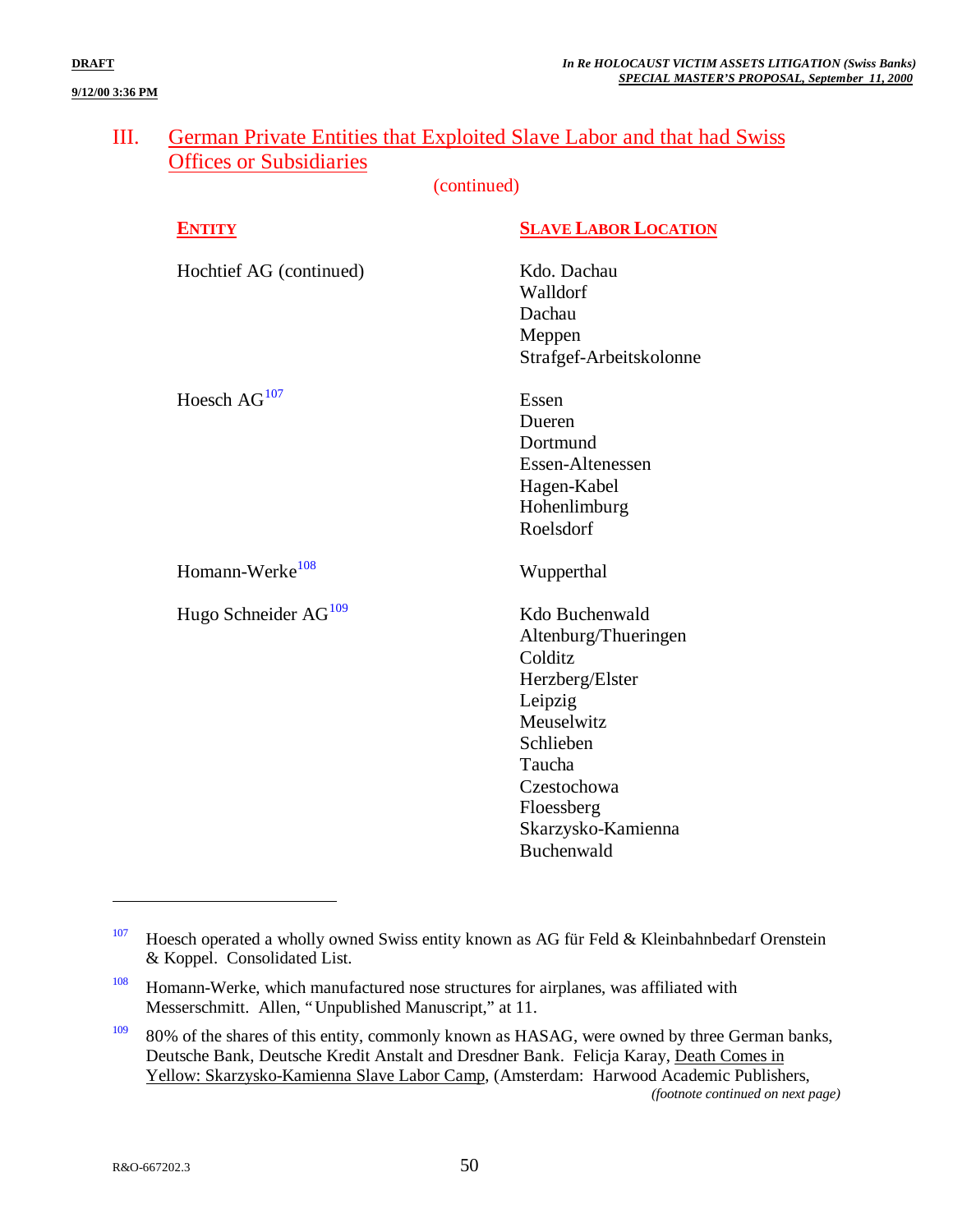## III. German Private Entities that Exploited Slave Labor and that had Swiss Offices or Subsidiaries

(continued)

| ENTITY | SLAVE LABOR LOCATION |
|---|---|
| Hochtief AG (continued) | Kdo. Dachau<br>Walldorf<br>Dachau<br>Meppen<br>Strafgef-Arbeitskolonne |
| Hoesch AG[107] | Essen<br>Dueren<br>Dortmund<br>Essen-Altenessen<br>Hagen-Kabel<br>Hohenlimburg<br>Roelsdorf |
| Homann-Werke[108] | Wupperthal |
| Hugo Schneider AG[109] | Kdo Buchenwald<br>Altenburg/Thueringen<br>Colditz<br>Herzberg/Elster<br>Leipzig<br>Meuselwitz<br>Schlieben<br>Taucha<br>Czestochowa<br>Floessberg<br>Skarzysko-Kamienna<br>Buchenwald |

---

[107] Hoesch operated a wholly owned Swiss entity known as AG für Feld & Kleinbahnbedarf Orenstein & Koppel. Consolidated List.

[108] Homann-Werke, which manufactured nose structures for airplanes, was affiliated with Messerschmitt. Allen, "Unpublished Manuscript," at 11.

[109] 80% of the shares of this entity, commonly known as HASAG, were owned by three German banks, Deutsche Bank, Deutsche Kredit Anstalt and Dresdner Bank. Felicja Karay, Death Comes in Yellow: Skarzysko-Kamienna Slave Labor Camp, (Amsterdam: Harwood Academic Publishers,

*(footnote continued on next page)*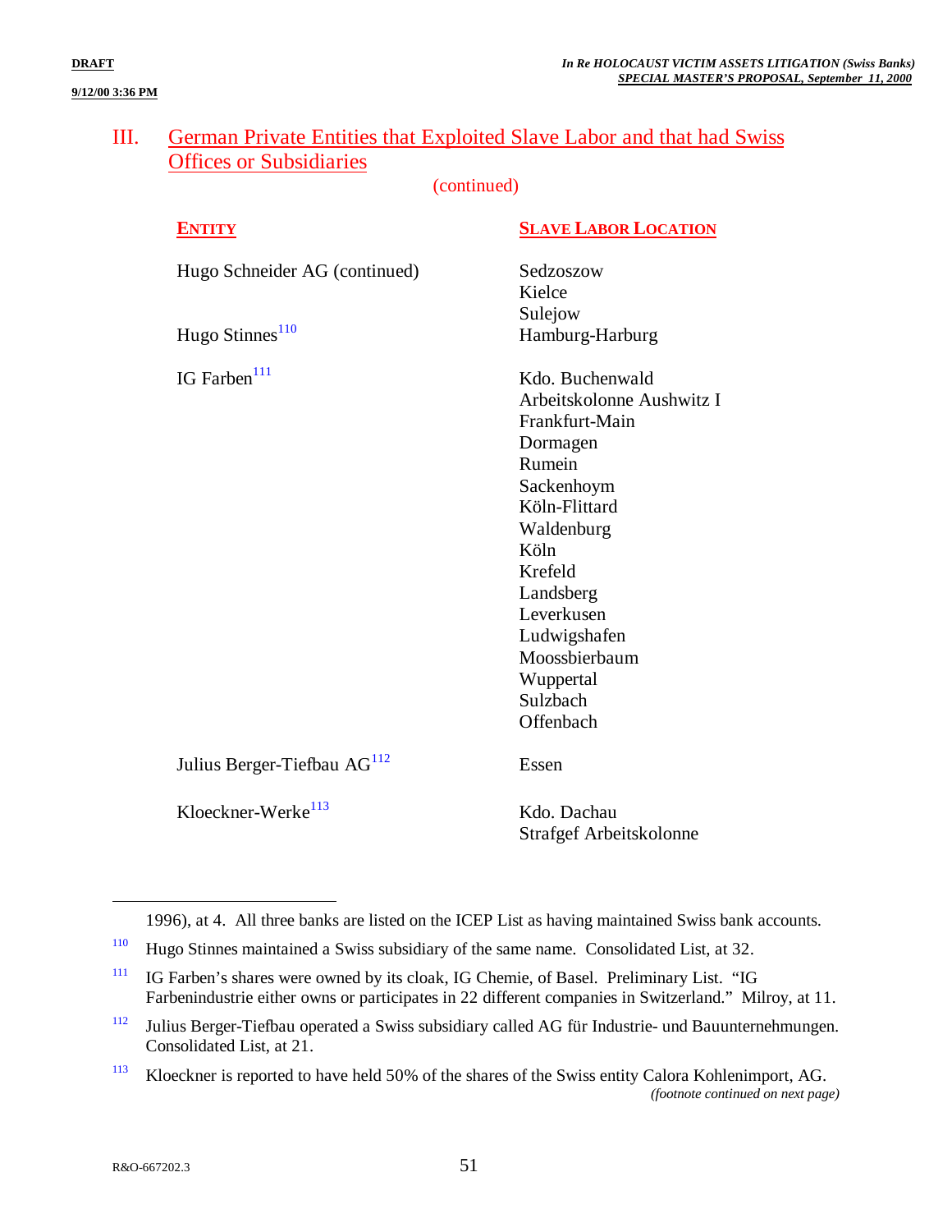## III. German Private Entities that Exploited Slave Labor and that had Swiss Offices or Subsidiaries

(continued)

| ENTITY | SLAVE LABOR LOCATION |
|---|---|
| Hugo Schneider AG (continued) | Sedzoszow<br>Kielce<br>Sulejow |
| Hugo Stinnes[110] | Hamburg-Harburg |
| IG Farben[111] | Kdo. Buchenwald<br>Arbeitskolonne Aushwitz I<br>Frankfurt-Main<br>Dormagen<br>Rumein<br>Sackenhoym<br>Köln-Flittard<br>Waldenburg<br>Köln<br>Krefeld<br>Landsberg<br>Leverkusen<br>Ludwigshafen<br>Moossbierbaum<br>Wuppertal<br>Sulzbach<br>Offenbach |
| Julius Berger-Tiefbau AG[112] | Essen |
| Kloeckner-Werke[113] | Kdo. Dachau<br>Strafgef Arbeitskolonne |

---

1996), at 4. All three banks are listed on the ICEP List as having maintained Swiss bank accounts.

[110] Hugo Stinnes maintained a Swiss subsidiary of the same name. Consolidated List, at 32.

[111] IG Farben's shares were owned by its cloak, IG Chemie, of Basel. Preliminary List. "IG Farbenindustrie either owns or participates in 22 different companies in Switzerland." Milroy, at 11.

[112] Julius Berger-Tiefbau operated a Swiss subsidiary called AG für Industrie- und Bauunternehmungen. Consolidated List, at 21.

[113] Kloeckner is reported to have held 50% of the shares of the Swiss entity Calora Kohlenimport, AG.

*(footnote continued on next page)*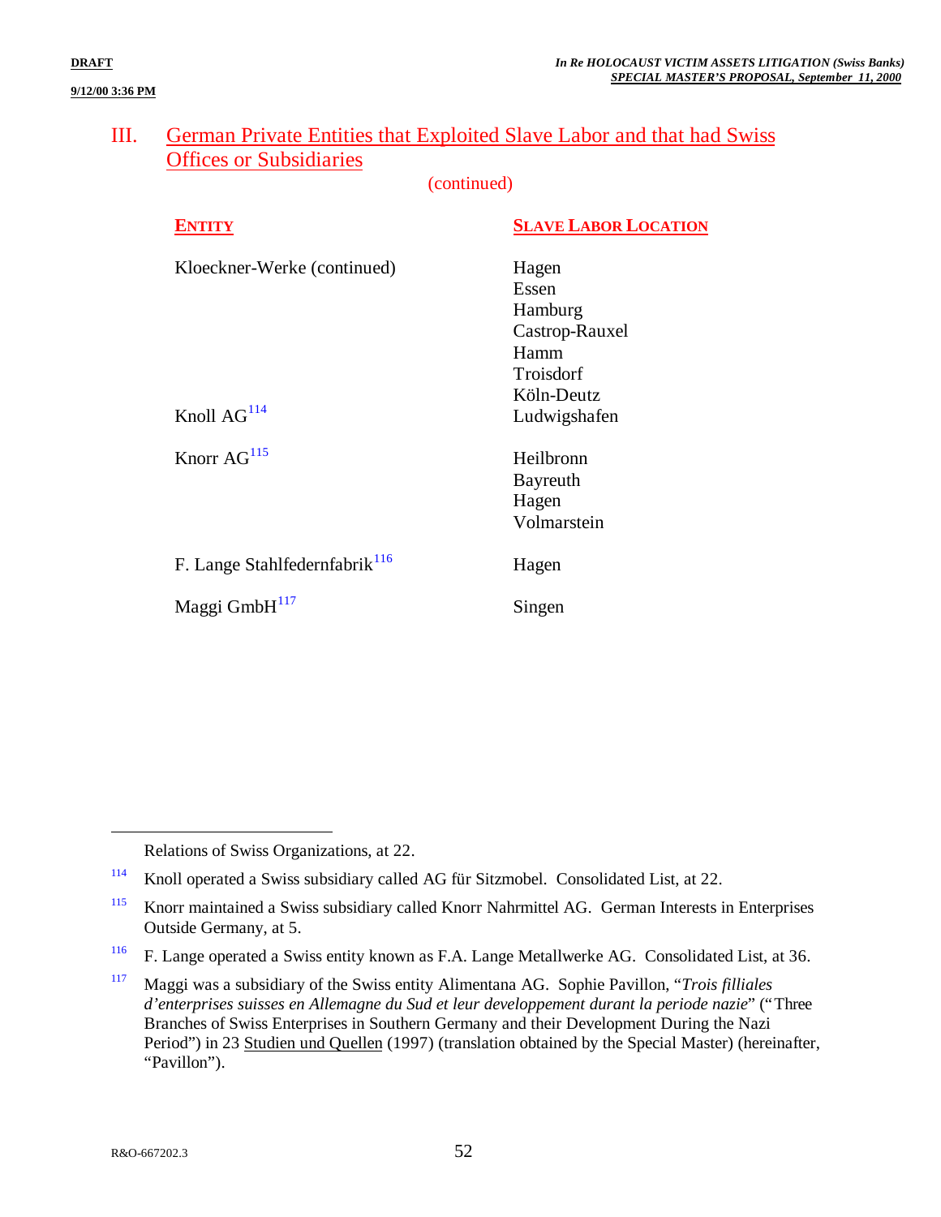## III. German Private Entities that Exploited Slave Labor and that had Swiss Offices or Subsidiaries

(continued)

| ENTITY | SLAVE LABOR LOCATION |
|---|---|
| Kloeckner-Werke (continued) | Hagen<br>Essen<br>Hamburg<br>Castrop-Rauxel<br>Hamm<br>Troisdorf<br>Köln-Deutz |
| Knoll AG[114] | Ludwigshafen |
| Knorr AG[115] | Heilbronn<br>Bayreuth<br>Hagen<br>Volmarstein |
| F. Lange Stahlfedernfabrik[116] | Hagen |
| Maggi GmbH[117] | Singen |

---

Relations of Swiss Organizations, at 22.

[114] Knoll operated a Swiss subsidiary called AG für Sitzmobel. Consolidated List, at 22.

[115] Knorr maintained a Swiss subsidiary called Knorr Nahrmittel AG. German Interests in Enterprises Outside Germany, at 5.

[116] F. Lange operated a Swiss entity known as F.A. Lange Metallwerke AG. Consolidated List, at 36.

[117] Maggi was a subsidiary of the Swiss entity Alimentana AG. Sophie Pavillon, "*Trois filliales d'enterprises suisses en Allemagne du Sud et leur developpement durant la periode nazie*" ("Three Branches of Swiss Enterprises in Southern Germany and their Development During the Nazi Period") in 23 Studien und Quellen (1997) (translation obtained by the Special Master) (hereinafter, "Pavillon").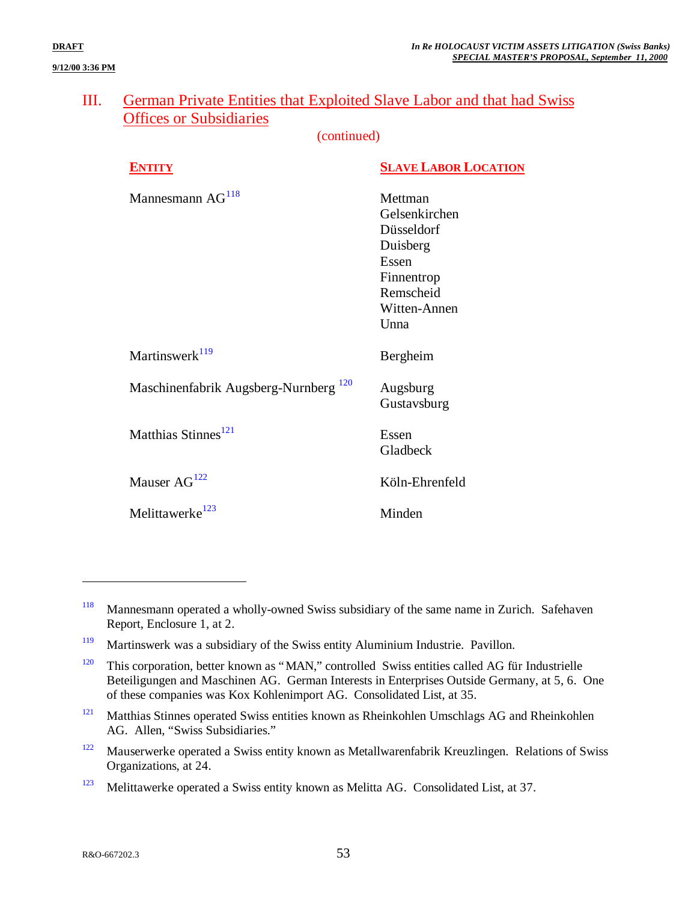## III. German Private Entities that Exploited Slave Labor and that had Swiss Offices or Subsidiaries

(continued)

| ENTITY | SLAVE LABOR LOCATION |
|---|---|
| Mannesmann AG[118] | Mettman<br>Gelsenkirchen<br>Düsseldorf<br>Duisberg<br>Essen<br>Finnentrop<br>Remscheid<br>Witten-Annen<br>Unna |
| Martinswerk[119] | Bergheim |
| Maschinenfabrik Augsberg-Nurnberg[120] | Augsburg<br>Gustavsburg |
| Matthias Stinnes[121] | Essen<br>Gladbeck |
| Mauser AG[122] | Köln-Ehrenfeld |
| Melittawerke[123] | Minden |

---

[118] Mannesmann operated a wholly-owned Swiss subsidiary of the same name in Zurich. Safehaven Report, Enclosure 1, at 2.

[119] Martinswerk was a subsidiary of the Swiss entity Aluminium Industrie. Pavillon.

[120] This corporation, better known as "MAN," controlled Swiss entities called AG für Industrielle Beteiligungen and Maschinen AG. German Interests in Enterprises Outside Germany, at 5, 6. One of these companies was Kox Kohlenimport AG. Consolidated List, at 35.

[121] Matthias Stinnes operated Swiss entities known as Rheinkohlen Umschlags AG and Rheinkohlen AG. Allen, "Swiss Subsidiaries."

[122] Mauserwerke operated a Swiss entity known as Metallwarenfabrik Kreuzlingen. Relations of Swiss Organizations, at 24.

[123] Melittawerke operated a Swiss entity known as Melitta AG. Consolidated List, at 37.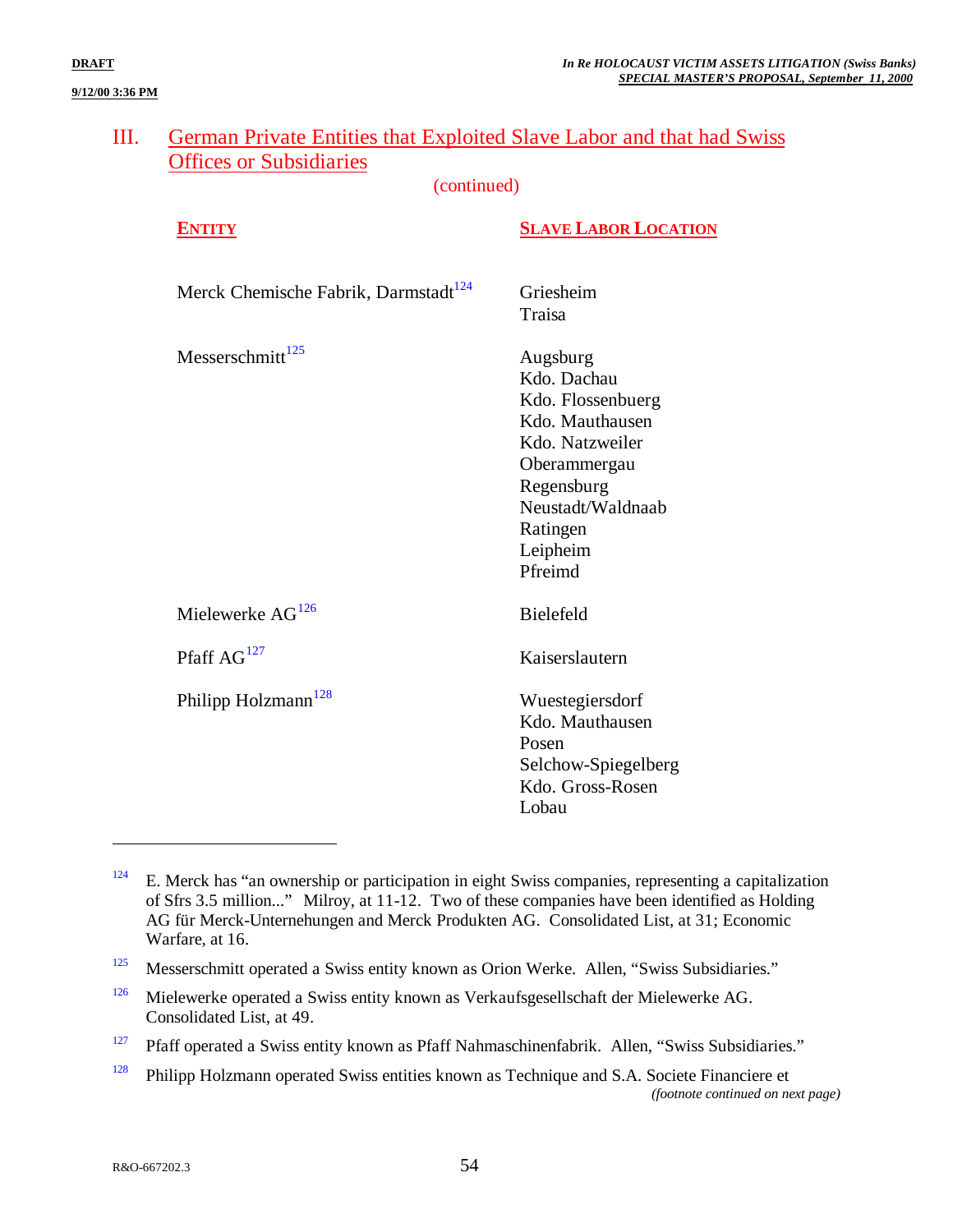## III. German Private Entities that Exploited Slave Labor and that had Swiss Offices or Subsidiaries

(continued)

| ENTITY | SLAVE LABOR LOCATION |
| --- | --- |
| Merck Chemische Fabrik, Darmstadt[124] | Griesheim<br>Traisa |
| Messerschmitt[125] | Augsburg<br>Kdo. Dachau<br>Kdo. Flossenbuerg<br>Kdo. Mauthausen<br>Kdo. Natzweiler<br>Oberammergau<br>Regensburg<br>Neustadt/Waldnaab<br>Ratingen<br>Leipheim<br>Pfreimd |
| Mielewerke AG[126] | Bielefeld |
| Pfaff AG[127] | Kaiserslautern |
| Philipp Holzmann[128] | Wuestegiersdorf<br>Kdo. Mauthausen<br>Posen<br>Selchow-Spiegelberg<br>Kdo. Gross-Rosen<br>Lobau |

---

[124] E. Merck has "an ownership or participation in eight Swiss companies, representing a capitalization of Sfrs 3.5 million..." Milroy, at 11-12. Two of these companies have been identified as Holding AG für Merck-Unternehungen and Merck Produkten AG. Consolidated List, at 31; Economic Warfare, at 16.

[125] Messerschmitt operated a Swiss entity known as Orion Werke. Allen, "Swiss Subsidiaries."

[126] Mielewerke operated a Swiss entity known as Verkaufsgesellschaft der Mielewerke AG. Consolidated List, at 49.

[127] Pfaff operated a Swiss entity known as Pfaff Nahmaschinenfabrik. Allen, "Swiss Subsidiaries."

[128] Philipp Holzmann operated Swiss entities known as Technique and S.A. Societe Financiere et

*(footnote continued on next page)*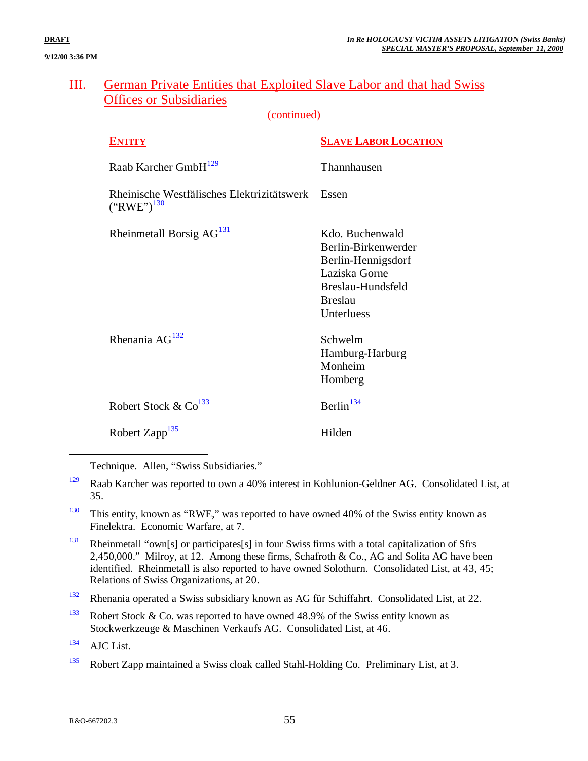## III. German Private Entities that Exploited Slave Labor and that had Swiss Offices or Subsidiaries

(continued)

| ENTITY | SLAVE LABOR LOCATION |
|---|---|
| Raab Karcher GmbH[129] | Thannhausen |
| Rheinische Westfälisches Elektrizitätswerk ("RWE")[130] | Essen |
| Rheinmetall Borsig AG[131] | Kdo. Buchenwald<br>Berlin-Birkenwerder<br>Berlin-Hennigsdorf<br>Laziska Gorne<br>Breslau-Hundsfeld<br>Breslau<br>Unterluess |
| Rhenania AG[132] | Schwelm<br>Hamburg-Harburg<br>Monheim<br>Homberg |
| Robert Stock & Co[133] | Berlin[134] |
| Robert Zapp[135] | Hilden |

---

Technique. Allen, "Swiss Subsidiaries."

[129] Raab Karcher was reported to own a 40% interest in Kohlunion-Geldner AG. Consolidated List, at 35.

[130] This entity, known as "RWE," was reported to have owned 40% of the Swiss entity known as Finelektra. Economic Warfare, at 7.

[131] Rheinmetall "own[s] or participates[s] in four Swiss firms with a total capitalization of Sfrs 2,450,000." Milroy, at 12. Among these firms, Schafroth & Co., AG and Solita AG have been identified. Rheinmetall is also reported to have owned Solothurn. Consolidated List, at 43, 45; Relations of Swiss Organizations, at 20.

[132] Rhenania operated a Swiss subsidiary known as AG für Schiffahrt. Consolidated List, at 22.

[133] Robert Stock & Co. was reported to have owned 48.9% of the Swiss entity known as Stockwerkzeuge & Maschinen Verkaufs AG. Consolidated List, at 46.

[134] AJC List.

[135] Robert Zapp maintained a Swiss cloak called Stahl-Holding Co. Preliminary List, at 3.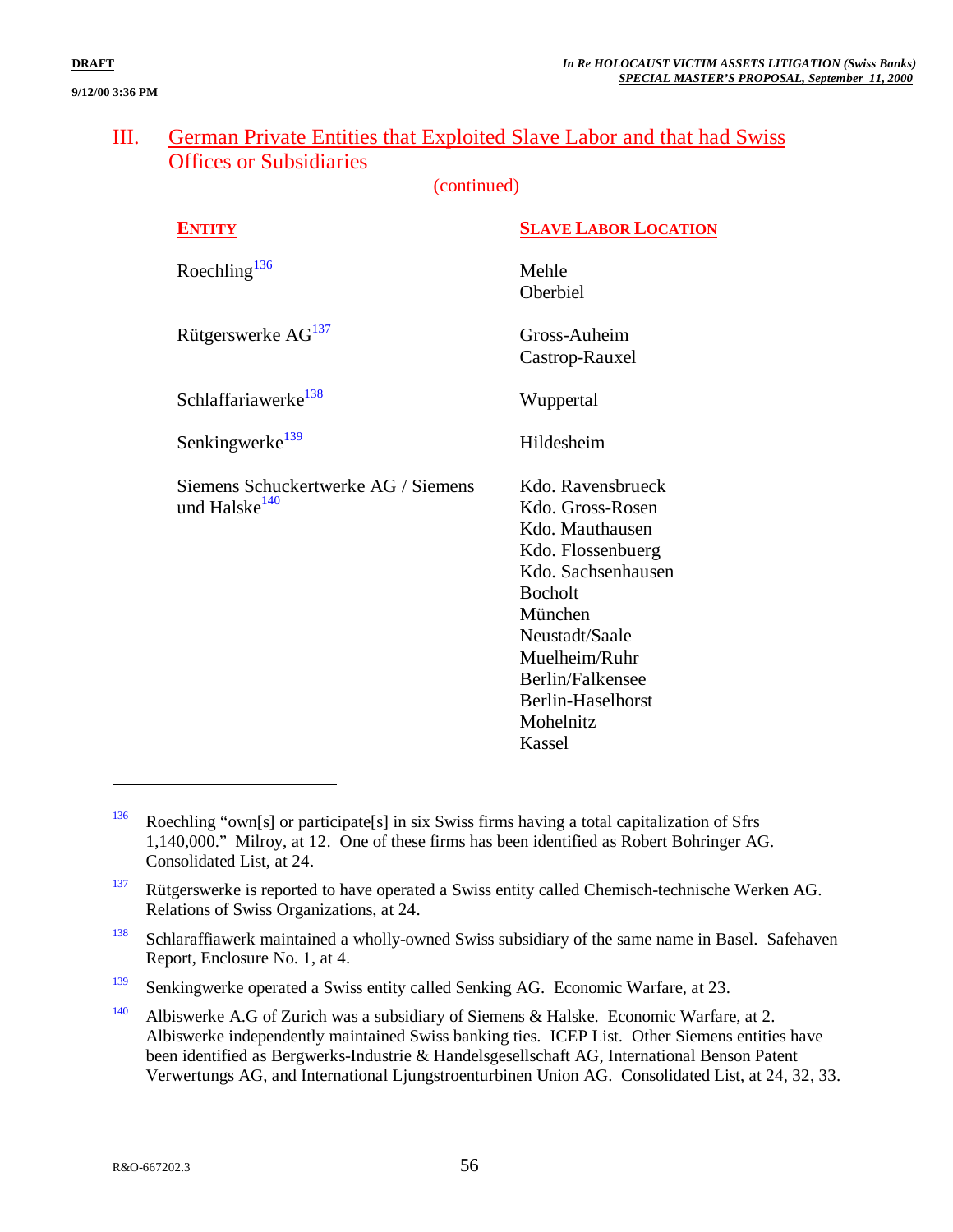## III. German Private Entities that Exploited Slave Labor and that had Swiss Offices or Subsidiaries

(continued)

| **Entity** | **Slave Labor Location** |
|---|---|
| Roechling[136] | Mehle<br>Oberbiel |
| Rütgerswerke AG[137] | Gross-Auheim<br>Castrop-Rauxel |
| Schlaffariawerke[138] | Wuppertal |
| Senkingwerke[139] | Hildesheim |
| Siemens Schuckertwerke AG / Siemens und Halske[140] | Kdo. Ravensbrueck<br>Kdo. Gross-Rosen<br>Kdo. Mauthausen<br>Kdo. Flossenbuerg<br>Kdo. Sachsenhausen<br>Bocholt<br>München<br>Neustadt/Saale<br>Muelheim/Ruhr<br>Berlin/Falkensee<br>Berlin-Haselhorst<br>Mohelnitz<br>Kassel |

---

[136] Roechling "own[s] or participate[s] in six Swiss firms having a total capitalization of Sfrs 1,140,000." Milroy, at 12. One of these firms has been identified as Robert Bohringer AG. Consolidated List, at 24.

[137] Rütgerswerke is reported to have operated a Swiss entity called Chemisch-technische Werken AG. Relations of Swiss Organizations, at 24.

[138] Schlaraffiawerk maintained a wholly-owned Swiss subsidiary of the same name in Basel. Safehaven Report, Enclosure No. 1, at 4.

[139] Senkingwerke operated a Swiss entity called Senking AG. Economic Warfare, at 23.

[140] Albiswerke A.G of Zurich was a subsidiary of Siemens & Halske. Economic Warfare, at 2. Albiswerke independently maintained Swiss banking ties. ICEP List. Other Siemens entities have been identified as Bergwerks-Industrie & Handelsgesellschaft AG, International Benson Patent Verwertungs AG, and International Ljungstroenturbinen Union AG. Consolidated List, at 24, 32, 33.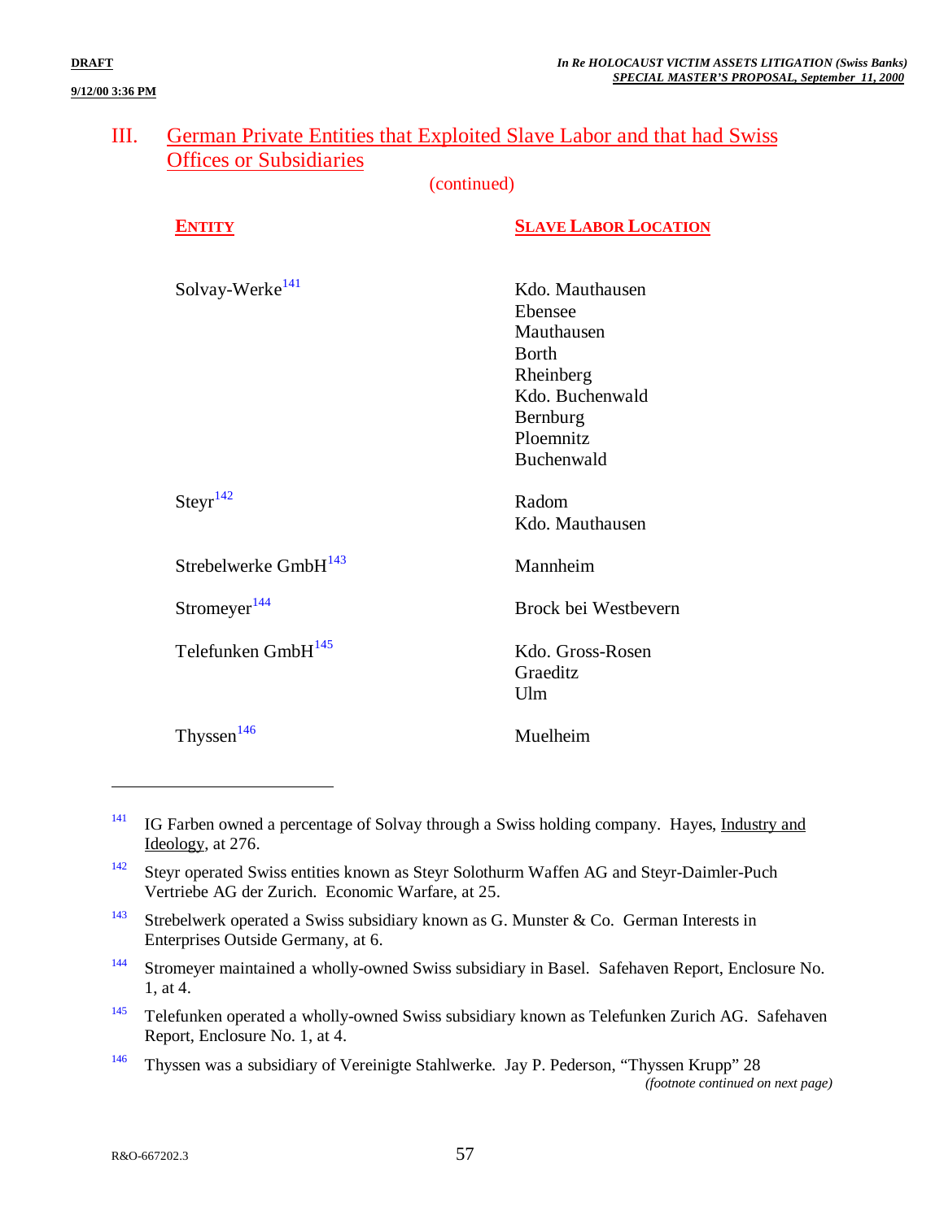## III. German Private Entities that Exploited Slave Labor and that had Swiss Offices or Subsidiaries

(continued)

| ENTITY | SLAVE LABOR LOCATION |
| --- | --- |
| Solvay-Werke[141] | Kdo. Mauthausen<br>Ebensee<br>Mauthausen<br>Borth<br>Rheinberg<br>Kdo. Buchenwald<br>Bernburg<br>Ploemnitz<br>Buchenwald |
| Steyr[142] | Radom<br>Kdo. Mauthausen |
| Strebelwerke GmbH[143] | Mannheim |
| Stromeyer[144] | Brock bei Westbevern |
| Telefunken GmbH[145] | Kdo. Gross-Rosen<br>Graeditz<br>Ulm |
| Thyssen[146] | Muelheim |

---

[141] IG Farben owned a percentage of Solvay through a Swiss holding company. Hayes, Industry and Ideology, at 276.

[142] Steyr operated Swiss entities known as Steyr Solothurm Waffen AG and Steyr-Daimler-Puch Vertriebe AG der Zurich. Economic Warfare, at 25.

[143] Strebelwerk operated a Swiss subsidiary known as G. Munster & Co. German Interests in Enterprises Outside Germany, at 6.

[144] Stromeyer maintained a wholly-owned Swiss subsidiary in Basel. Safehaven Report, Enclosure No. 1, at 4.

[145] Telefunken operated a wholly-owned Swiss subsidiary known as Telefunken Zurich AG. Safehaven Report, Enclosure No. 1, at 4.

[146] Thyssen was a subsidiary of Vereinigte Stahlwerke. Jay P. Pederson, "Thyssen Krupp" 28

*(footnote continued on next page)*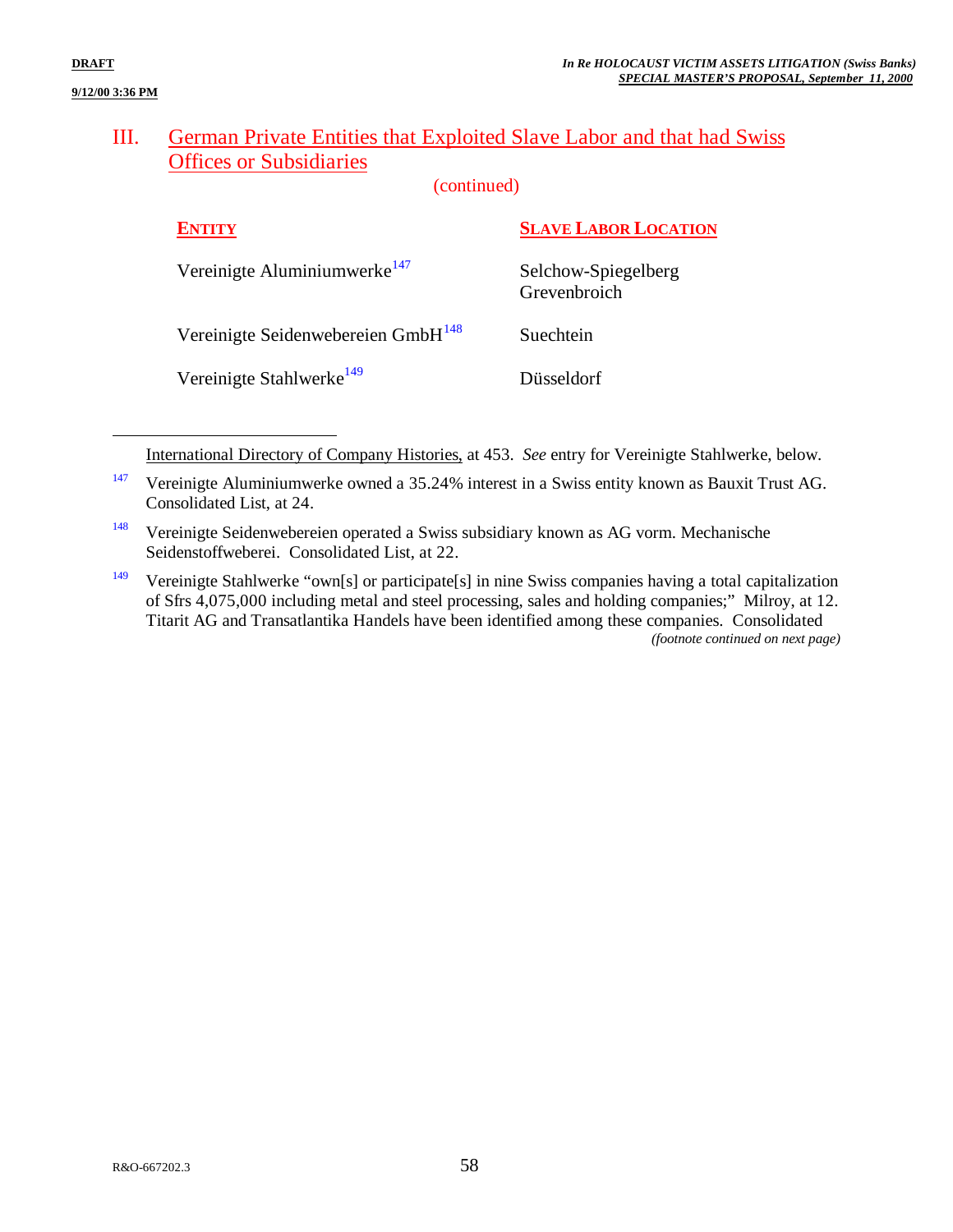## III. German Private Entities that Exploited Slave Labor and that had Swiss Offices or Subsidiaries

(continued)

| ENTITY | SLAVE LABOR LOCATION |
|---|---|
| Vereinigte Aluminiumwerke[147] | Selchow-Spiegelberg<br>Grevenbroich |
| Vereinigte Seidenwebereien GmbH[148] | Suechtein |
| Vereinigte Stahlwerke[149] | Düsseldorf |

---

International Directory of Company Histories, at 453. *See* entry for Vereinigte Stahlwerke, below.

[147] Vereinigte Aluminiumwerke owned a 35.24% interest in a Swiss entity known as Bauxit Trust AG. Consolidated List, at 24.

[148] Vereinigte Seidenwebereien operated a Swiss subsidiary known as AG vorm. Mechanische Seidenstoffweberei. Consolidated List, at 22.

[149] Vereinigte Stahlwerke "own[s] or participate[s] in nine Swiss companies having a total capitalization of Sfrs 4,075,000 including metal and steel processing, sales and holding companies;" Milroy, at 12. Titarit AG and Transatlantika Handels have been identified among these companies. Consolidated

*(footnote continued on next page)*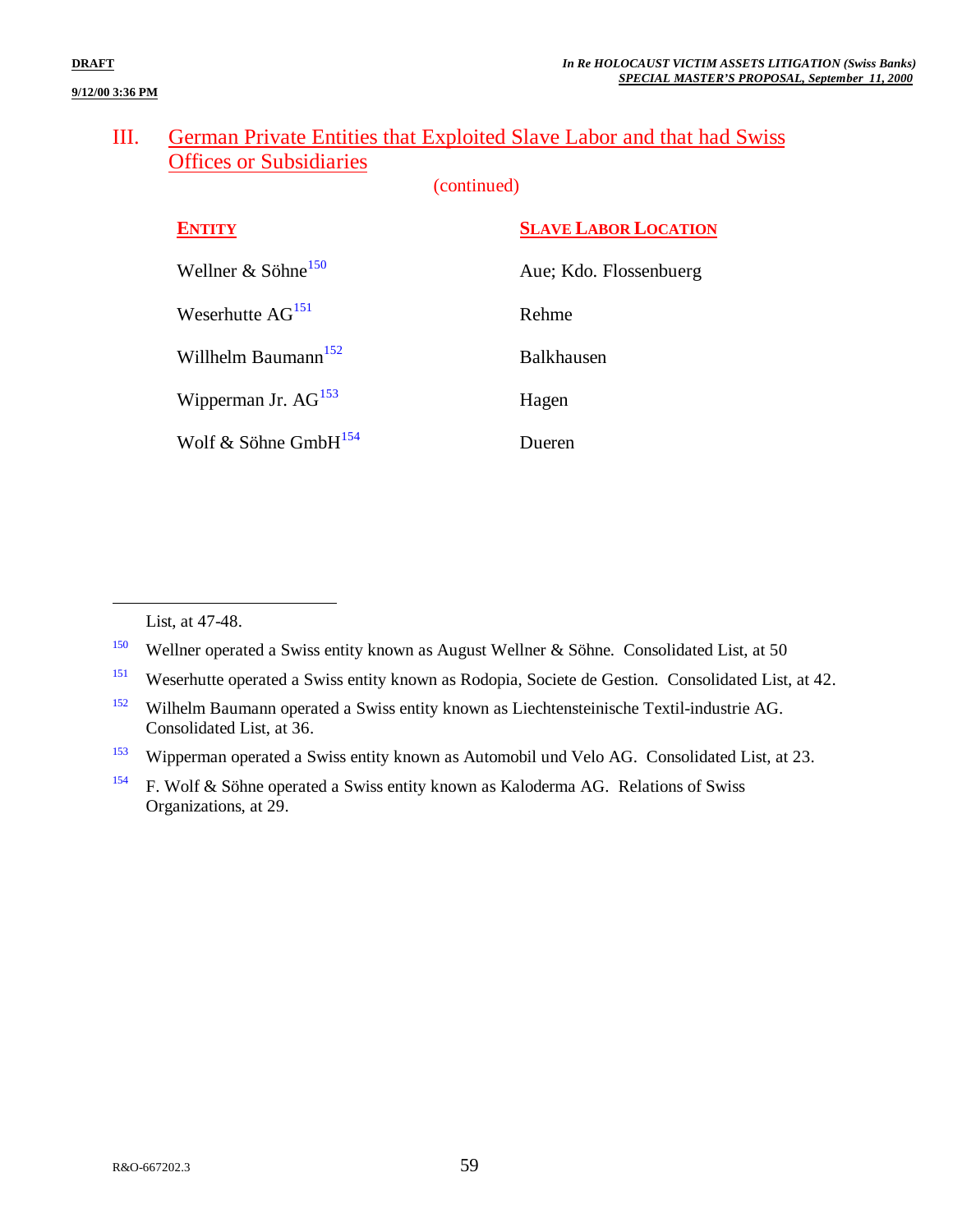## III. German Private Entities that Exploited Slave Labor and that had Swiss Offices or Subsidiaries

(continued)

| ENTITY | SLAVE LABOR LOCATION |
|---|---|
| Wellner & Söhne[150] | Aue; Kdo. Flossenbuerg |
| Weserhutte AG[151] | Rehme |
| Willhelm Baumann[152] | Balkhausen |
| Wipperman Jr. AG[153] | Hagen |
| Wolf & Söhne GmbH[154] | Dueren |

---

List, at 47-48.

[150] Wellner operated a Swiss entity known as August Wellner & Söhne. Consolidated List, at 50

[151] Weserhutte operated a Swiss entity known as Rodopia, Societe de Gestion. Consolidated List, at 42.

[152] Wilhelm Baumann operated a Swiss entity known as Liechtensteinische Textil-industrie AG. Consolidated List, at 36.

[153] Wipperman operated a Swiss entity known as Automobil und Velo AG. Consolidated List, at 23.

[154] F. Wolf & Söhne operated a Swiss entity known as Kaloderma AG. Relations of Swiss Organizations, at 29.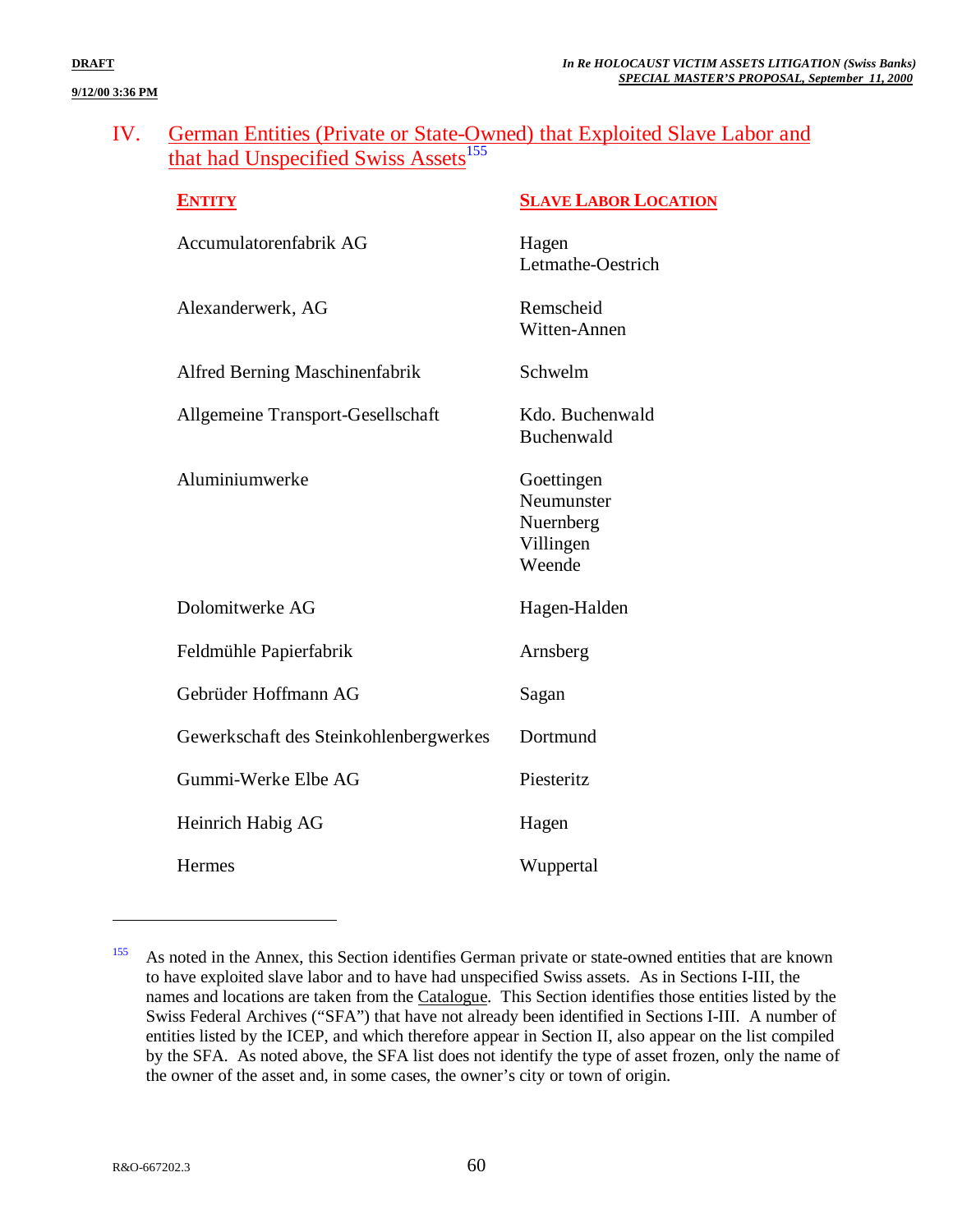## IV. German Entities (Private or State-Owned) that Exploited Slave Labor and that had Unspecified Swiss Assets[155]

| ENTITY | SLAVE LABOR LOCATION |
|---|---|
| Accumulatorenfabrik AG | Hagen<br>Letmathe-Oestrich |
| Alexanderwerk, AG | Remscheid<br>Witten-Annen |
| Alfred Berning Maschinenfabrik | Schwelm |
| Allgemeine Transport-Gesellschaft | Kdo. Buchenwald<br>Buchenwald |
| Aluminiumwerke | Goettingen<br>Neumunster<br>Nuernberg<br>Villingen<br>Weende |
| Dolomitwerke AG | Hagen-Halden |
| Feldmühle Papierfabrik | Arnsberg |
| Gebrüder Hoffmann AG | Sagan |
| Gewerkschaft des Steinkohlenbergwerkes | Dortmund |
| Gummi-Werke Elbe AG | Piesteritz |
| Heinrich Habig AG | Hagen |
| Hermes | Wuppertal |

[155] As noted in the Annex, this Section identifies German private or state-owned entities that are known to have exploited slave labor and to have had unspecified Swiss assets. As in Sections I-III, the names and locations are taken from the Catalogue. This Section identifies those entities listed by the Swiss Federal Archives ("SFA") that have not already been identified in Sections I-III. A number of entities listed by the ICEP, and which therefore appear in Section II, also appear on the list compiled by the SFA. As noted above, the SFA list does not identify the type of asset frozen, only the name of the owner of the asset and, in some cases, the owner's city or town of origin.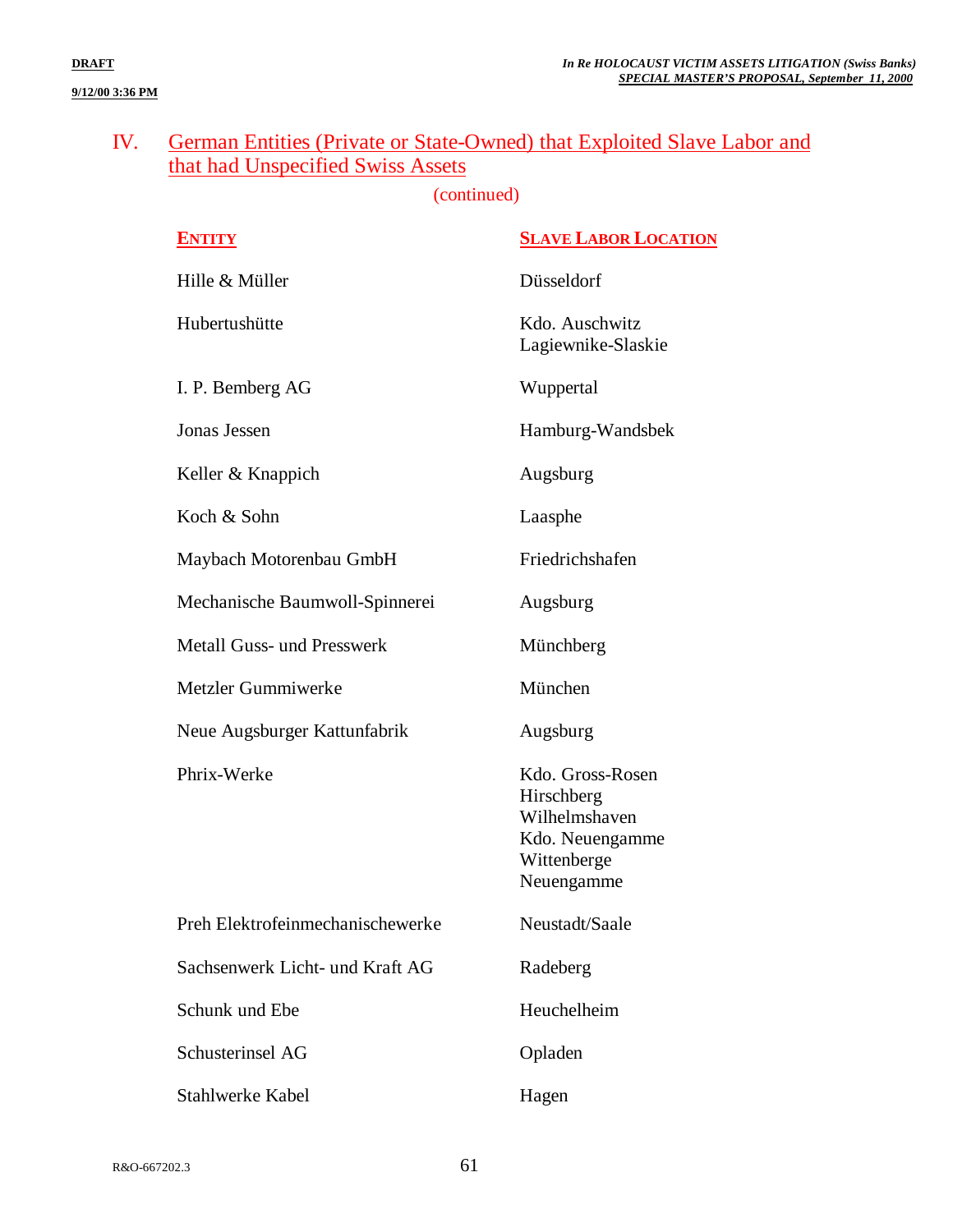## IV. German Entities (Private or State-Owned) that Exploited Slave Labor and that had Unspecified Swiss Assets

(continued)

| ENTITY | SLAVE LABOR LOCATION |
|---|---|
| Hille & Müller | Düsseldorf |
| Hubertushütte | Kdo. Auschwitz<br>Lagiewnike-Slaskie |
| I. P. Bemberg AG | Wuppertal |
| Jonas Jessen | Hamburg-Wandsbek |
| Keller & Knappich | Augsburg |
| Koch & Sohn | Laasphe |
| Maybach Motorenbau GmbH | Friedrichshafen |
| Mechanische Baumwoll-Spinnerei | Augsburg |
| Metall Guss- und Presswerk | Münchberg |
| Metzler Gummiwerke | München |
| Neue Augsburger Kattunfabrik | Augsburg |
| Phrix-Werke | Kdo. Gross-Rosen<br>Hirschberg<br>Wilhelmshaven<br>Kdo. Neuengamme<br>Wittenberge<br>Neuengamme |
| Preh Elektrofeinmechanischewerke | Neustadt/Saale |
| Sachsenwerk Licht- und Kraft AG | Radeberg |
| Schunk und Ebe | Heuchelheim |
| Schusterinsel AG | Opladen |
| Stahlwerke Kabel | Hagen |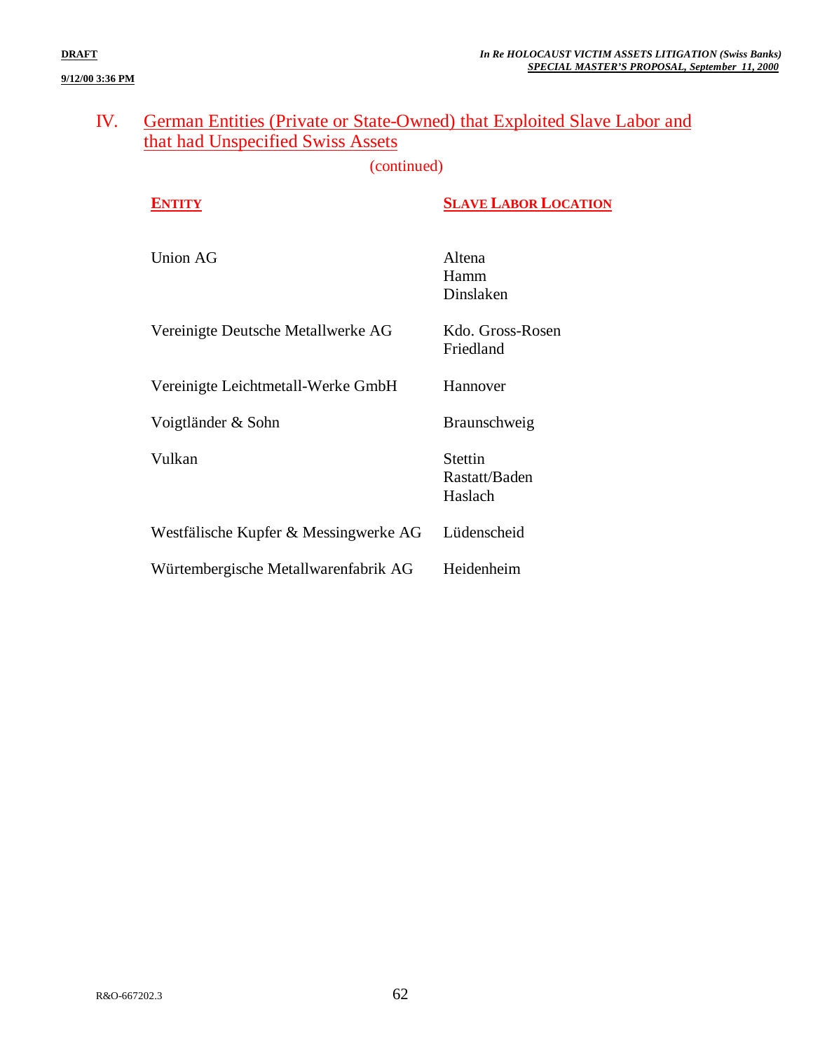## IV. German Entities (Private or State-Owned) that Exploited Slave Labor and that had Unspecified Swiss Assets

(continued)

| ENTITY | SLAVE LABOR LOCATION |
|---|---|
| Union AG | Altena<br>Hamm<br>Dinslaken |
| Vereinigte Deutsche Metallwerke AG | Kdo. Gross-Rosen<br>Friedland |
| Vereinigte Leichtmetall-Werke GmbH | Hannover |
| Voigtländer & Sohn | Braunschweig |
| Vulkan | Stettin<br>Rastatt/Baden<br>Haslach |
| Westfälische Kupfer & Messingwerke AG | Lüdenscheid |
| Würtembergische Metallwarenfabrik AG | Heidenheim |